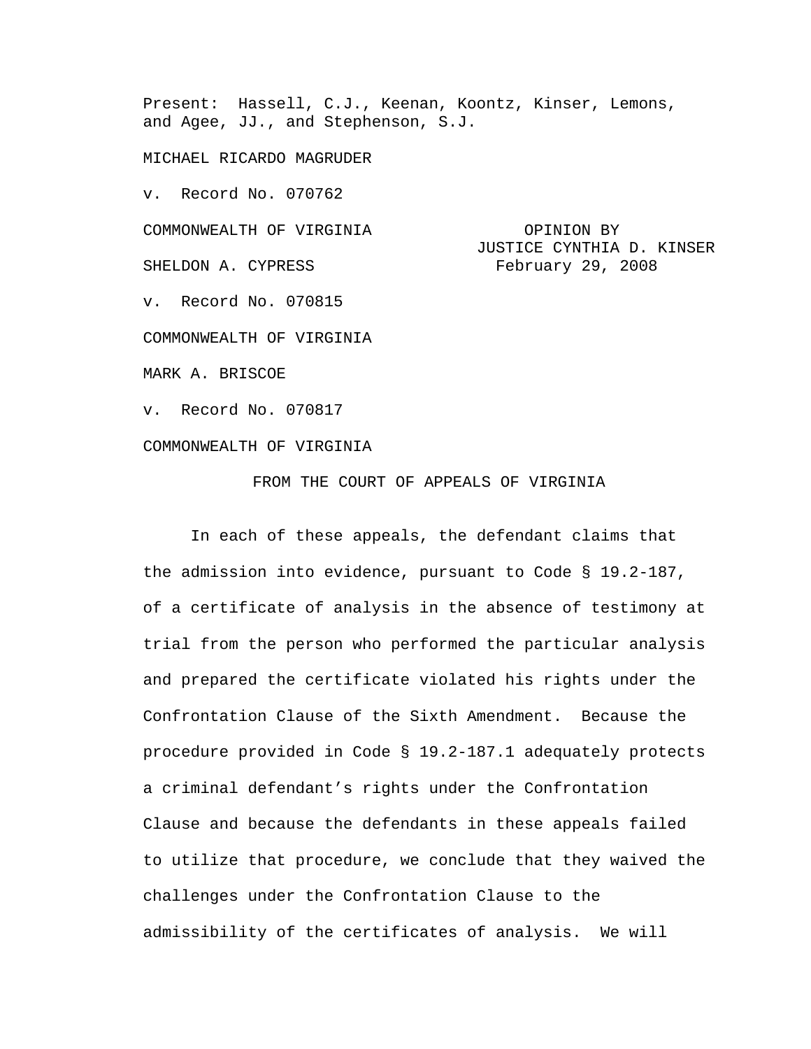Present: Hassell, C.J., Keenan, Koontz, Kinser, Lemons, and Agee, JJ., and Stephenson, S.J.

MICHAEL RICARDO MAGRUDER

v. Record No. 070762

COMMONWEALTH OF VIRGINIA

OPINION BY
JUSTICE CYNTHIA D. KINSER
February 29, 2008

SHELDON A. CYPRESS

v. Record No. 070815

COMMONWEALTH OF VIRGINIA

MARK A. BRISCOE

v. Record No. 070817

COMMONWEALTH OF VIRGINIA

FROM THE COURT OF APPEALS OF VIRGINIA

In each of these appeals, the defendant claims that the admission into evidence, pursuant to Code § 19.2-187, of a certificate of analysis in the absence of testimony at trial from the person who performed the particular analysis and prepared the certificate violated his rights under the Confrontation Clause of the Sixth Amendment. Because the procedure provided in Code § 19.2-187.1 adequately protects a criminal defendant's rights under the Confrontation Clause and because the defendants in these appeals failed to utilize that procedure, we conclude that they waived the challenges under the Confrontation Clause to the admissibility of the certificates of analysis. We will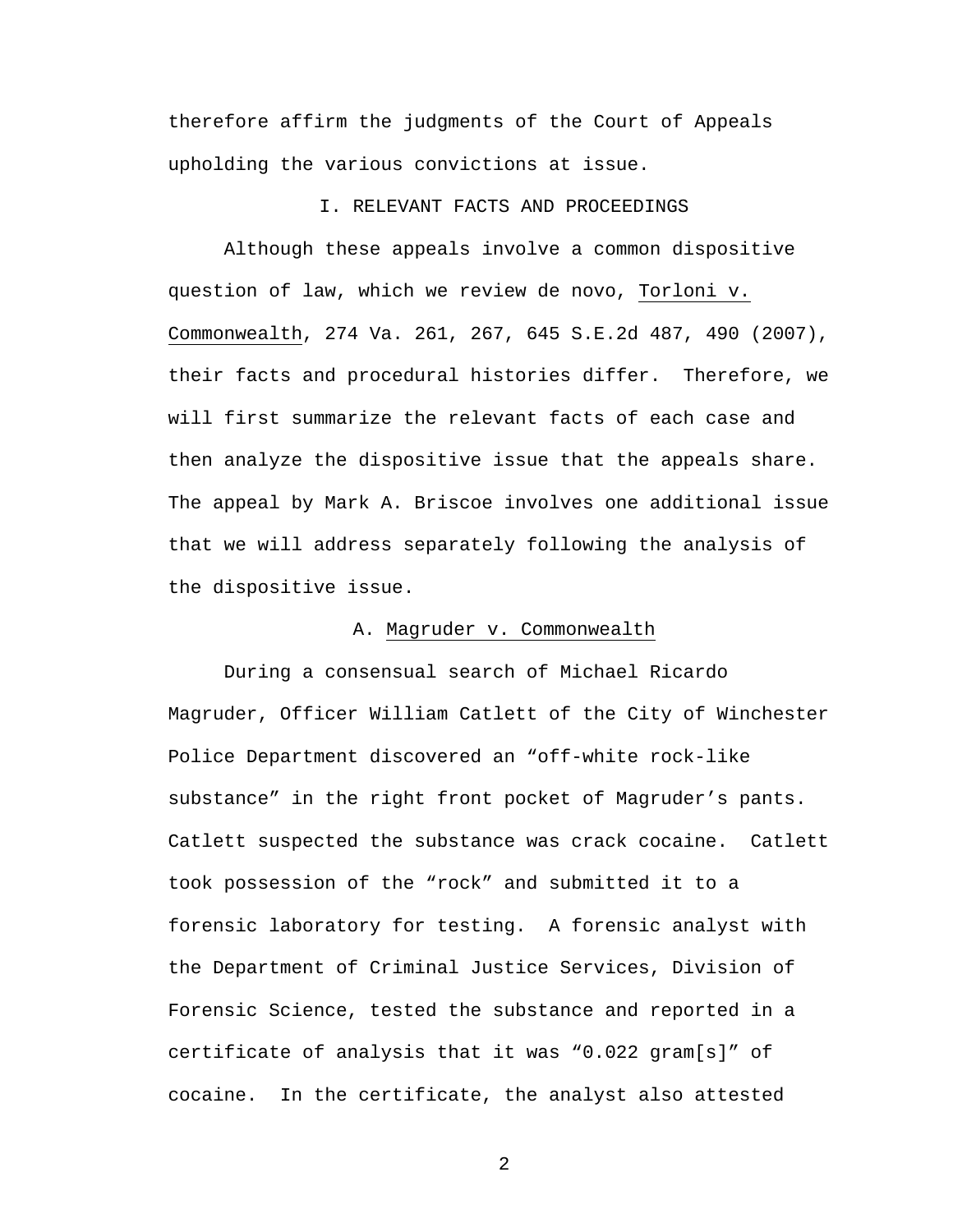therefore affirm the judgments of the Court of Appeals upholding the various convictions at issue.

## I. RELEVANT FACTS AND PROCEEDINGS

Although these appeals involve a common dispositive question of law, which we review de novo, Torloni v. Commonwealth, 274 Va. 261, 267, 645 S.E.2d 487, 490 (2007), their facts and procedural histories differ. Therefore, we will first summarize the relevant facts of each case and then analyze the dispositive issue that the appeals share. The appeal by Mark A. Briscoe involves one additional issue that we will address separately following the analysis of the dispositive issue.

### A. Magruder v. Commonwealth

During a consensual search of Michael Ricardo Magruder, Officer William Catlett of the City of Winchester Police Department discovered an "off-white rock-like substance" in the right front pocket of Magruder's pants. Catlett suspected the substance was crack cocaine. Catlett took possession of the "rock" and submitted it to a forensic laboratory for testing. A forensic analyst with the Department of Criminal Justice Services, Division of Forensic Science, tested the substance and reported in a certificate of analysis that it was "0.022 gram[s]" of cocaine. In the certificate, the analyst also attested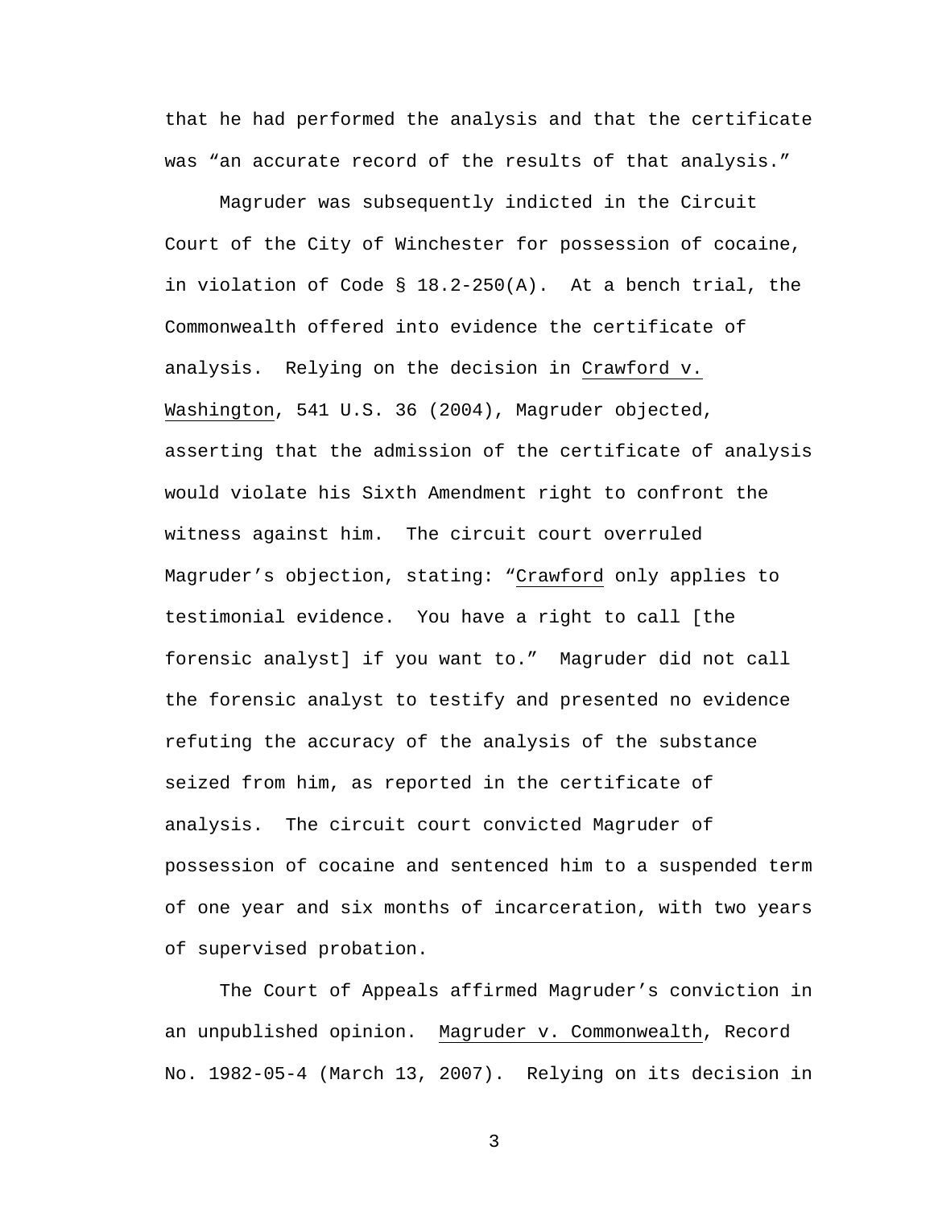that he had performed the analysis and that the certificate was "an accurate record of the results of that analysis."

Magruder was subsequently indicted in the Circuit Court of the City of Winchester for possession of cocaine, in violation of Code § 18.2-250(A). At a bench trial, the Commonwealth offered into evidence the certificate of analysis. Relying on the decision in Crawford v. Washington, 541 U.S. 36 (2004), Magruder objected, asserting that the admission of the certificate of analysis would violate his Sixth Amendment right to confront the witness against him. The circuit court overruled Magruder's objection, stating: "Crawford only applies to testimonial evidence. You have a right to call [the forensic analyst] if you want to." Magruder did not call the forensic analyst to testify and presented no evidence refuting the accuracy of the analysis of the substance seized from him, as reported in the certificate of analysis. The circuit court convicted Magruder of possession of cocaine and sentenced him to a suspended term of one year and six months of incarceration, with two years of supervised probation.

The Court of Appeals affirmed Magruder's conviction in an unpublished opinion. Magruder v. Commonwealth, Record No. 1982-05-4 (March 13, 2007). Relying on its decision in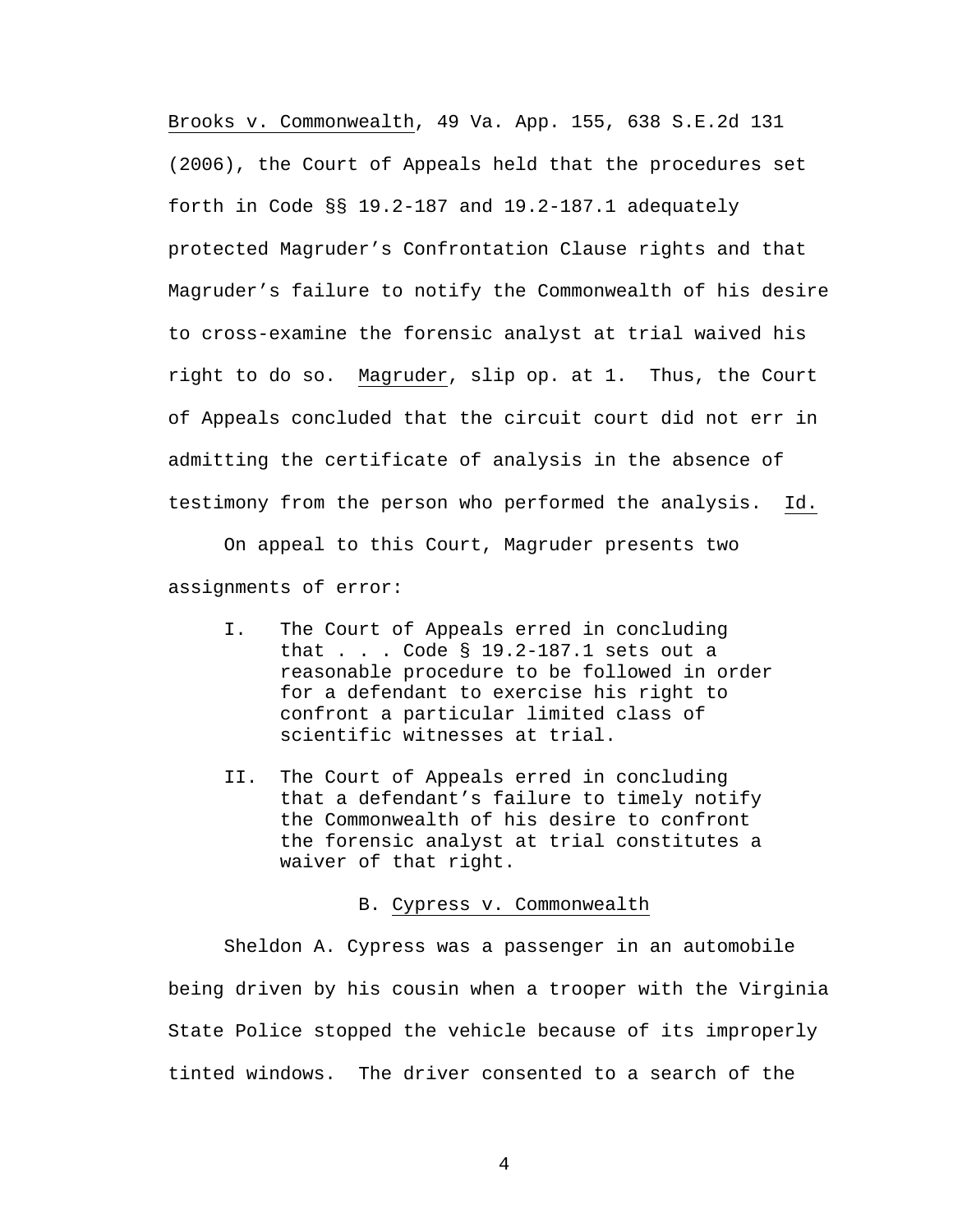Brooks v. Commonwealth, 49 Va. App. 155, 638 S.E.2d 131 (2006), the Court of Appeals held that the procedures set forth in Code §§ 19.2-187 and 19.2-187.1 adequately protected Magruder's Confrontation Clause rights and that Magruder's failure to notify the Commonwealth of his desire to cross-examine the forensic analyst at trial waived his right to do so. Magruder, slip op. at 1. Thus, the Court of Appeals concluded that the circuit court did not err in admitting the certificate of analysis in the absence of testimony from the person who performed the analysis. Id.

On appeal to this Court, Magruder presents two assignments of error:

> I. The Court of Appeals erred in concluding that . . . Code § 19.2-187.1 sets out a reasonable procedure to be followed in order for a defendant to exercise his right to confront a particular limited class of scientific witnesses at trial.
>
> II. The Court of Appeals erred in concluding that a defendant's failure to timely notify the Commonwealth of his desire to confront the forensic analyst at trial constitutes a waiver of that right.

### B. Cypress v. Commonwealth

Sheldon A. Cypress was a passenger in an automobile being driven by his cousin when a trooper with the Virginia State Police stopped the vehicle because of its improperly tinted windows. The driver consented to a search of the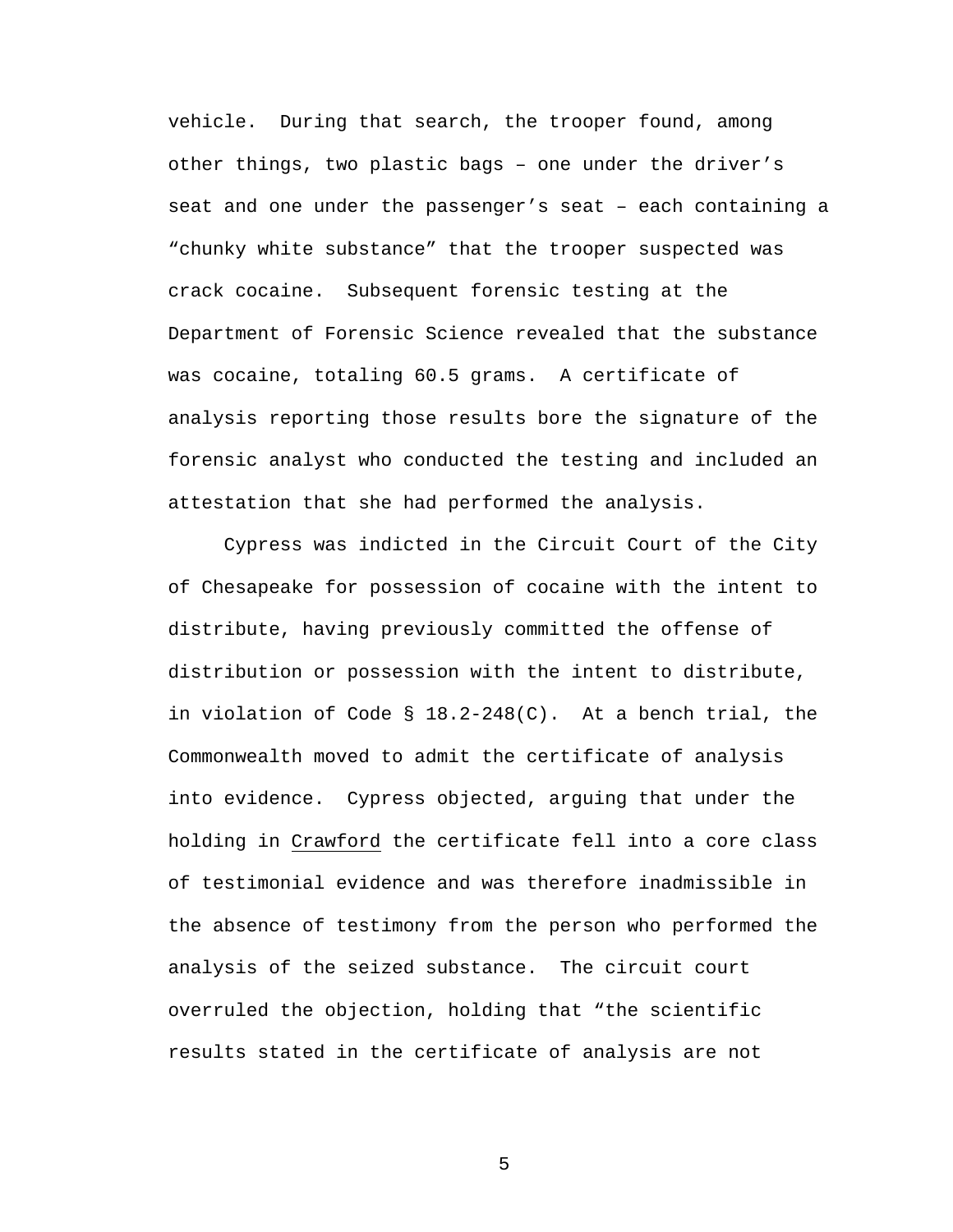vehicle. During that search, the trooper found, among other things, two plastic bags – one under the driver's seat and one under the passenger's seat – each containing a "chunky white substance" that the trooper suspected was crack cocaine. Subsequent forensic testing at the Department of Forensic Science revealed that the substance was cocaine, totaling 60.5 grams. A certificate of analysis reporting those results bore the signature of the forensic analyst who conducted the testing and included an attestation that she had performed the analysis.

Cypress was indicted in the Circuit Court of the City of Chesapeake for possession of cocaine with the intent to distribute, having previously committed the offense of distribution or possession with the intent to distribute, in violation of Code § 18.2-248(C). At a bench trial, the Commonwealth moved to admit the certificate of analysis into evidence. Cypress objected, arguing that under the holding in Crawford the certificate fell into a core class of testimonial evidence and was therefore inadmissible in the absence of testimony from the person who performed the analysis of the seized substance. The circuit court overruled the objection, holding that "the scientific results stated in the certificate of analysis are not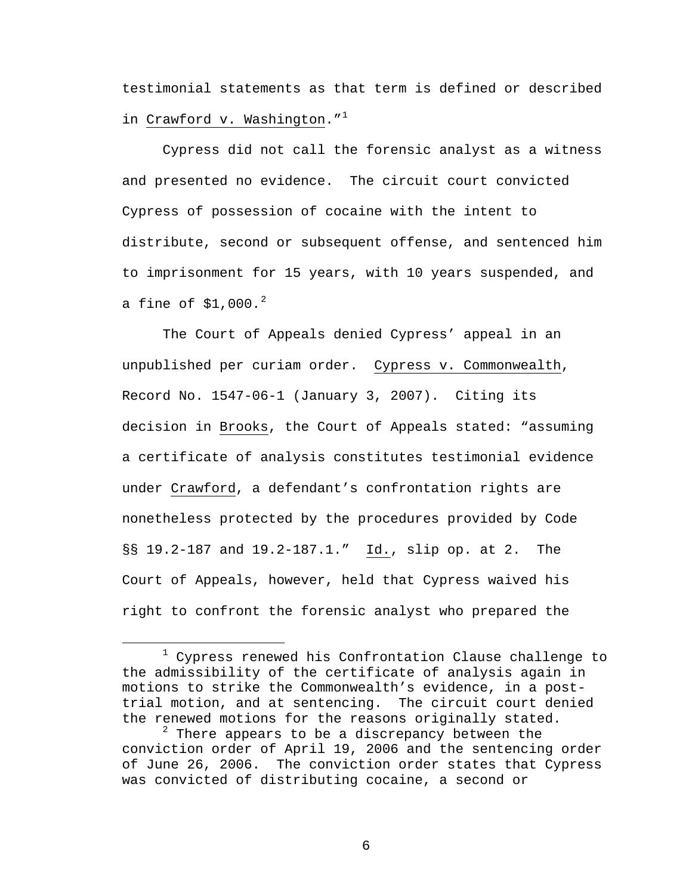testimonial statements as that term is defined or described in Crawford v. Washington."[1]

Cypress did not call the forensic analyst as a witness and presented no evidence. The circuit court convicted Cypress of possession of cocaine with the intent to distribute, second or subsequent offense, and sentenced him to imprisonment for 15 years, with 10 years suspended, and a fine of $1,000.[2]

The Court of Appeals denied Cypress' appeal in an unpublished per curiam order. Cypress v. Commonwealth, Record No. 1547-06-1 (January 3, 2007). Citing its decision in Brooks, the Court of Appeals stated: "assuming a certificate of analysis constitutes testimonial evidence under Crawford, a defendant's confrontation rights are nonetheless protected by the procedures provided by Code §§ 19.2-187 and 19.2-187.1." Id., slip op. at 2. The Court of Appeals, however, held that Cypress waived his right to confront the forensic analyst who prepared the

---

[1] Cypress renewed his Confrontation Clause challenge to the admissibility of the certificate of analysis again in motions to strike the Commonwealth's evidence, in a post-trial motion, and at sentencing. The circuit court denied the renewed motions for the reasons originally stated.

[2] There appears to be a discrepancy between the conviction order of April 19, 2006 and the sentencing order of June 26, 2006. The conviction order states that Cypress was convicted of distributing cocaine, a second or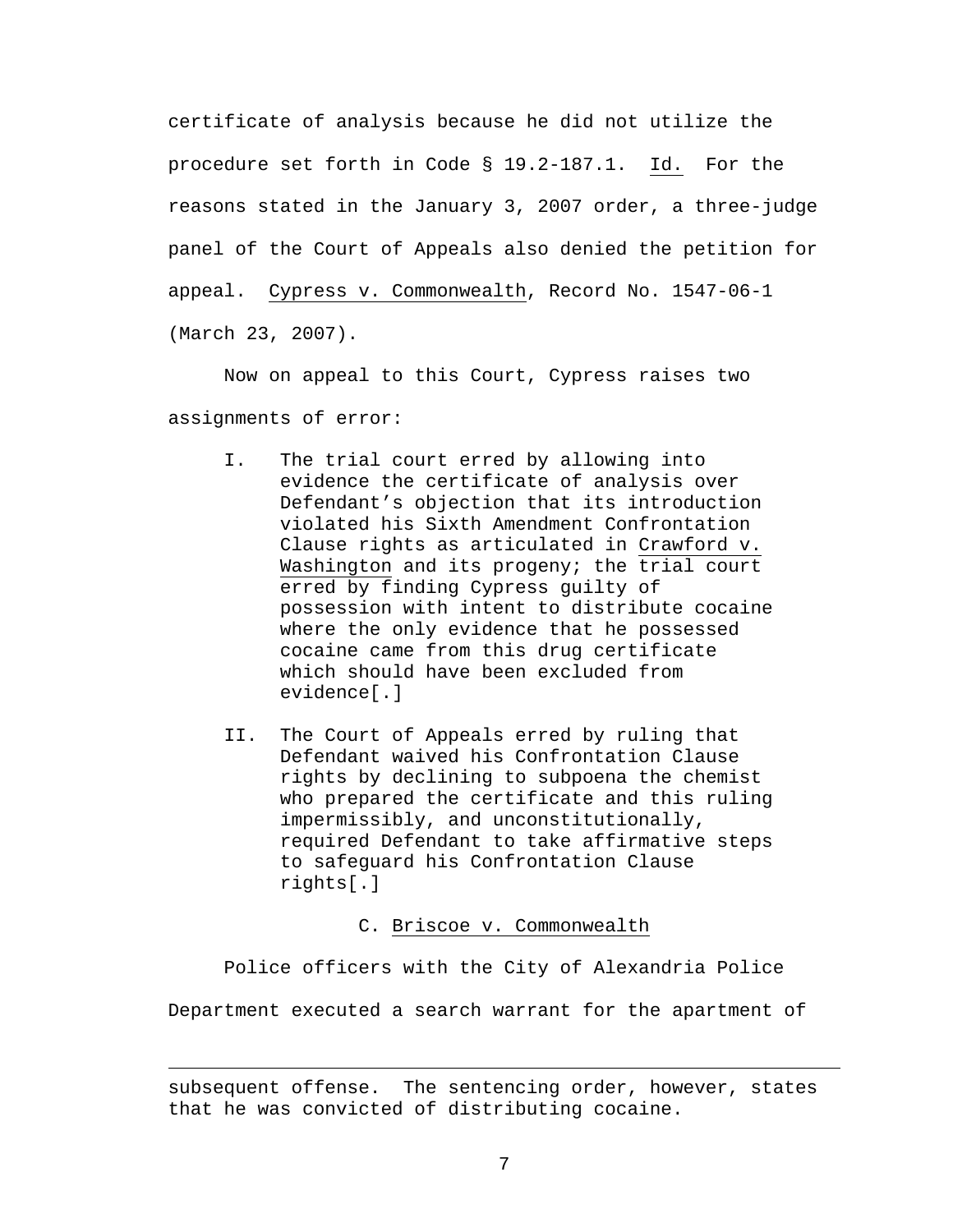certificate of analysis because he did not utilize the procedure set forth in Code § 19.2-187.1. Id. For the reasons stated in the January 3, 2007 order, a three-judge panel of the Court of Appeals also denied the petition for appeal. Cypress v. Commonwealth, Record No. 1547-06-1 (March 23, 2007).

Now on appeal to this Court, Cypress raises two assignments of error:

> I. The trial court erred by allowing into evidence the certificate of analysis over Defendant's objection that its introduction violated his Sixth Amendment Confrontation Clause rights as articulated in Crawford v. Washington and its progeny; the trial court erred by finding Cypress guilty of possession with intent to distribute cocaine where the only evidence that he possessed cocaine came from this drug certificate which should have been excluded from evidence[.]
>
> II. The Court of Appeals erred by ruling that Defendant waived his Confrontation Clause rights by declining to subpoena the chemist who prepared the certificate and this ruling impermissibly, and unconstitutionally, required Defendant to take affirmative steps to safeguard his Confrontation Clause rights[.]

### C. Briscoe v. Commonwealth

Police officers with the City of Alexandria Police Department executed a search warrant for the apartment of

---

subsequent offense. The sentencing order, however, states that he was convicted of distributing cocaine.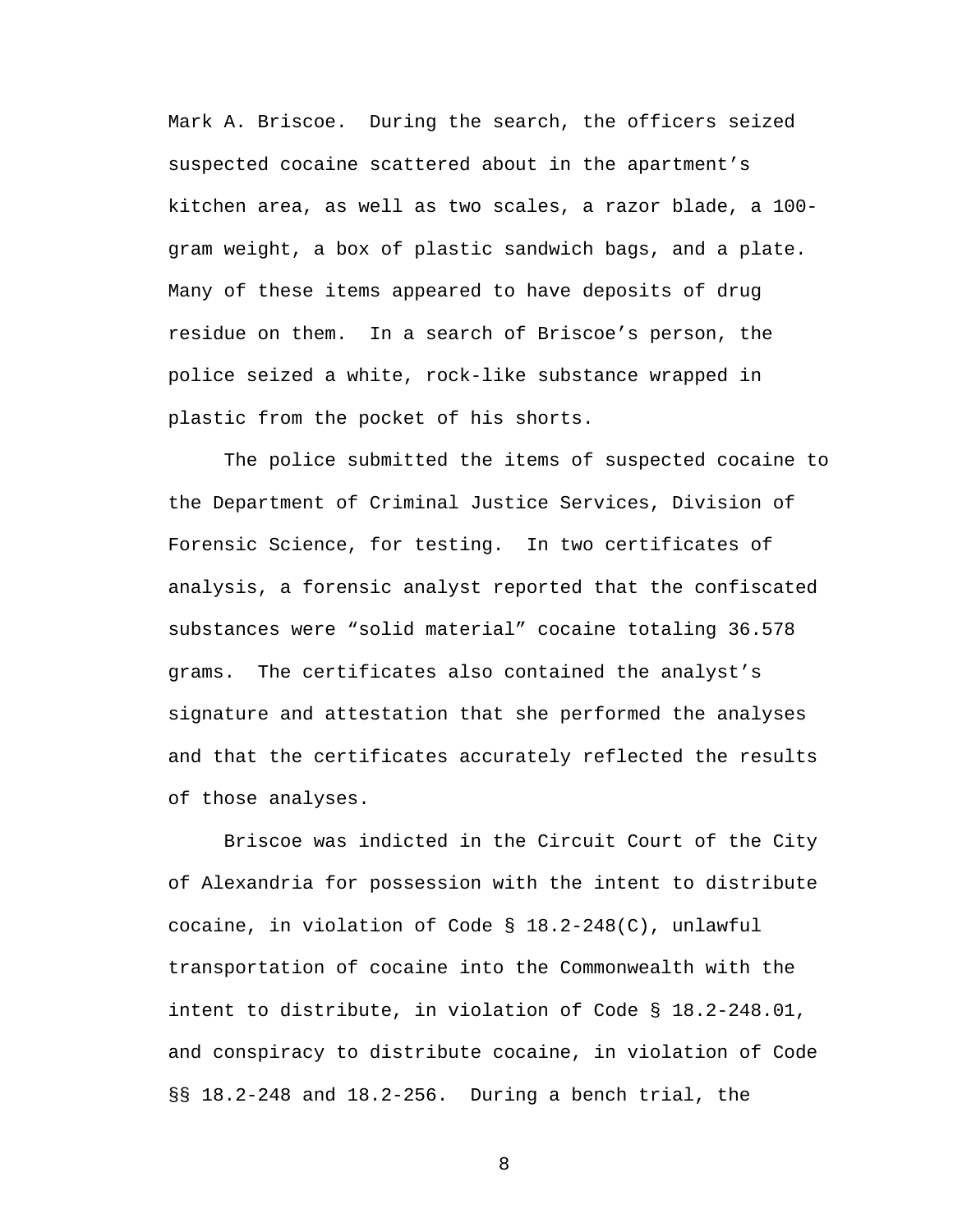Mark A. Briscoe. During the search, the officers seized suspected cocaine scattered about in the apartment's kitchen area, as well as two scales, a razor blade, a 100-gram weight, a box of plastic sandwich bags, and a plate. Many of these items appeared to have deposits of drug residue on them. In a search of Briscoe's person, the police seized a white, rock-like substance wrapped in plastic from the pocket of his shorts.

The police submitted the items of suspected cocaine to the Department of Criminal Justice Services, Division of Forensic Science, for testing. In two certificates of analysis, a forensic analyst reported that the confiscated substances were "solid material" cocaine totaling 36.578 grams. The certificates also contained the analyst's signature and attestation that she performed the analyses and that the certificates accurately reflected the results of those analyses.

Briscoe was indicted in the Circuit Court of the City of Alexandria for possession with the intent to distribute cocaine, in violation of Code § 18.2-248(C), unlawful transportation of cocaine into the Commonwealth with the intent to distribute, in violation of Code § 18.2-248.01, and conspiracy to distribute cocaine, in violation of Code §§ 18.2-248 and 18.2-256. During a bench trial, the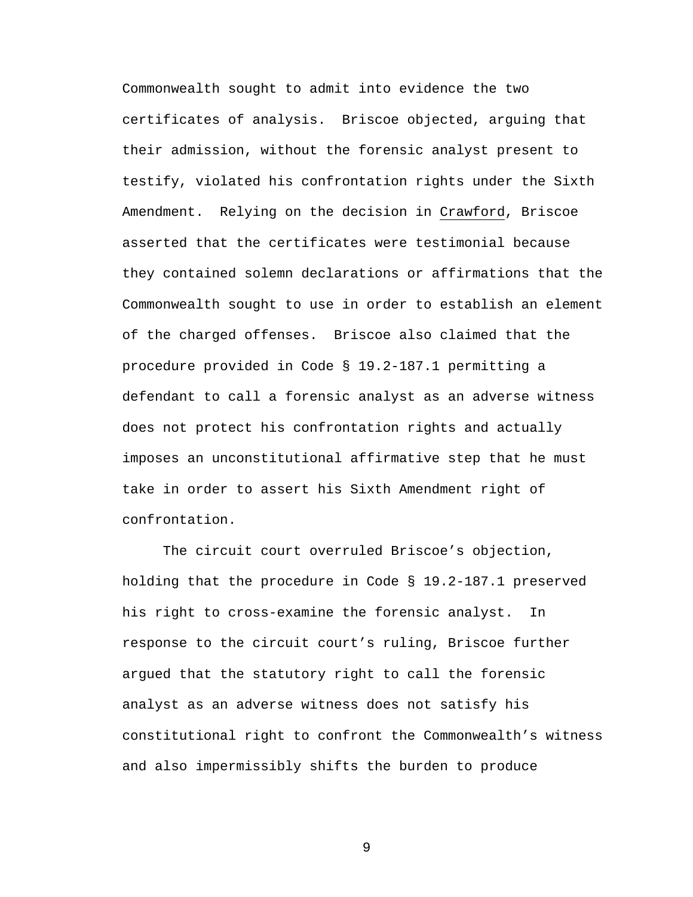Commonwealth sought to admit into evidence the two certificates of analysis. Briscoe objected, arguing that their admission, without the forensic analyst present to testify, violated his confrontation rights under the Sixth Amendment. Relying on the decision in Crawford, Briscoe asserted that the certificates were testimonial because they contained solemn declarations or affirmations that the Commonwealth sought to use in order to establish an element of the charged offenses. Briscoe also claimed that the procedure provided in Code § 19.2-187.1 permitting a defendant to call a forensic analyst as an adverse witness does not protect his confrontation rights and actually imposes an unconstitutional affirmative step that he must take in order to assert his Sixth Amendment right of confrontation.

The circuit court overruled Briscoe's objection, holding that the procedure in Code § 19.2-187.1 preserved his right to cross-examine the forensic analyst. In response to the circuit court's ruling, Briscoe further argued that the statutory right to call the forensic analyst as an adverse witness does not satisfy his constitutional right to confront the Commonwealth's witness and also impermissibly shifts the burden to produce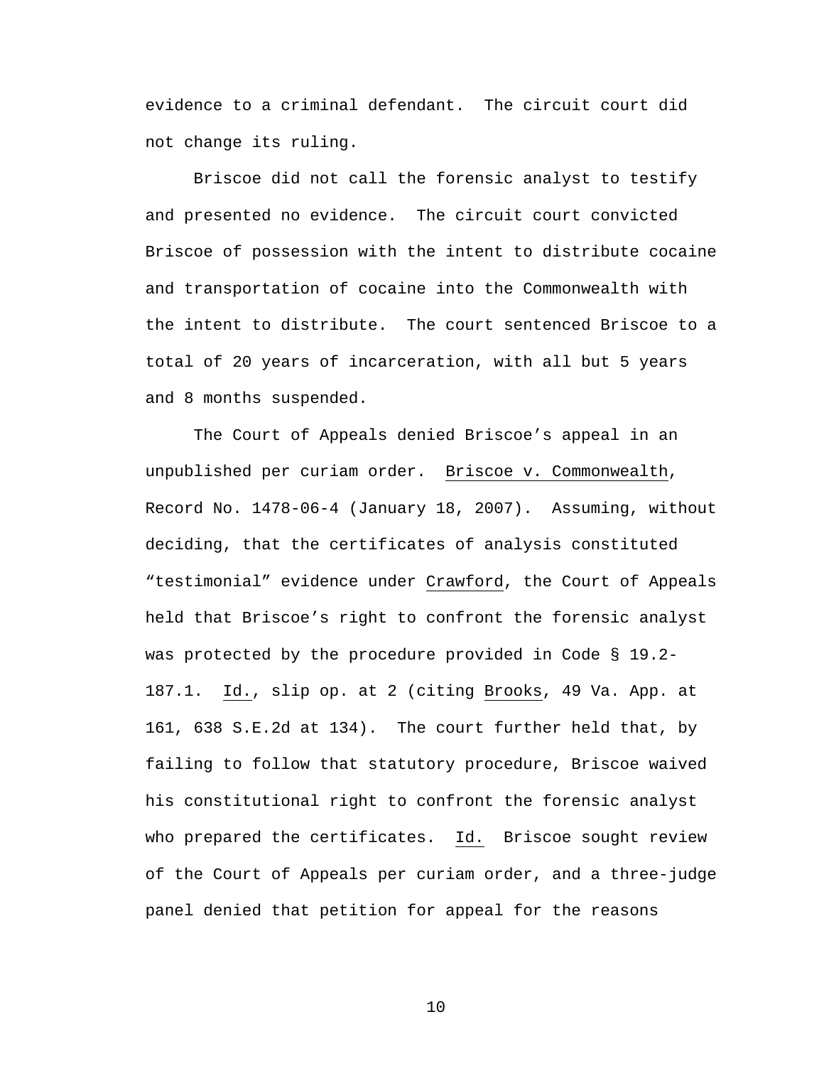evidence to a criminal defendant. The circuit court did not change its ruling.

Briscoe did not call the forensic analyst to testify and presented no evidence. The circuit court convicted Briscoe of possession with the intent to distribute cocaine and transportation of cocaine into the Commonwealth with the intent to distribute. The court sentenced Briscoe to a total of 20 years of incarceration, with all but 5 years and 8 months suspended.

The Court of Appeals denied Briscoe's appeal in an unpublished per curiam order. Briscoe v. Commonwealth, Record No. 1478-06-4 (January 18, 2007). Assuming, without deciding, that the certificates of analysis constituted "testimonial" evidence under Crawford, the Court of Appeals held that Briscoe's right to confront the forensic analyst was protected by the procedure provided in Code § 19.2-187.1. Id., slip op. at 2 (citing Brooks, 49 Va. App. at 161, 638 S.E.2d at 134). The court further held that, by failing to follow that statutory procedure, Briscoe waived his constitutional right to confront the forensic analyst who prepared the certificates. Id. Briscoe sought review of the Court of Appeals per curiam order, and a three-judge panel denied that petition for appeal for the reasons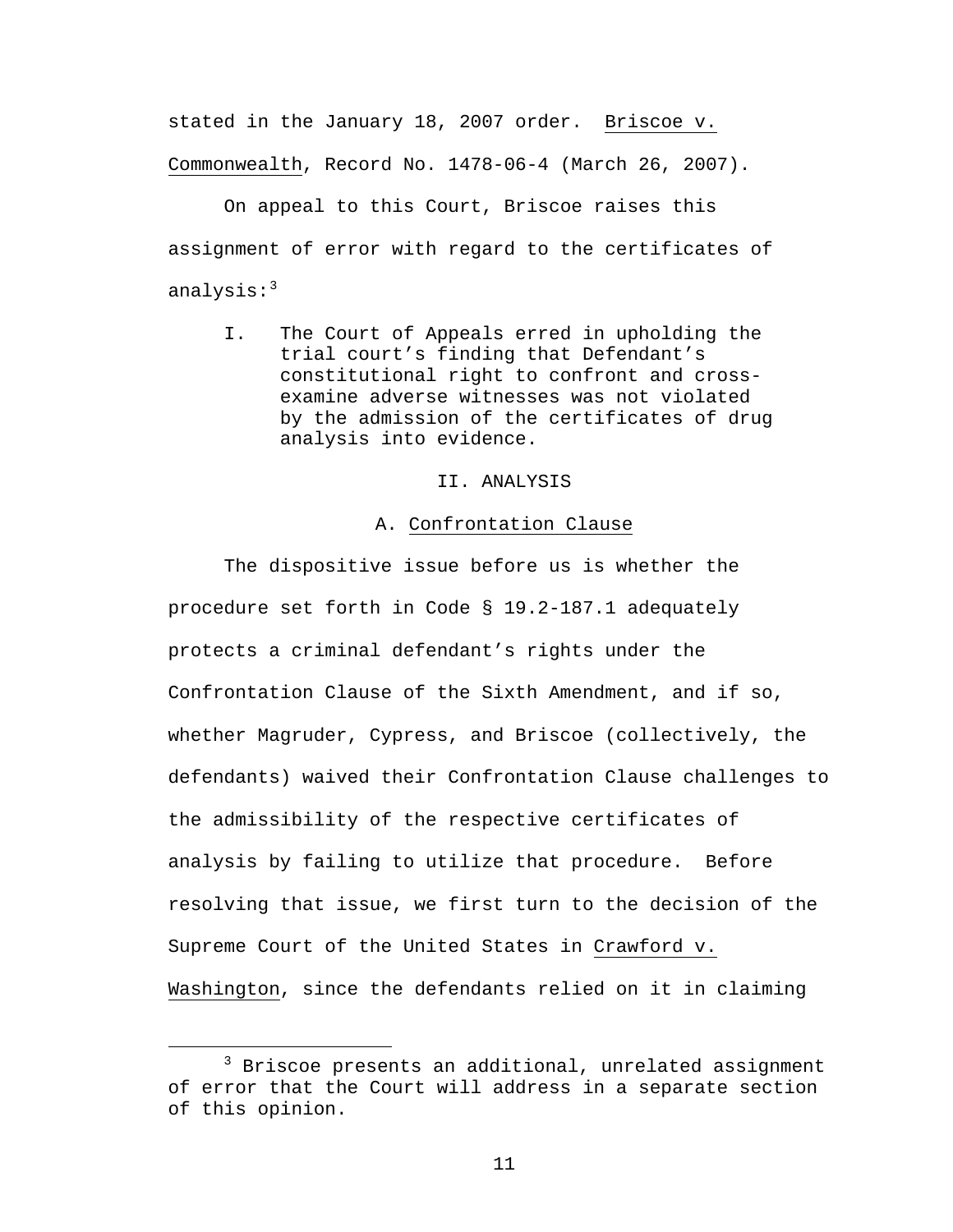stated in the January 18, 2007 order. Briscoe v. Commonwealth, Record No. 1478-06-4 (March 26, 2007).

On appeal to this Court, Briscoe raises this assignment of error with regard to the certificates of analysis:[3]

> I. The Court of Appeals erred in upholding the trial court's finding that Defendant's constitutional right to confront and cross-examine adverse witnesses was not violated by the admission of the certificates of drug analysis into evidence.

## II. ANALYSIS

### A. Confrontation Clause

The dispositive issue before us is whether the procedure set forth in Code § 19.2-187.1 adequately protects a criminal defendant's rights under the Confrontation Clause of the Sixth Amendment, and if so, whether Magruder, Cypress, and Briscoe (collectively, the defendants) waived their Confrontation Clause challenges to the admissibility of the respective certificates of analysis by failing to utilize that procedure. Before resolving that issue, we first turn to the decision of the Supreme Court of the United States in Crawford v. Washington, since the defendants relied on it in claiming

[3] Briscoe presents an additional, unrelated assignment of error that the Court will address in a separate section of this opinion.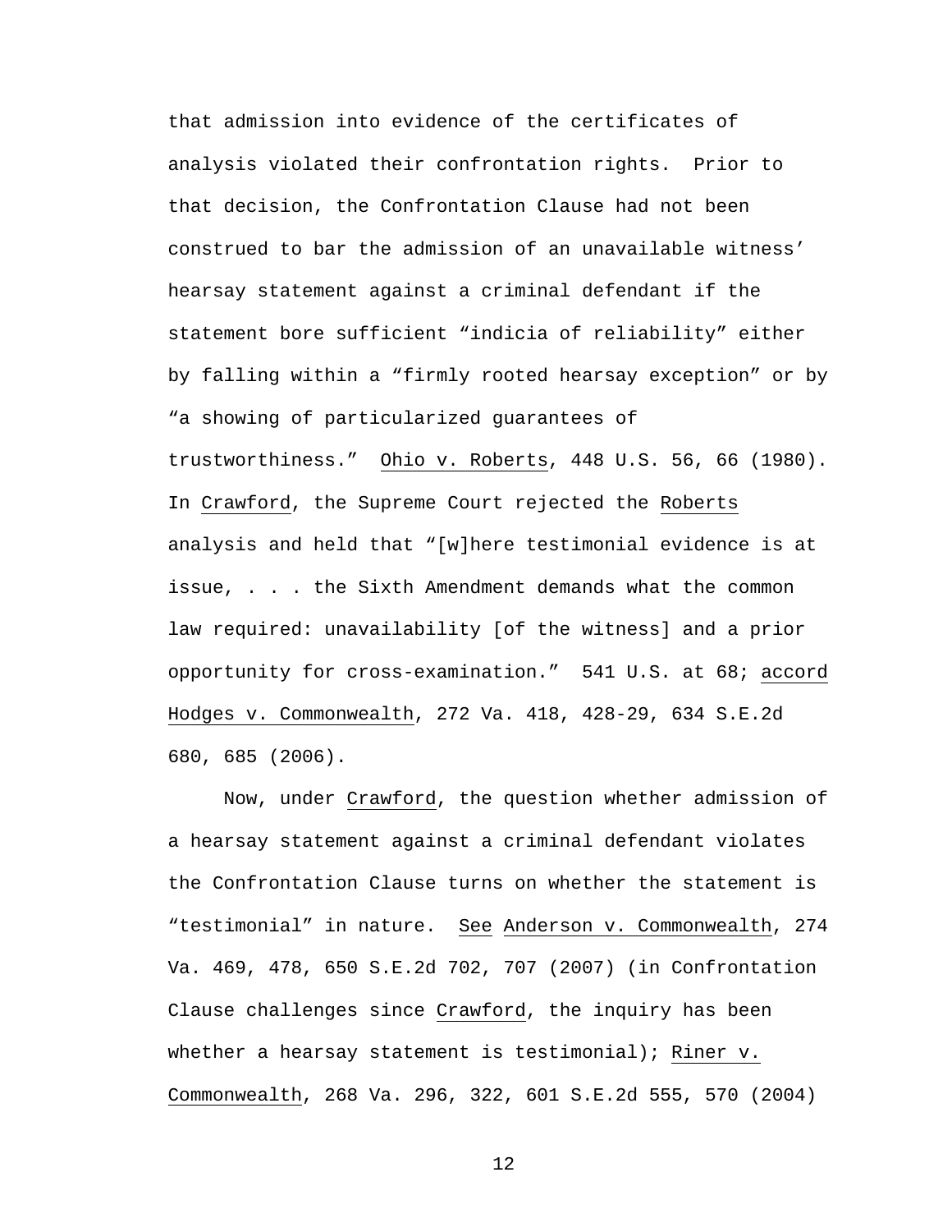that admission into evidence of the certificates of analysis violated their confrontation rights. Prior to that decision, the Confrontation Clause had not been construed to bar the admission of an unavailable witness' hearsay statement against a criminal defendant if the statement bore sufficient "indicia of reliability" either by falling within a "firmly rooted hearsay exception" or by "a showing of particularized guarantees of trustworthiness." Ohio v. Roberts, 448 U.S. 56, 66 (1980). In Crawford, the Supreme Court rejected the Roberts analysis and held that "[w]here testimonial evidence is at issue, . . . the Sixth Amendment demands what the common law required: unavailability [of the witness] and a prior opportunity for cross-examination." 541 U.S. at 68; accord Hodges v. Commonwealth, 272 Va. 418, 428-29, 634 S.E.2d 680, 685 (2006).

Now, under Crawford, the question whether admission of a hearsay statement against a criminal defendant violates the Confrontation Clause turns on whether the statement is "testimonial" in nature. See Anderson v. Commonwealth, 274 Va. 469, 478, 650 S.E.2d 702, 707 (2007) (in Confrontation Clause challenges since Crawford, the inquiry has been whether a hearsay statement is testimonial); Riner v. Commonwealth, 268 Va. 296, 322, 601 S.E.2d 555, 570 (2004)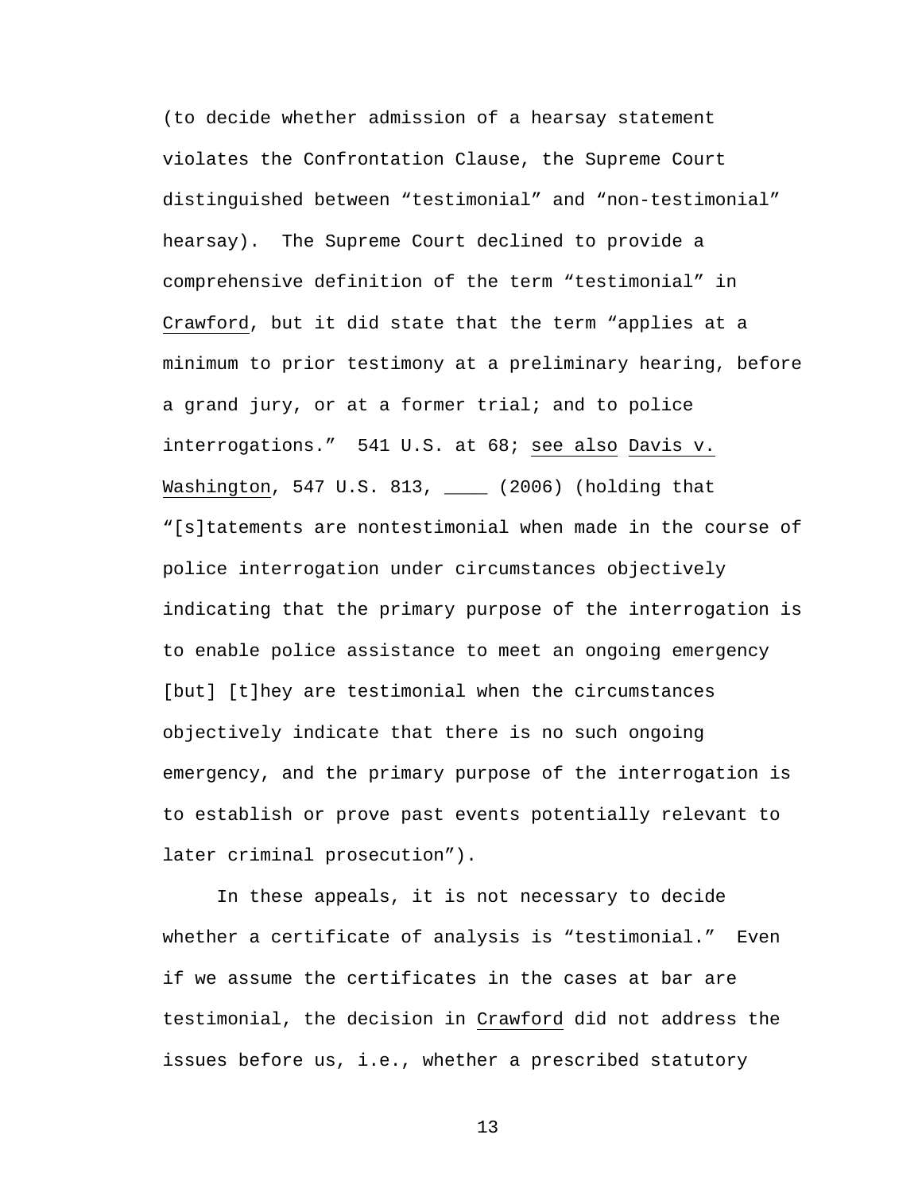(to decide whether admission of a hearsay statement violates the Confrontation Clause, the Supreme Court distinguished between "testimonial" and "non-testimonial" hearsay). The Supreme Court declined to provide a comprehensive definition of the term "testimonial" in Crawford, but it did state that the term "applies at a minimum to prior testimony at a preliminary hearing, before a grand jury, or at a former trial; and to police interrogations." 541 U.S. at 68; see also Davis v. Washington, 547 U.S. 813, ____ (2006) (holding that "[s]tatements are nontestimonial when made in the course of police interrogation under circumstances objectively indicating that the primary purpose of the interrogation is to enable police assistance to meet an ongoing emergency [but] [t]hey are testimonial when the circumstances objectively indicate that there is no such ongoing emergency, and the primary purpose of the interrogation is to establish or prove past events potentially relevant to later criminal prosecution").

In these appeals, it is not necessary to decide whether a certificate of analysis is "testimonial." Even if we assume the certificates in the cases at bar are testimonial, the decision in Crawford did not address the issues before us, i.e., whether a prescribed statutory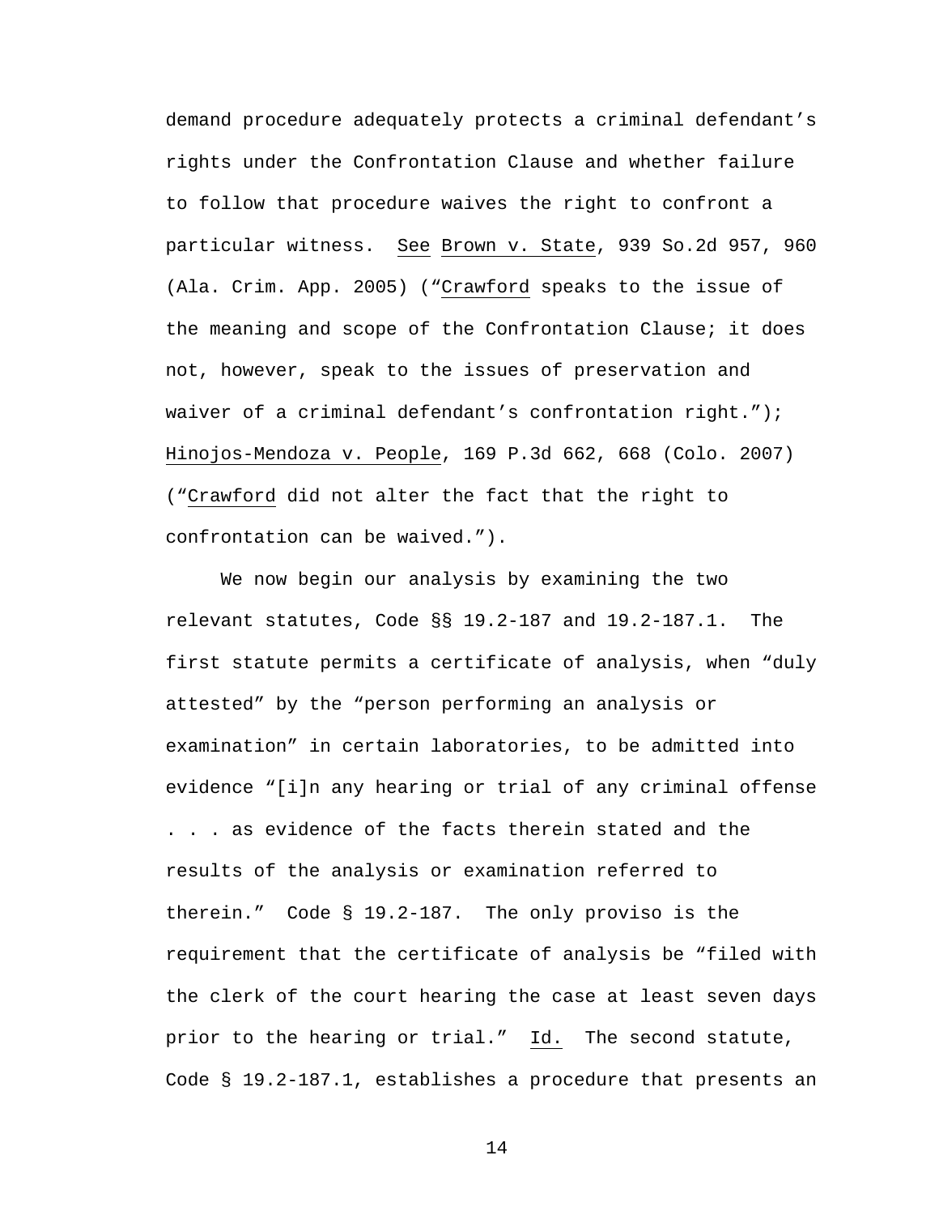demand procedure adequately protects a criminal defendant's rights under the Confrontation Clause and whether failure to follow that procedure waives the right to confront a particular witness. See Brown v. State, 939 So.2d 957, 960 (Ala. Crim. App. 2005) ("Crawford speaks to the issue of the meaning and scope of the Confrontation Clause; it does not, however, speak to the issues of preservation and waiver of a criminal defendant's confrontation right."); Hinojos-Mendoza v. People, 169 P.3d 662, 668 (Colo. 2007) ("Crawford did not alter the fact that the right to confrontation can be waived.").

We now begin our analysis by examining the two relevant statutes, Code §§ 19.2-187 and 19.2-187.1. The first statute permits a certificate of analysis, when "duly attested" by the "person performing an analysis or examination" in certain laboratories, to be admitted into evidence "[i]n any hearing or trial of any criminal offense . . . as evidence of the facts therein stated and the results of the analysis or examination referred to therein." Code § 19.2-187. The only proviso is the requirement that the certificate of analysis be "filed with the clerk of the court hearing the case at least seven days prior to the hearing or trial." Id. The second statute, Code § 19.2-187.1, establishes a procedure that presents an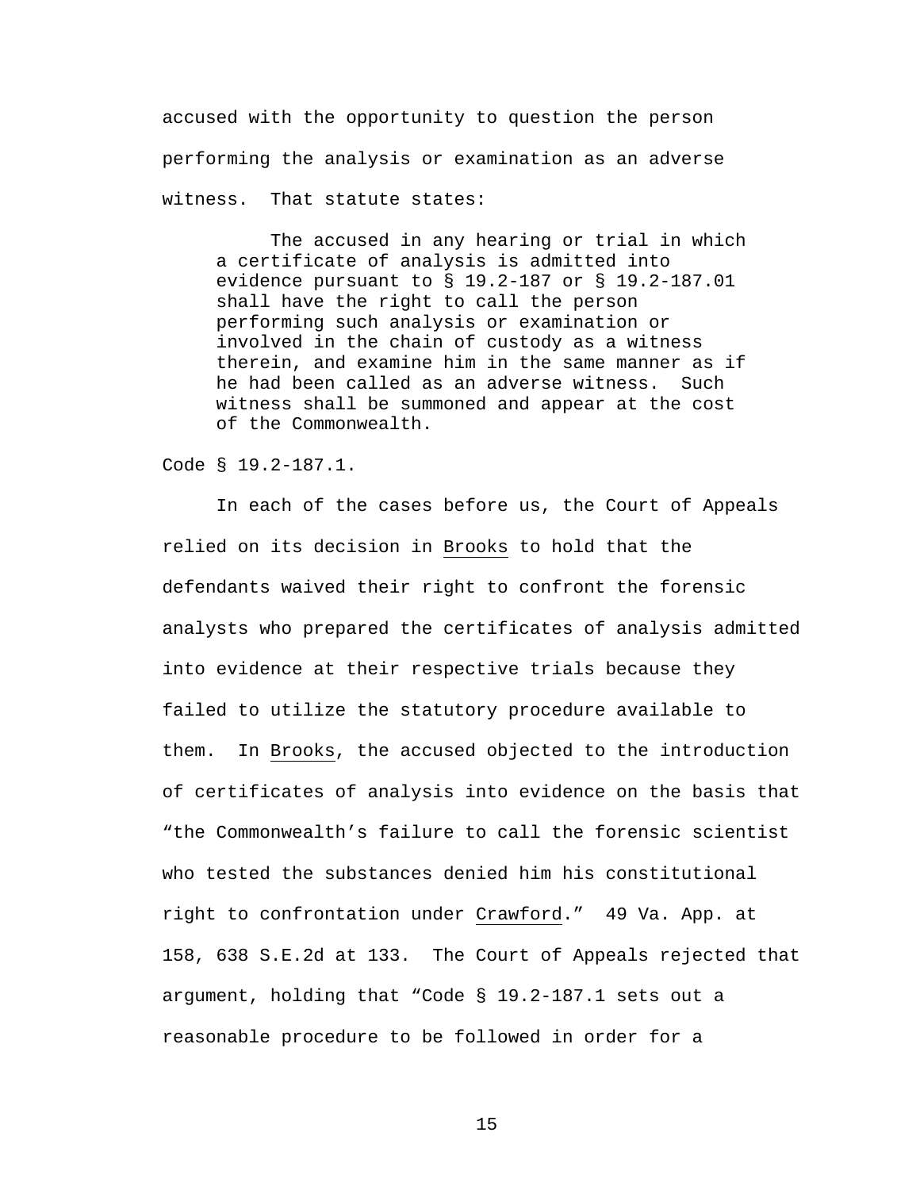accused with the opportunity to question the person performing the analysis or examination as an adverse witness. That statute states:

> The accused in any hearing or trial in which a certificate of analysis is admitted into evidence pursuant to § 19.2-187 or § 19.2-187.01 shall have the right to call the person performing such analysis or examination or involved in the chain of custody as a witness therein, and examine him in the same manner as if he had been called as an adverse witness. Such witness shall be summoned and appear at the cost of the Commonwealth.

Code § 19.2-187.1.

In each of the cases before us, the Court of Appeals relied on its decision in Brooks to hold that the defendants waived their right to confront the forensic analysts who prepared the certificates of analysis admitted into evidence at their respective trials because they failed to utilize the statutory procedure available to them. In Brooks, the accused objected to the introduction of certificates of analysis into evidence on the basis that "the Commonwealth's failure to call the forensic scientist who tested the substances denied him his constitutional right to confrontation under Crawford." 49 Va. App. at 158, 638 S.E.2d at 133. The Court of Appeals rejected that argument, holding that "Code § 19.2-187.1 sets out a reasonable procedure to be followed in order for a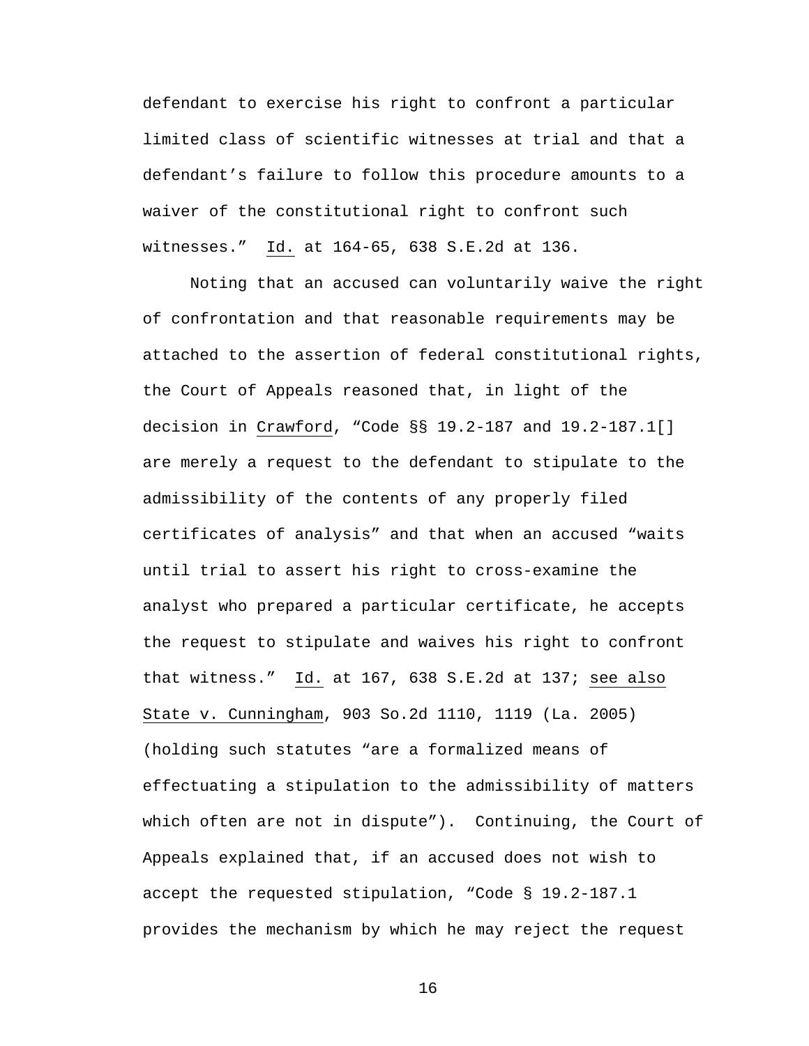defendant to exercise his right to confront a particular limited class of scientific witnesses at trial and that a defendant's failure to follow this procedure amounts to a waiver of the constitutional right to confront such witnesses." Id. at 164-65, 638 S.E.2d at 136.

Noting that an accused can voluntarily waive the right of confrontation and that reasonable requirements may be attached to the assertion of federal constitutional rights, the Court of Appeals reasoned that, in light of the decision in Crawford, "Code §§ 19.2-187 and 19.2-187.1[] are merely a request to the defendant to stipulate to the admissibility of the contents of any properly filed certificates of analysis" and that when an accused "waits until trial to assert his right to cross-examine the analyst who prepared a particular certificate, he accepts the request to stipulate and waives his right to confront that witness." Id. at 167, 638 S.E.2d at 137; see also State v. Cunningham, 903 So.2d 1110, 1119 (La. 2005) (holding such statutes "are a formalized means of effectuating a stipulation to the admissibility of matters which often are not in dispute"). Continuing, the Court of Appeals explained that, if an accused does not wish to accept the requested stipulation, "Code § 19.2-187.1 provides the mechanism by which he may reject the request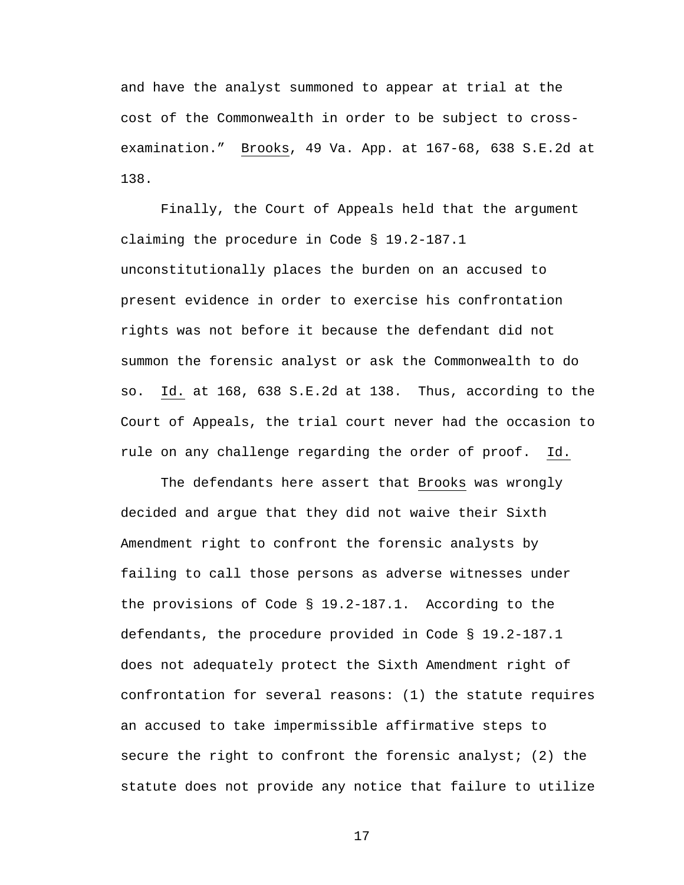and have the analyst summoned to appear at trial at the cost of the Commonwealth in order to be subject to cross-examination." Brooks, 49 Va. App. at 167-68, 638 S.E.2d at 138.

Finally, the Court of Appeals held that the argument claiming the procedure in Code § 19.2-187.1 unconstitutionally places the burden on an accused to present evidence in order to exercise his confrontation rights was not before it because the defendant did not summon the forensic analyst or ask the Commonwealth to do so. Id. at 168, 638 S.E.2d at 138. Thus, according to the Court of Appeals, the trial court never had the occasion to rule on any challenge regarding the order of proof. Id.

The defendants here assert that Brooks was wrongly decided and argue that they did not waive their Sixth Amendment right to confront the forensic analysts by failing to call those persons as adverse witnesses under the provisions of Code § 19.2-187.1. According to the defendants, the procedure provided in Code § 19.2-187.1 does not adequately protect the Sixth Amendment right of confrontation for several reasons: (1) the statute requires an accused to take impermissible affirmative steps to secure the right to confront the forensic analyst; (2) the statute does not provide any notice that failure to utilize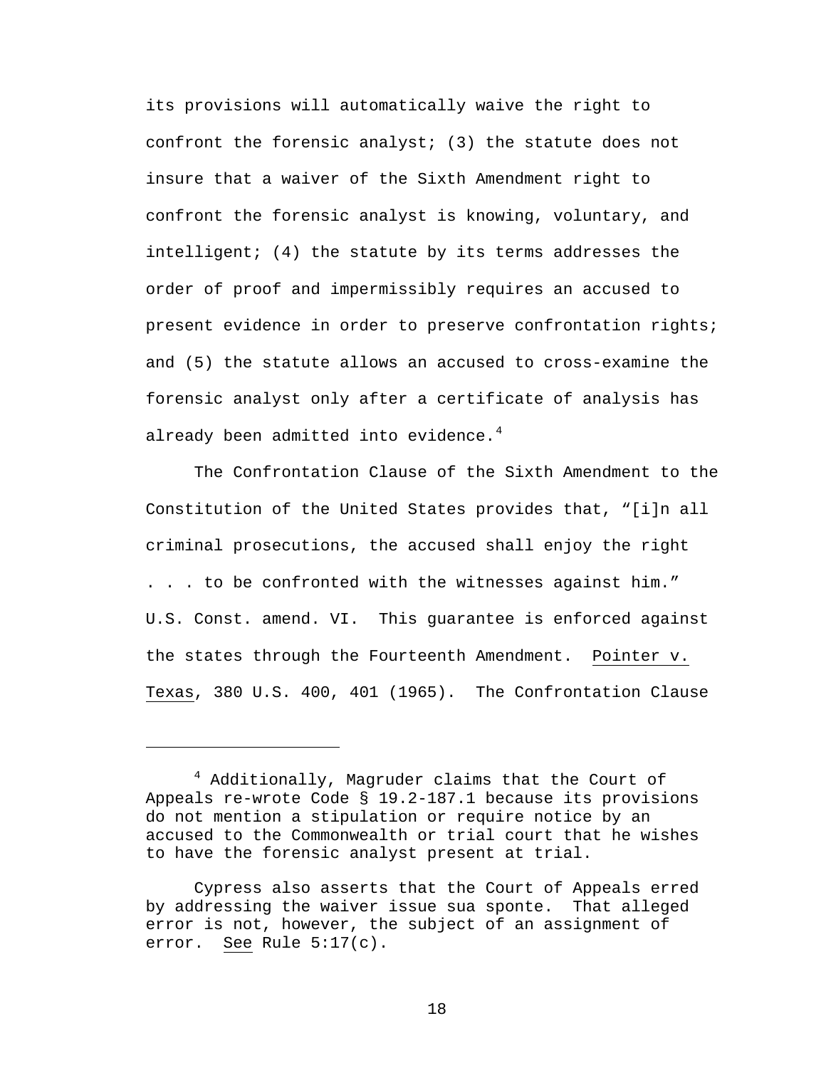its provisions will automatically waive the right to confront the forensic analyst; (3) the statute does not insure that a waiver of the Sixth Amendment right to confront the forensic analyst is knowing, voluntary, and intelligent; (4) the statute by its terms addresses the order of proof and impermissibly requires an accused to present evidence in order to preserve confrontation rights; and (5) the statute allows an accused to cross-examine the forensic analyst only after a certificate of analysis has already been admitted into evidence.[4]

The Confrontation Clause of the Sixth Amendment to the Constitution of the United States provides that, "[i]n all criminal prosecutions, the accused shall enjoy the right . . . to be confronted with the witnesses against him." U.S. Const. amend. VI. This guarantee is enforced against the states through the Fourteenth Amendment. Pointer v. Texas, 380 U.S. 400, 401 (1965). The Confrontation Clause

---

[4] Additionally, Magruder claims that the Court of Appeals re-wrote Code § 19.2-187.1 because its provisions do not mention a stipulation or require notice by an accused to the Commonwealth or trial court that he wishes to have the forensic analyst present at trial.

Cypress also asserts that the Court of Appeals erred by addressing the waiver issue sua sponte. That alleged error is not, however, the subject of an assignment of error. See Rule 5:17(c).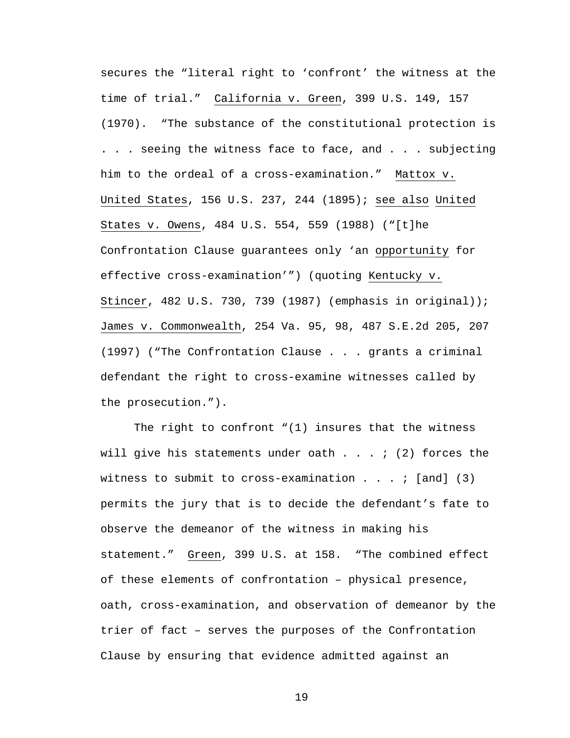secures the "literal right to 'confront' the witness at the time of trial." California v. Green, 399 U.S. 149, 157 (1970). "The substance of the constitutional protection is . . . seeing the witness face to face, and . . . subjecting him to the ordeal of a cross-examination." Mattox v. United States, 156 U.S. 237, 244 (1895); see also United States v. Owens, 484 U.S. 554, 559 (1988) ("[t]he Confrontation Clause guarantees only 'an opportunity for effective cross-examination'") (quoting Kentucky v. Stincer, 482 U.S. 730, 739 (1987) (emphasis in original)); James v. Commonwealth, 254 Va. 95, 98, 487 S.E.2d 205, 207 (1997) ("The Confrontation Clause . . . grants a criminal defendant the right to cross-examine witnesses called by the prosecution.").

The right to confront "(1) insures that the witness will give his statements under oath . . . ; (2) forces the witness to submit to cross-examination . . . ; [and] (3) permits the jury that is to decide the defendant's fate to observe the demeanor of the witness in making his statement." Green, 399 U.S. at 158. "The combined effect of these elements of confrontation – physical presence, oath, cross-examination, and observation of demeanor by the trier of fact – serves the purposes of the Confrontation Clause by ensuring that evidence admitted against an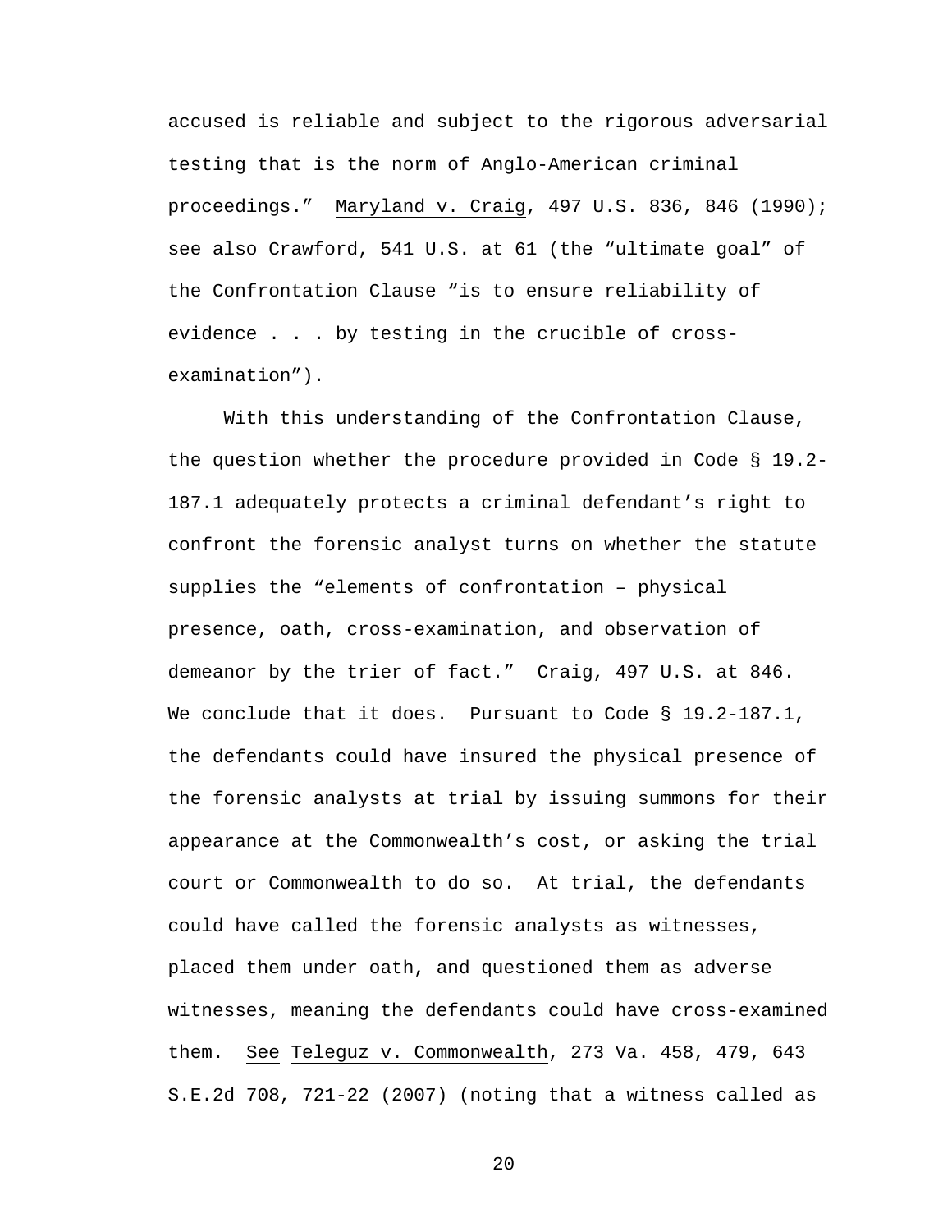accused is reliable and subject to the rigorous adversarial testing that is the norm of Anglo-American criminal proceedings." Maryland v. Craig, 497 U.S. 836, 846 (1990); see also Crawford, 541 U.S. at 61 (the "ultimate goal" of the Confrontation Clause "is to ensure reliability of evidence . . . by testing in the crucible of cross-examination").

With this understanding of the Confrontation Clause, the question whether the procedure provided in Code § 19.2-187.1 adequately protects a criminal defendant's right to confront the forensic analyst turns on whether the statute supplies the "elements of confrontation – physical presence, oath, cross-examination, and observation of demeanor by the trier of fact." Craig, 497 U.S. at 846. We conclude that it does. Pursuant to Code § 19.2-187.1, the defendants could have insured the physical presence of the forensic analysts at trial by issuing summons for their appearance at the Commonwealth's cost, or asking the trial court or Commonwealth to do so. At trial, the defendants could have called the forensic analysts as witnesses, placed them under oath, and questioned them as adverse witnesses, meaning the defendants could have cross-examined them. See Teleguz v. Commonwealth, 273 Va. 458, 479, 643 S.E.2d 708, 721-22 (2007) (noting that a witness called as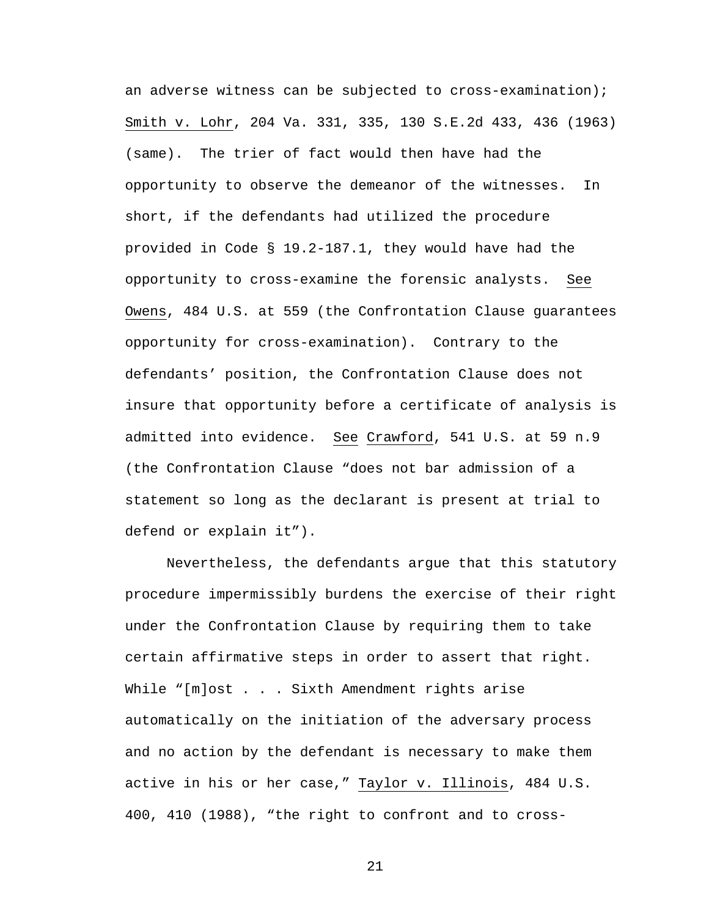an adverse witness can be subjected to cross-examination); Smith v. Lohr, 204 Va. 331, 335, 130 S.E.2d 433, 436 (1963) (same). The trier of fact would then have had the opportunity to observe the demeanor of the witnesses. In short, if the defendants had utilized the procedure provided in Code § 19.2-187.1, they would have had the opportunity to cross-examine the forensic analysts. See Owens, 484 U.S. at 559 (the Confrontation Clause guarantees opportunity for cross-examination). Contrary to the defendants' position, the Confrontation Clause does not insure that opportunity before a certificate of analysis is admitted into evidence. See Crawford, 541 U.S. at 59 n.9 (the Confrontation Clause "does not bar admission of a statement so long as the declarant is present at trial to defend or explain it").

Nevertheless, the defendants argue that this statutory procedure impermissibly burdens the exercise of their right under the Confrontation Clause by requiring them to take certain affirmative steps in order to assert that right. While "[m]ost . . . Sixth Amendment rights arise automatically on the initiation of the adversary process and no action by the defendant is necessary to make them active in his or her case," Taylor v. Illinois, 484 U.S. 400, 410 (1988), "the right to confront and to cross-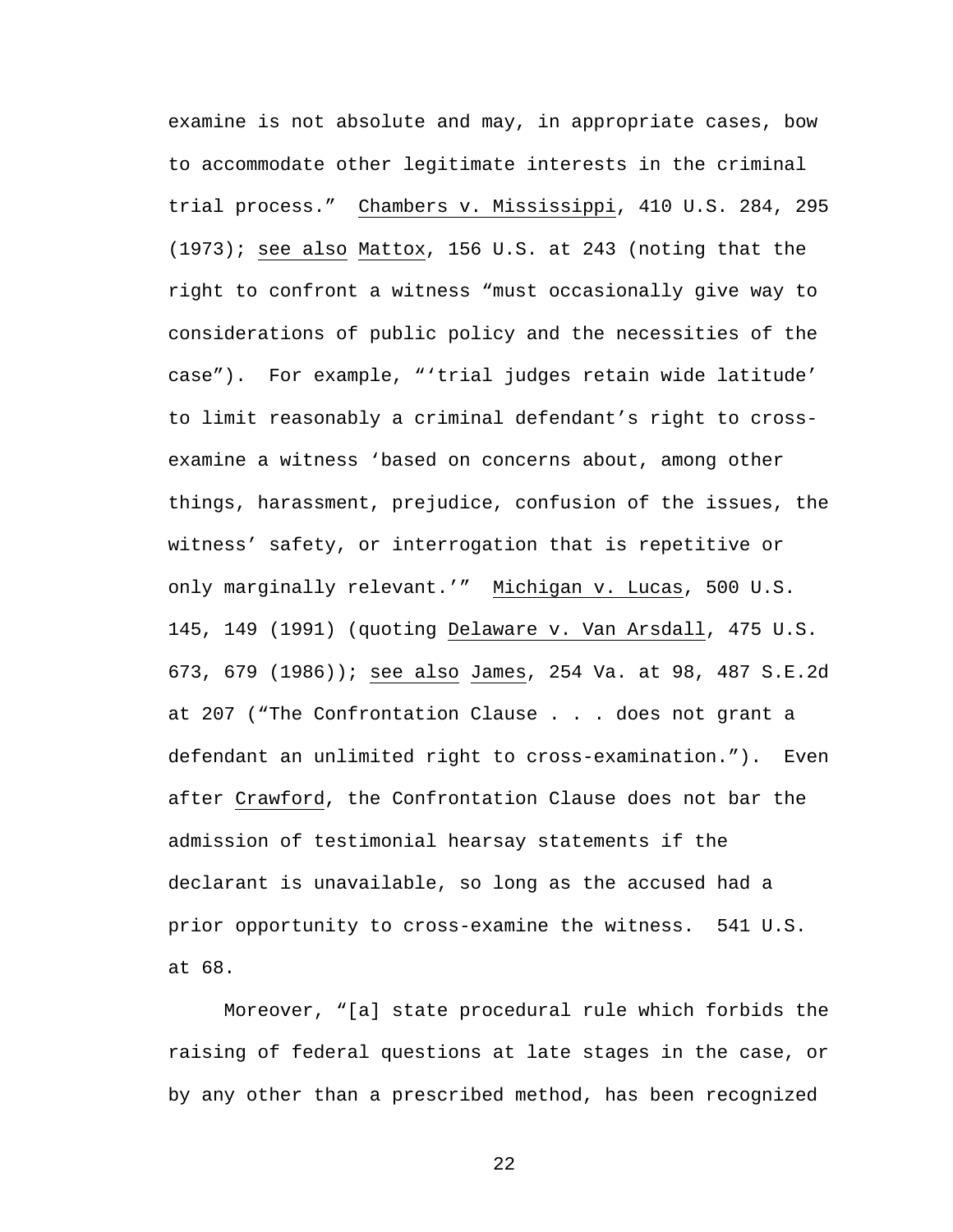examine is not absolute and may, in appropriate cases, bow to accommodate other legitimate interests in the criminal trial process." Chambers v. Mississippi, 410 U.S. 284, 295 (1973); see also Mattox, 156 U.S. at 243 (noting that the right to confront a witness "must occasionally give way to considerations of public policy and the necessities of the case"). For example, "'trial judges retain wide latitude' to limit reasonably a criminal defendant's right to cross-examine a witness 'based on concerns about, among other things, harassment, prejudice, confusion of the issues, the witness' safety, or interrogation that is repetitive or only marginally relevant.'" Michigan v. Lucas, 500 U.S. 145, 149 (1991) (quoting Delaware v. Van Arsdall, 475 U.S. 673, 679 (1986)); see also James, 254 Va. at 98, 487 S.E.2d at 207 ("The Confrontation Clause . . . does not grant a defendant an unlimited right to cross-examination."). Even after Crawford, the Confrontation Clause does not bar the admission of testimonial hearsay statements if the declarant is unavailable, so long as the accused had a prior opportunity to cross-examine the witness. 541 U.S. at 68.

Moreover, "[a] state procedural rule which forbids the raising of federal questions at late stages in the case, or by any other than a prescribed method, has been recognized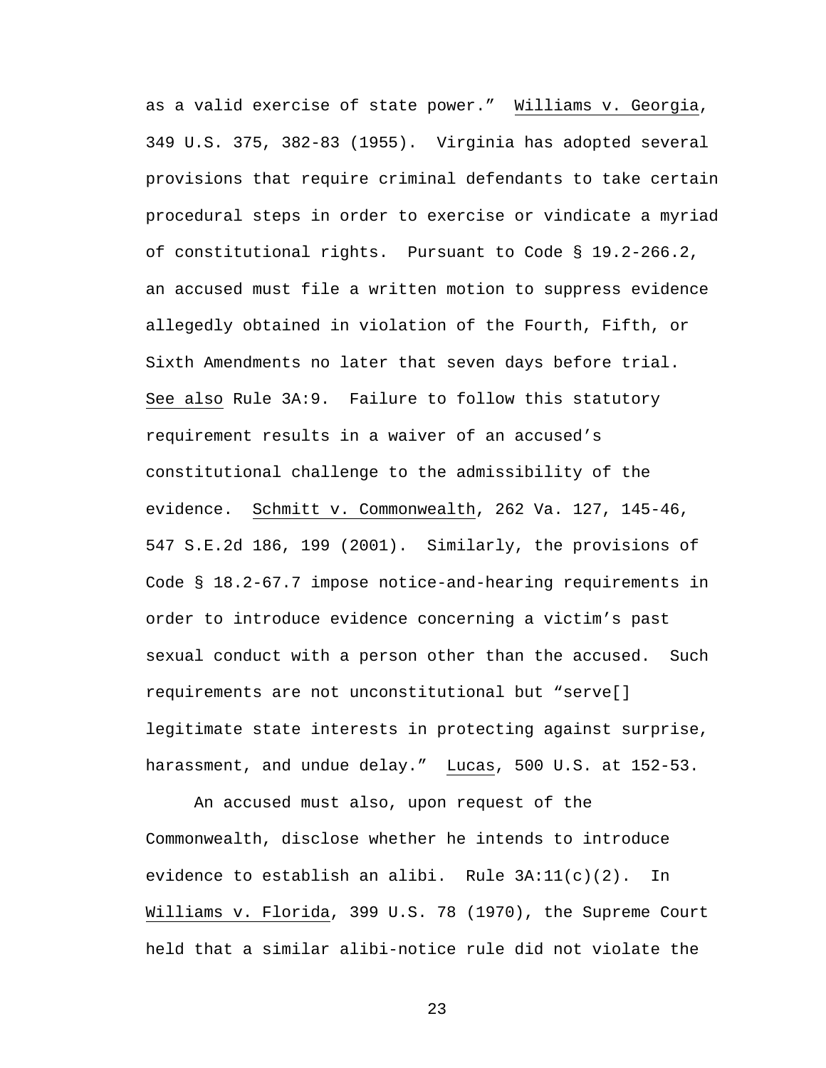as a valid exercise of state power." Williams v. Georgia, 349 U.S. 375, 382-83 (1955). Virginia has adopted several provisions that require criminal defendants to take certain procedural steps in order to exercise or vindicate a myriad of constitutional rights. Pursuant to Code § 19.2-266.2, an accused must file a written motion to suppress evidence allegedly obtained in violation of the Fourth, Fifth, or Sixth Amendments no later that seven days before trial. See also Rule 3A:9. Failure to follow this statutory requirement results in a waiver of an accused's constitutional challenge to the admissibility of the evidence. Schmitt v. Commonwealth, 262 Va. 127, 145-46, 547 S.E.2d 186, 199 (2001). Similarly, the provisions of Code § 18.2-67.7 impose notice-and-hearing requirements in order to introduce evidence concerning a victim's past sexual conduct with a person other than the accused. Such requirements are not unconstitutional but "serve[] legitimate state interests in protecting against surprise, harassment, and undue delay." Lucas, 500 U.S. at 152-53.

An accused must also, upon request of the Commonwealth, disclose whether he intends to introduce evidence to establish an alibi. Rule 3A:11(c)(2). In Williams v. Florida, 399 U.S. 78 (1970), the Supreme Court held that a similar alibi-notice rule did not violate the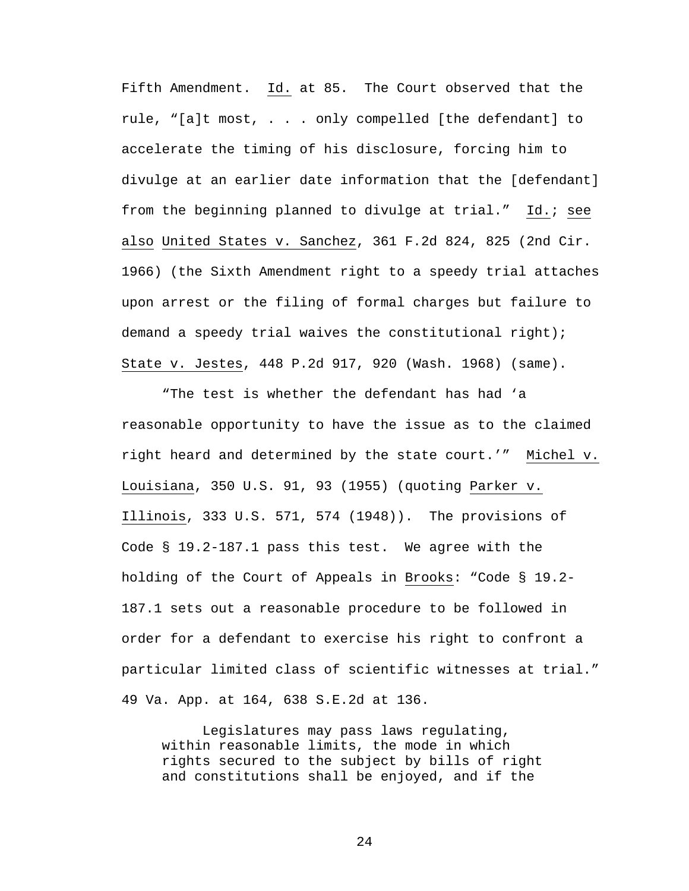Fifth Amendment. Id. at 85. The Court observed that the rule, "[a]t most, . . . only compelled [the defendant] to accelerate the timing of his disclosure, forcing him to divulge at an earlier date information that the [defendant] from the beginning planned to divulge at trial." Id.; see also United States v. Sanchez, 361 F.2d 824, 825 (2nd Cir. 1966) (the Sixth Amendment right to a speedy trial attaches upon arrest or the filing of formal charges but failure to demand a speedy trial waives the constitutional right); State v. Jestes, 448 P.2d 917, 920 (Wash. 1968) (same).

"The test is whether the defendant has had 'a reasonable opportunity to have the issue as to the claimed right heard and determined by the state court.'" Michel v. Louisiana, 350 U.S. 91, 93 (1955) (quoting Parker v. Illinois, 333 U.S. 571, 574 (1948)). The provisions of Code § 19.2-187.1 pass this test. We agree with the holding of the Court of Appeals in Brooks: "Code § 19.2-187.1 sets out a reasonable procedure to be followed in order for a defendant to exercise his right to confront a particular limited class of scientific witnesses at trial." 49 Va. App. at 164, 638 S.E.2d at 136.

> Legislatures may pass laws regulating, within reasonable limits, the mode in which rights secured to the subject by bills of right and constitutions shall be enjoyed, and if the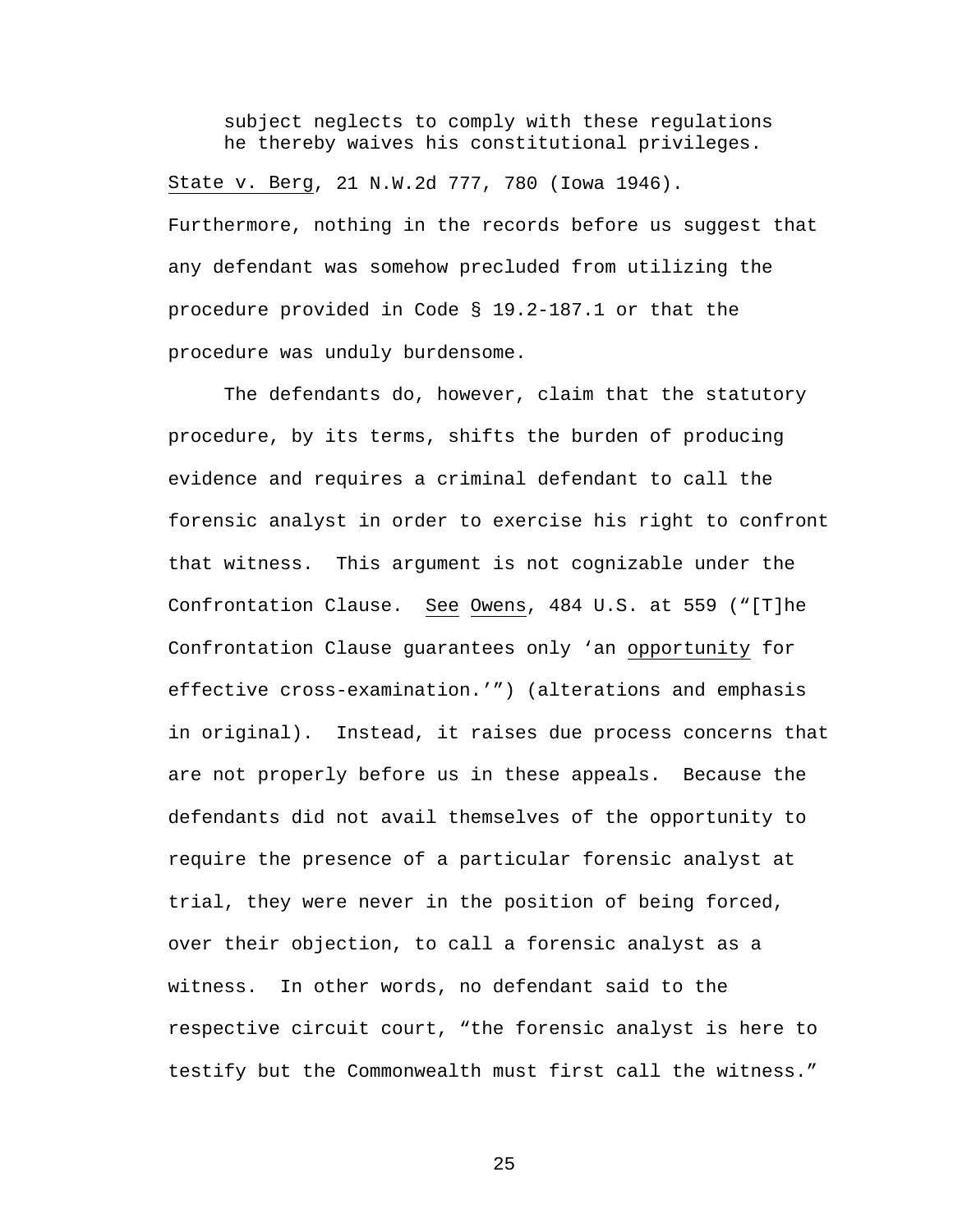> subject neglects to comply with these regulations he thereby waives his constitutional privileges.

State v. Berg, 21 N.W.2d 777, 780 (Iowa 1946). Furthermore, nothing in the records before us suggest that any defendant was somehow precluded from utilizing the procedure provided in Code § 19.2-187.1 or that the procedure was unduly burdensome.

The defendants do, however, claim that the statutory procedure, by its terms, shifts the burden of producing evidence and requires a criminal defendant to call the forensic analyst in order to exercise his right to confront that witness. This argument is not cognizable under the Confrontation Clause. See Owens, 484 U.S. at 559 ("[T]he Confrontation Clause guarantees only 'an opportunity for effective cross-examination.'") (alterations and emphasis in original). Instead, it raises due process concerns that are not properly before us in these appeals. Because the defendants did not avail themselves of the opportunity to require the presence of a particular forensic analyst at trial, they were never in the position of being forced, over their objection, to call a forensic analyst as a witness. In other words, no defendant said to the respective circuit court, "the forensic analyst is here to testify but the Commonwealth must first call the witness."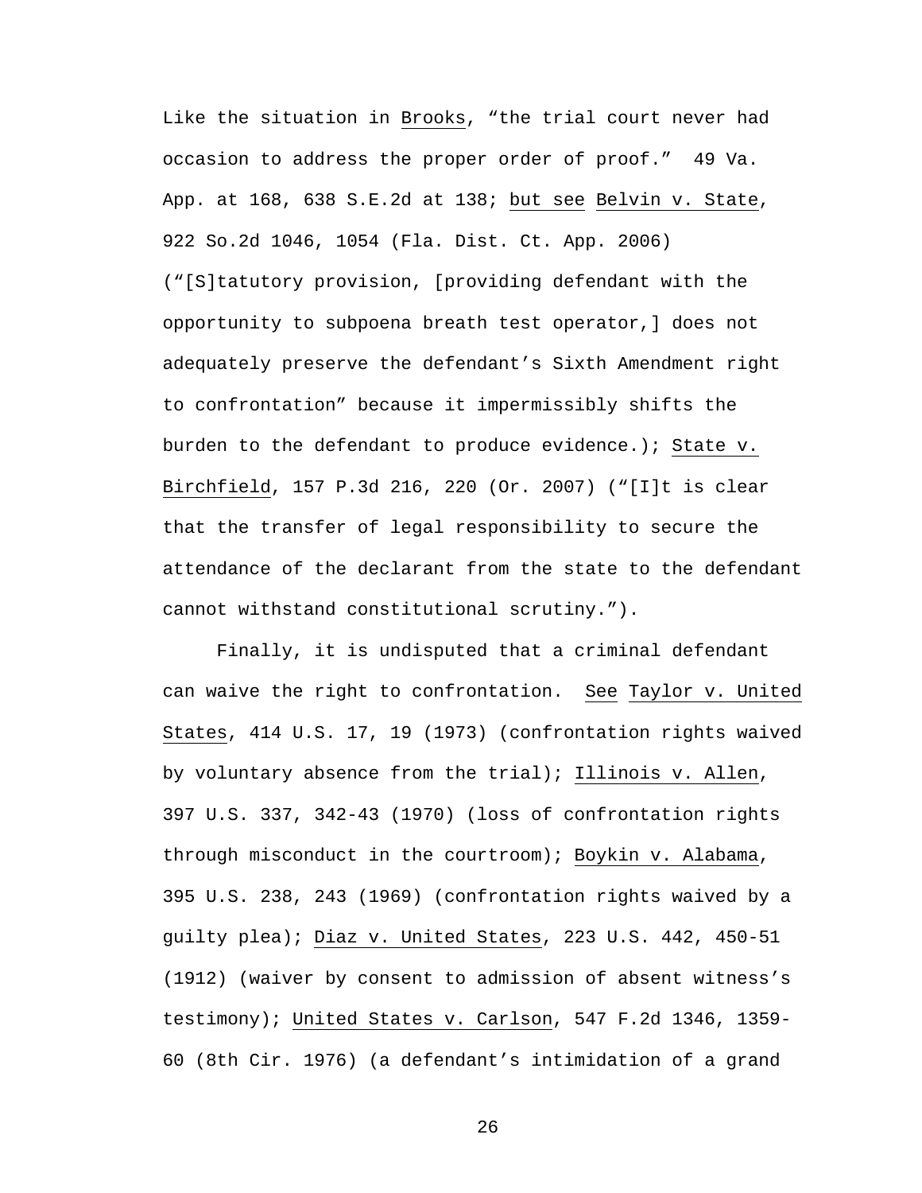Like the situation in Brooks, "the trial court never had occasion to address the proper order of proof." 49 Va. App. at 168, 638 S.E.2d at 138; but see Belvin v. State, 922 So.2d 1046, 1054 (Fla. Dist. Ct. App. 2006) ("[S]tatutory provision, [providing defendant with the opportunity to subpoena breath test operator,] does not adequately preserve the defendant's Sixth Amendment right to confrontation" because it impermissibly shifts the burden to the defendant to produce evidence.); State v. Birchfield, 157 P.3d 216, 220 (Or. 2007) ("[I]t is clear that the transfer of legal responsibility to secure the attendance of the declarant from the state to the defendant cannot withstand constitutional scrutiny.").

Finally, it is undisputed that a criminal defendant can waive the right to confrontation. See Taylor v. United States, 414 U.S. 17, 19 (1973) (confrontation rights waived by voluntary absence from the trial); Illinois v. Allen, 397 U.S. 337, 342-43 (1970) (loss of confrontation rights through misconduct in the courtroom); Boykin v. Alabama, 395 U.S. 238, 243 (1969) (confrontation rights waived by a guilty plea); Diaz v. United States, 223 U.S. 442, 450-51 (1912) (waiver by consent to admission of absent witness's testimony); United States v. Carlson, 547 F.2d 1346, 1359-60 (8th Cir. 1976) (a defendant's intimidation of a grand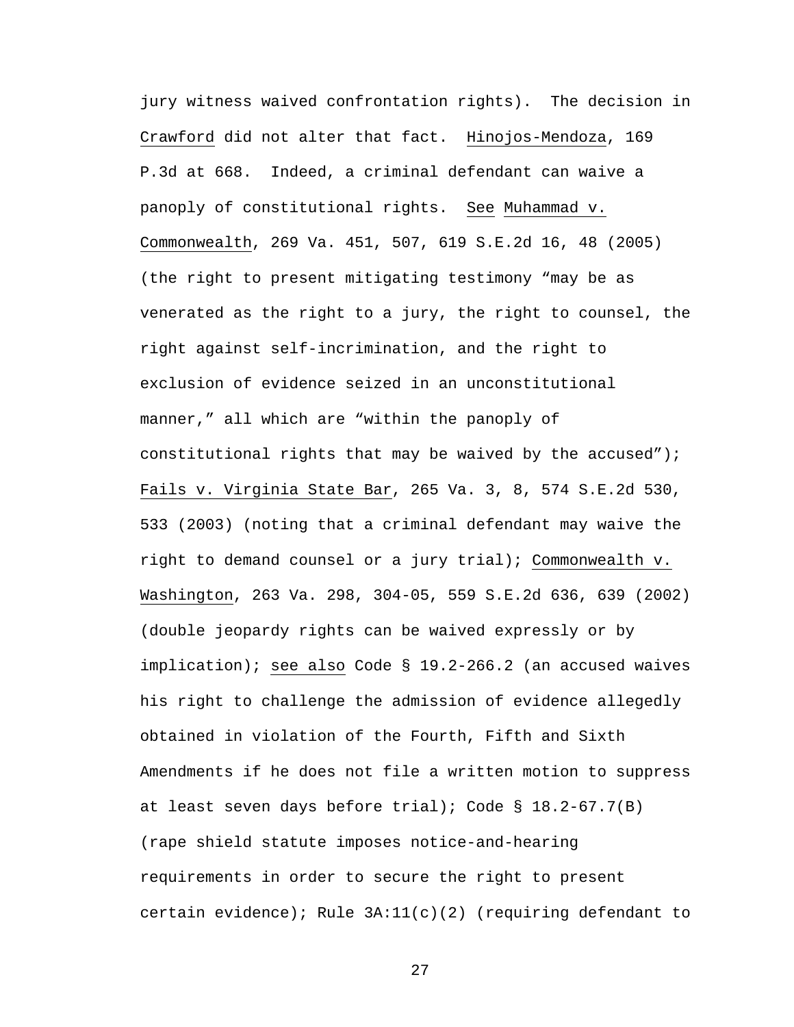jury witness waived confrontation rights). The decision in Crawford did not alter that fact. Hinojos-Mendoza, 169 P.3d at 668. Indeed, a criminal defendant can waive a panoply of constitutional rights. See Muhammad v. Commonwealth, 269 Va. 451, 507, 619 S.E.2d 16, 48 (2005) (the right to present mitigating testimony "may be as venerated as the right to a jury, the right to counsel, the right against self-incrimination, and the right to exclusion of evidence seized in an unconstitutional manner," all which are "within the panoply of constitutional rights that may be waived by the accused"); Fails v. Virginia State Bar, 265 Va. 3, 8, 574 S.E.2d 530, 533 (2003) (noting that a criminal defendant may waive the right to demand counsel or a jury trial); Commonwealth v. Washington, 263 Va. 298, 304-05, 559 S.E.2d 636, 639 (2002) (double jeopardy rights can be waived expressly or by implication); see also Code § 19.2-266.2 (an accused waives his right to challenge the admission of evidence allegedly obtained in violation of the Fourth, Fifth and Sixth Amendments if he does not file a written motion to suppress at least seven days before trial); Code § 18.2-67.7(B) (rape shield statute imposes notice-and-hearing requirements in order to secure the right to present certain evidence); Rule 3A:11(c)(2) (requiring defendant to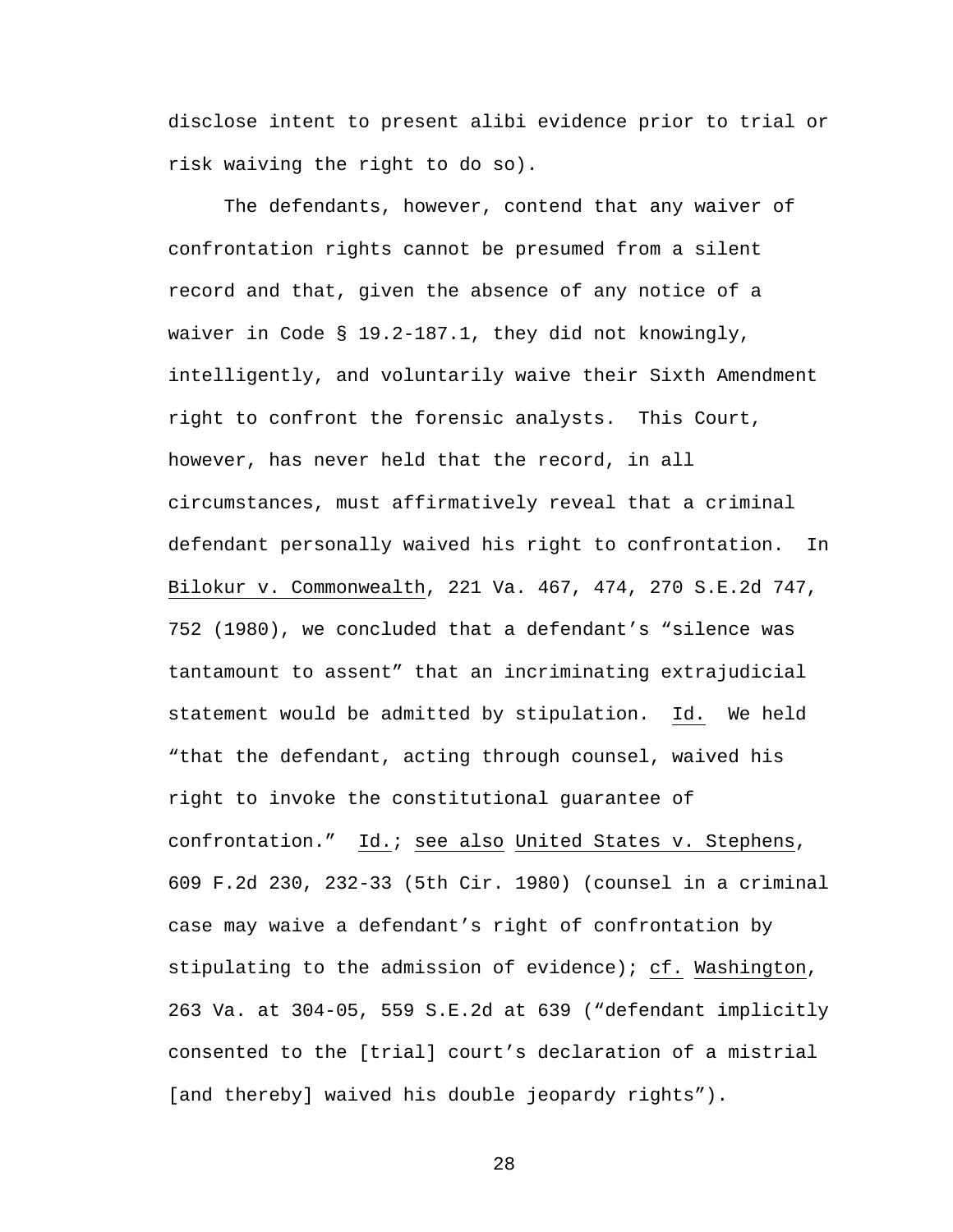disclose intent to present alibi evidence prior to trial or risk waiving the right to do so).

The defendants, however, contend that any waiver of confrontation rights cannot be presumed from a silent record and that, given the absence of any notice of a waiver in Code § 19.2-187.1, they did not knowingly, intelligently, and voluntarily waive their Sixth Amendment right to confront the forensic analysts. This Court, however, has never held that the record, in all circumstances, must affirmatively reveal that a criminal defendant personally waived his right to confrontation. In Bilokur v. Commonwealth, 221 Va. 467, 474, 270 S.E.2d 747, 752 (1980), we concluded that a defendant's "silence was tantamount to assent" that an incriminating extrajudicial statement would be admitted by stipulation. Id. We held "that the defendant, acting through counsel, waived his right to invoke the constitutional guarantee of confrontation." Id.; see also United States v. Stephens, 609 F.2d 230, 232-33 (5th Cir. 1980) (counsel in a criminal case may waive a defendant's right of confrontation by stipulating to the admission of evidence); cf. Washington, 263 Va. at 304-05, 559 S.E.2d at 639 ("defendant implicitly consented to the [trial] court's declaration of a mistrial [and thereby] waived his double jeopardy rights").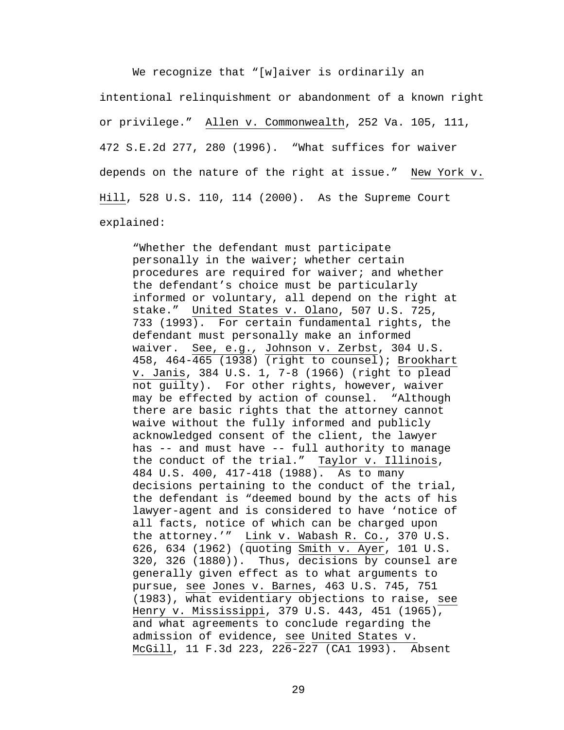We recognize that "[w]aiver is ordinarily an intentional relinquishment or abandonment of a known right or privilege." Allen v. Commonwealth, 252 Va. 105, 111, 472 S.E.2d 277, 280 (1996). "What suffices for waiver depends on the nature of the right at issue." New York v. Hill, 528 U.S. 110, 114 (2000). As the Supreme Court explained:

> "Whether the defendant must participate personally in the waiver; whether certain procedures are required for waiver; and whether the defendant's choice must be particularly informed or voluntary, all depend on the right at stake." United States v. Olano, 507 U.S. 725, 733 (1993). For certain fundamental rights, the defendant must personally make an informed waiver. See, e.g., Johnson v. Zerbst, 304 U.S. 458, 464-465 (1938) (right to counsel); Brookhart v. Janis, 384 U.S. 1, 7-8 (1966) (right to plead not guilty). For other rights, however, waiver may be effected by action of counsel. "Although there are basic rights that the attorney cannot waive without the fully informed and publicly acknowledged consent of the client, the lawyer has -- and must have -- full authority to manage the conduct of the trial." Taylor v. Illinois, 484 U.S. 400, 417-418 (1988). As to many decisions pertaining to the conduct of the trial, the defendant is "deemed bound by the acts of his lawyer-agent and is considered to have 'notice of all facts, notice of which can be charged upon the attorney.'" Link v. Wabash R. Co., 370 U.S. 626, 634 (1962) (quoting Smith v. Ayer, 101 U.S. 320, 326 (1880)). Thus, decisions by counsel are generally given effect as to what arguments to pursue, see Jones v. Barnes, 463 U.S. 745, 751 (1983), what evidentiary objections to raise, see Henry v. Mississippi, 379 U.S. 443, 451 (1965), and what agreements to conclude regarding the admission of evidence, see United States v. McGill, 11 F.3d 223, 226-227 (CA1 1993). Absent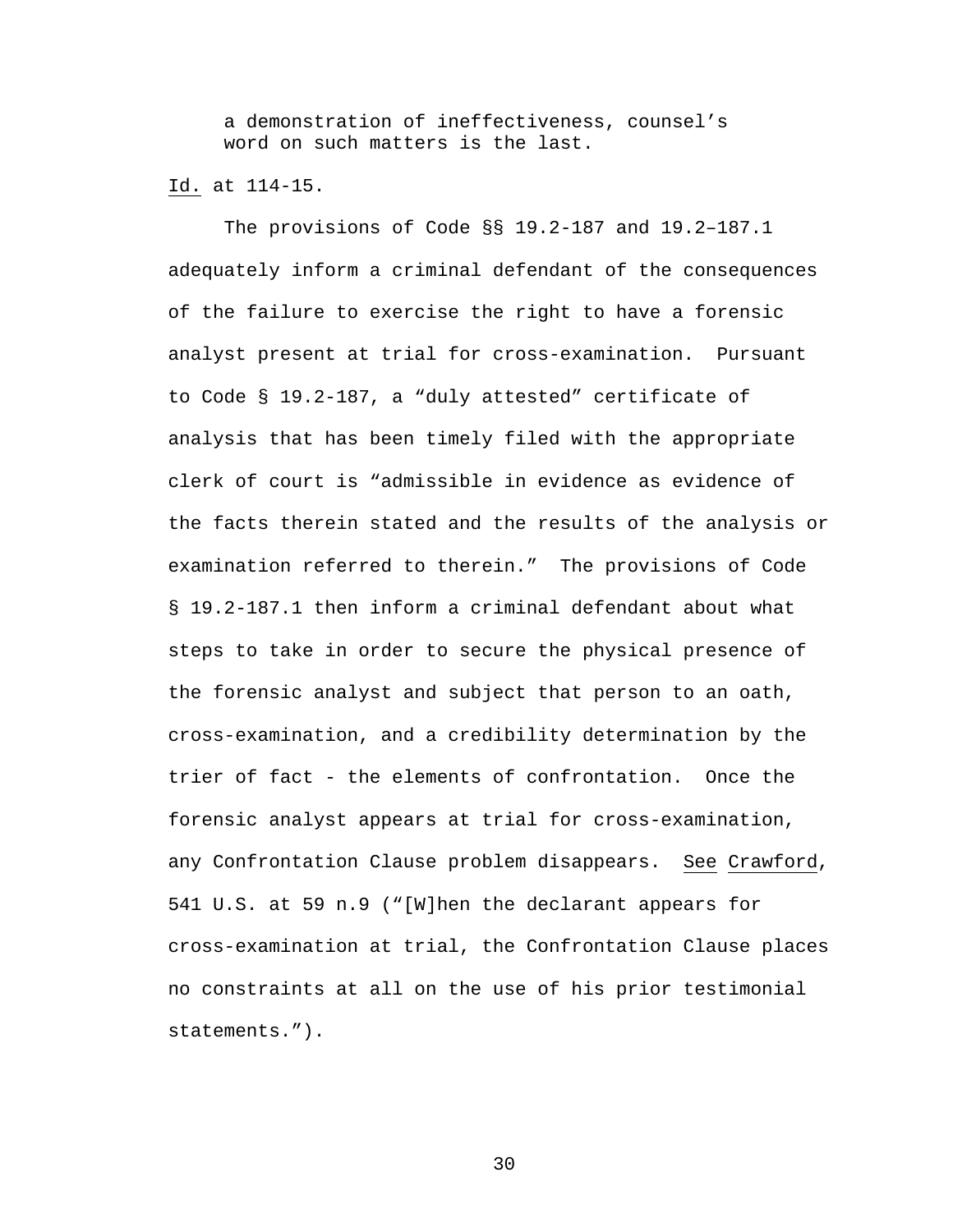> a demonstration of ineffectiveness, counsel's word on such matters is the last.

Id. at 114-15.

The provisions of Code §§ 19.2-187 and 19.2–187.1 adequately inform a criminal defendant of the consequences of the failure to exercise the right to have a forensic analyst present at trial for cross-examination. Pursuant to Code § 19.2-187, a "duly attested" certificate of analysis that has been timely filed with the appropriate clerk of court is "admissible in evidence as evidence of the facts therein stated and the results of the analysis or examination referred to therein." The provisions of Code § 19.2-187.1 then inform a criminal defendant about what steps to take in order to secure the physical presence of the forensic analyst and subject that person to an oath, cross-examination, and a credibility determination by the trier of fact - the elements of confrontation. Once the forensic analyst appears at trial for cross-examination, any Confrontation Clause problem disappears. See Crawford, 541 U.S. at 59 n.9 ("[W]hen the declarant appears for cross-examination at trial, the Confrontation Clause places no constraints at all on the use of his prior testimonial statements.").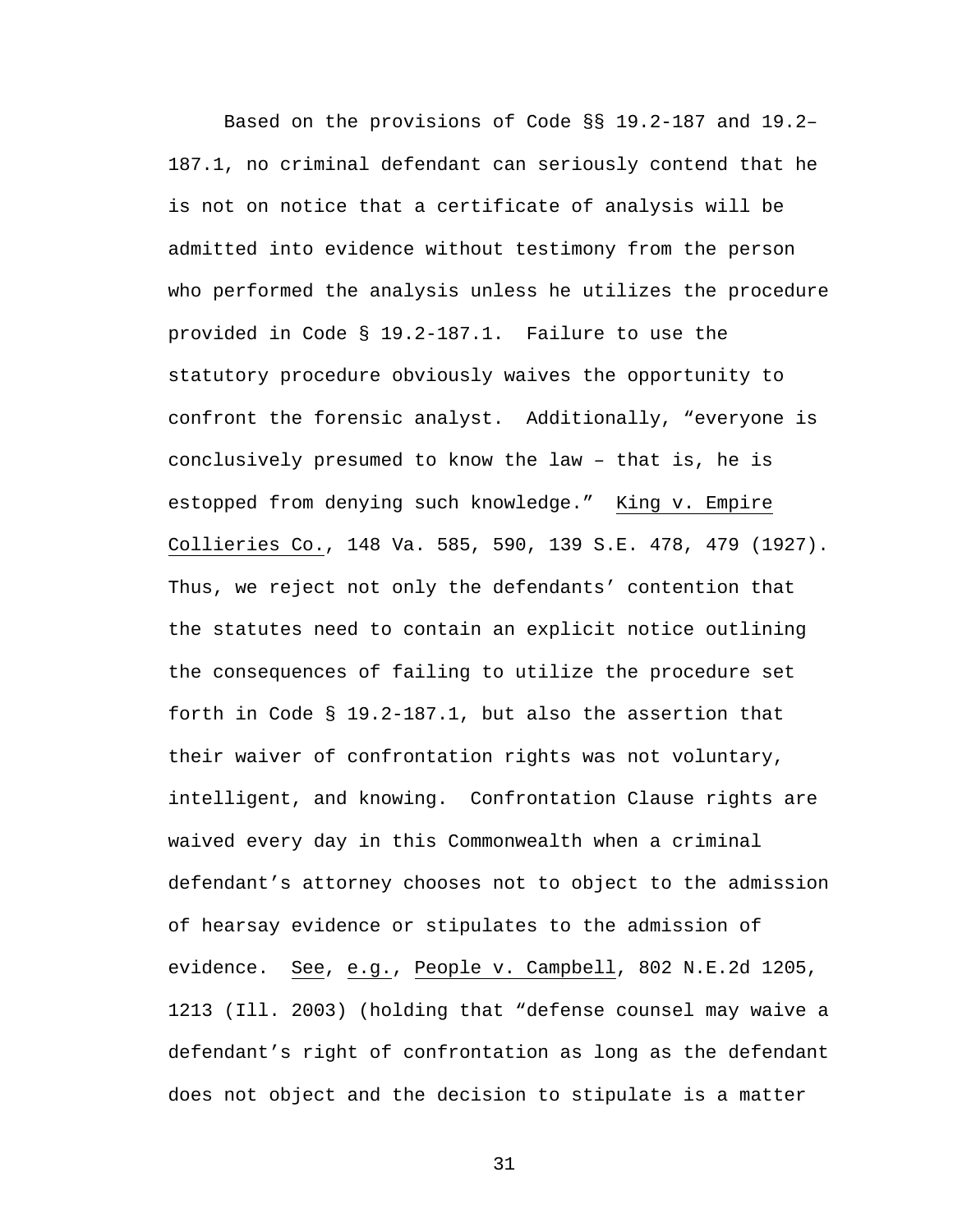Based on the provisions of Code §§ 19.2-187 and 19.2–187.1, no criminal defendant can seriously contend that he is not on notice that a certificate of analysis will be admitted into evidence without testimony from the person who performed the analysis unless he utilizes the procedure provided in Code § 19.2-187.1. Failure to use the statutory procedure obviously waives the opportunity to confront the forensic analyst. Additionally, "everyone is conclusively presumed to know the law – that is, he is estopped from denying such knowledge." King v. Empire Collieries Co., 148 Va. 585, 590, 139 S.E. 478, 479 (1927). Thus, we reject not only the defendants' contention that the statutes need to contain an explicit notice outlining the consequences of failing to utilize the procedure set forth in Code § 19.2-187.1, but also the assertion that their waiver of confrontation rights was not voluntary, intelligent, and knowing. Confrontation Clause rights are waived every day in this Commonwealth when a criminal defendant's attorney chooses not to object to the admission of hearsay evidence or stipulates to the admission of evidence. See, e.g., People v. Campbell, 802 N.E.2d 1205, 1213 (Ill. 2003) (holding that "defense counsel may waive a defendant's right of confrontation as long as the defendant does not object and the decision to stipulate is a matter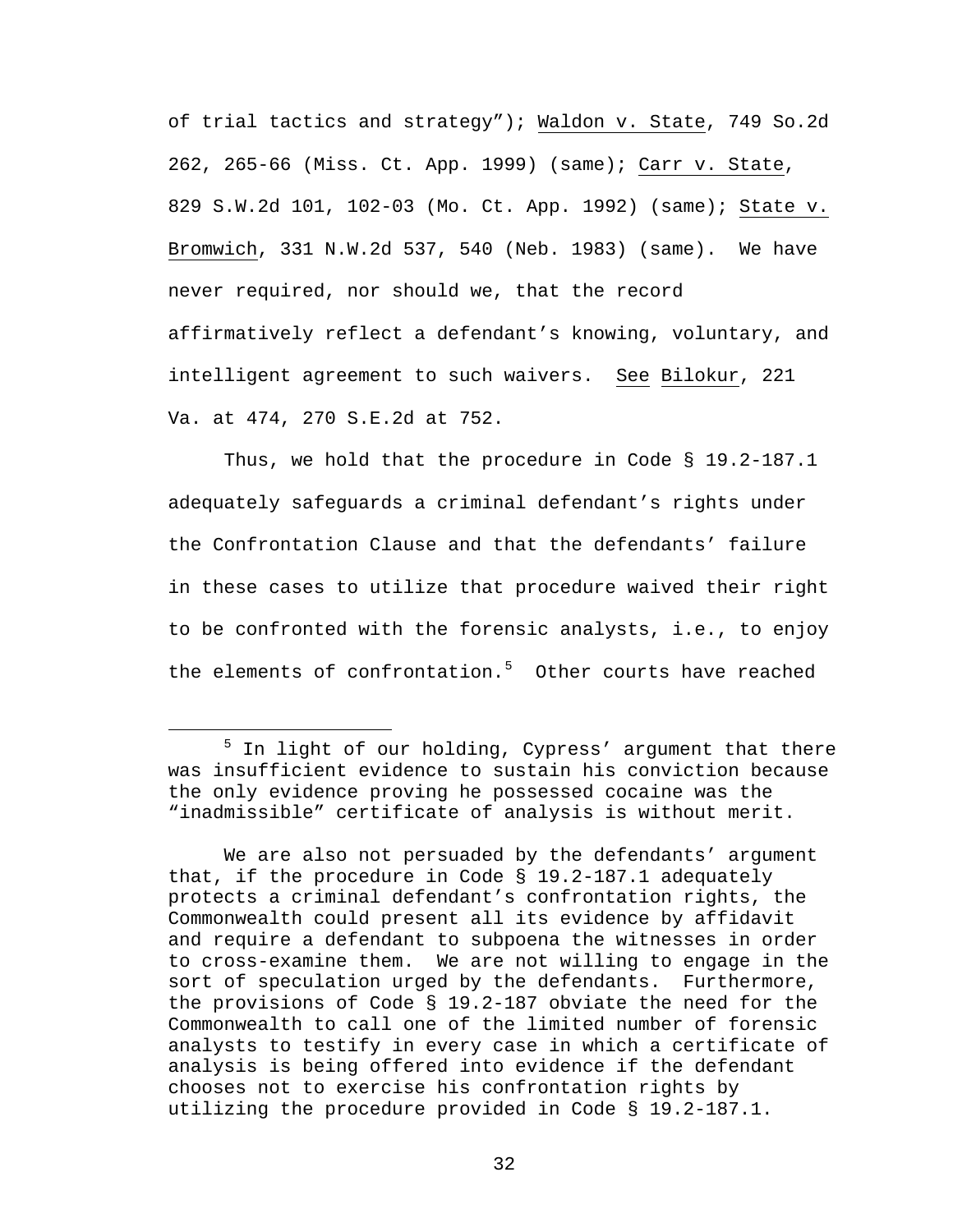of trial tactics and strategy"); Waldon v. State, 749 So.2d 262, 265-66 (Miss. Ct. App. 1999) (same); Carr v. State, 829 S.W.2d 101, 102-03 (Mo. Ct. App. 1992) (same); State v. Bromwich, 331 N.W.2d 537, 540 (Neb. 1983) (same). We have never required, nor should we, that the record affirmatively reflect a defendant's knowing, voluntary, and intelligent agreement to such waivers. See Bilokur, 221 Va. at 474, 270 S.E.2d at 752.

Thus, we hold that the procedure in Code § 19.2-187.1 adequately safeguards a criminal defendant's rights under the Confrontation Clause and that the defendants' failure in these cases to utilize that procedure waived their right to be confronted with the forensic analysts, i.e., to enjoy the elements of confrontation.[5] Other courts have reached

---

[5] In light of our holding, Cypress' argument that there was insufficient evidence to sustain his conviction because the only evidence proving he possessed cocaine was the "inadmissible" certificate of analysis is without merit.

We are also not persuaded by the defendants' argument that, if the procedure in Code § 19.2-187.1 adequately protects a criminal defendant's confrontation rights, the Commonwealth could present all its evidence by affidavit and require a defendant to subpoena the witnesses in order to cross-examine them. We are not willing to engage in the sort of speculation urged by the defendants. Furthermore, the provisions of Code § 19.2-187 obviate the need for the Commonwealth to call one of the limited number of forensic analysts to testify in every case in which a certificate of analysis is being offered into evidence if the defendant chooses not to exercise his confrontation rights by utilizing the procedure provided in Code § 19.2-187.1.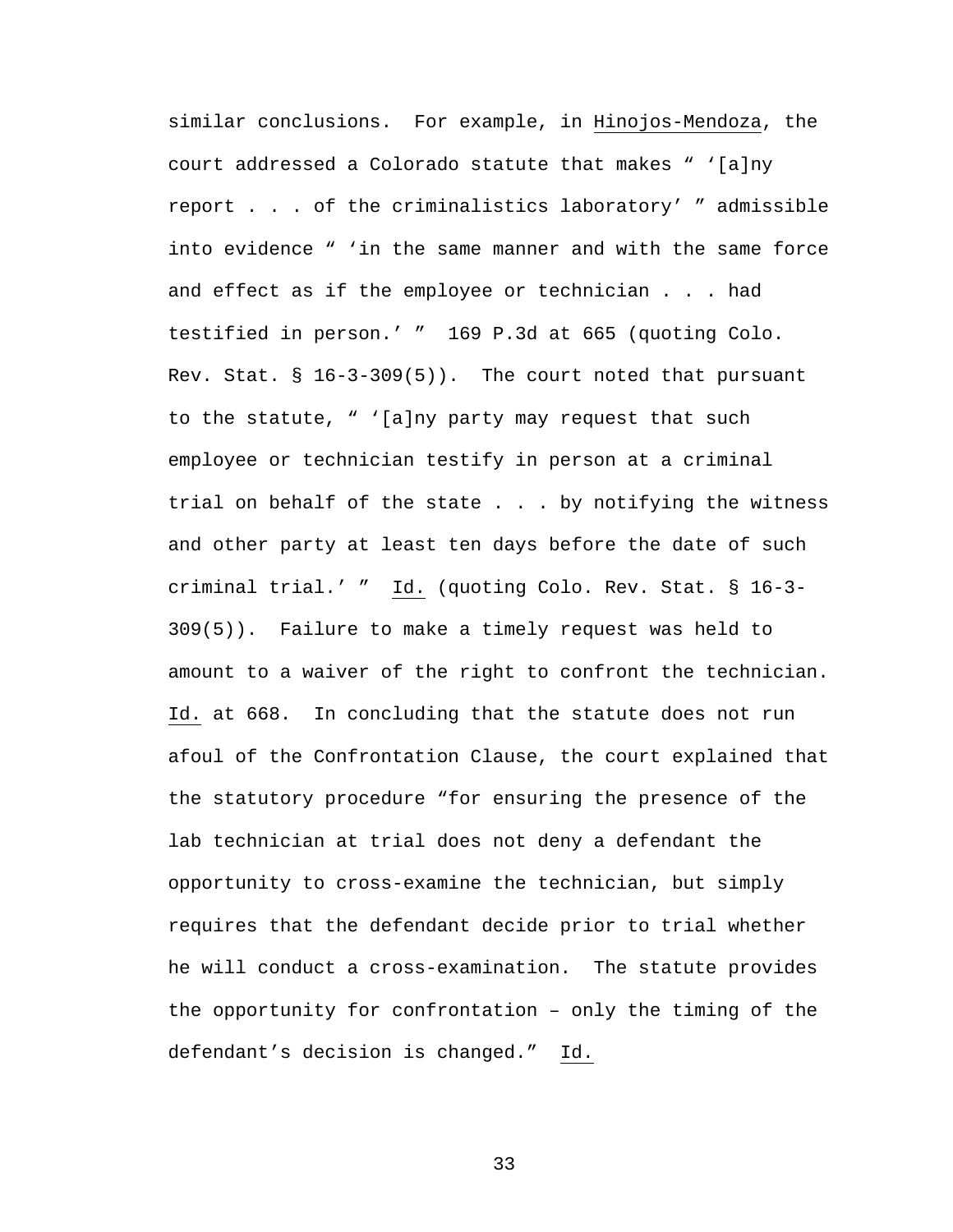similar conclusions. For example, in Hinojos-Mendoza, the court addressed a Colorado statute that makes " '[a]ny report . . . of the criminalistics laboratory' " admissible into evidence " 'in the same manner and with the same force and effect as if the employee or technician . . . had testified in person.' " 169 P.3d at 665 (quoting Colo. Rev. Stat. § 16-3-309(5)). The court noted that pursuant to the statute, " '[a]ny party may request that such employee or technician testify in person at a criminal trial on behalf of the state . . . by notifying the witness and other party at least ten days before the date of such criminal trial.' " Id. (quoting Colo. Rev. Stat. § 16-3-309(5)). Failure to make a timely request was held to amount to a waiver of the right to confront the technician. Id. at 668. In concluding that the statute does not run afoul of the Confrontation Clause, the court explained that the statutory procedure "for ensuring the presence of the lab technician at trial does not deny a defendant the opportunity to cross-examine the technician, but simply requires that the defendant decide prior to trial whether he will conduct a cross-examination. The statute provides the opportunity for confrontation – only the timing of the defendant's decision is changed." Id.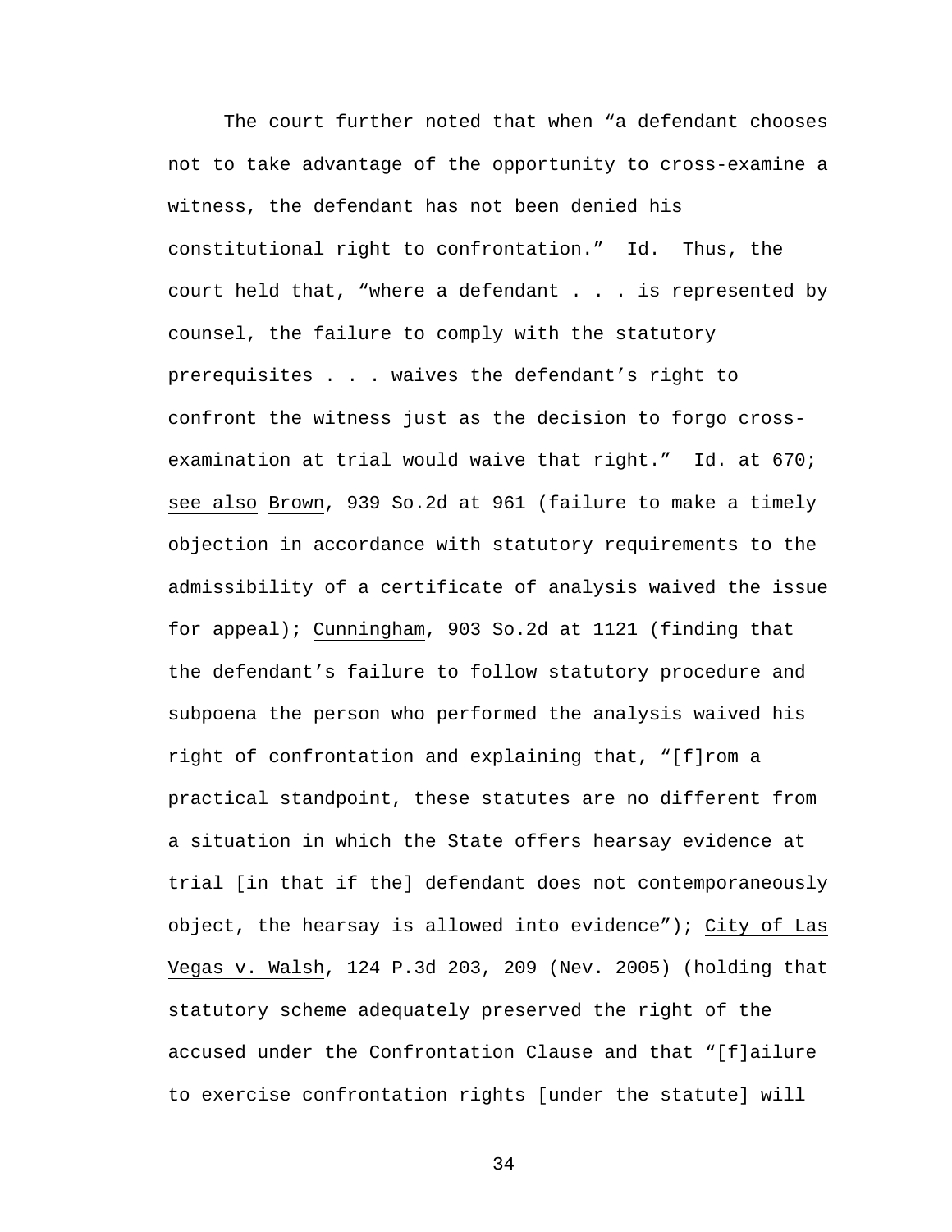The court further noted that when "a defendant chooses not to take advantage of the opportunity to cross-examine a witness, the defendant has not been denied his constitutional right to confrontation." Id. Thus, the court held that, "where a defendant . . . is represented by counsel, the failure to comply with the statutory prerequisites . . . waives the defendant's right to confront the witness just as the decision to forgo cross-examination at trial would waive that right." Id. at 670; see also Brown, 939 So.2d at 961 (failure to make a timely objection in accordance with statutory requirements to the admissibility of a certificate of analysis waived the issue for appeal); Cunningham, 903 So.2d at 1121 (finding that the defendant's failure to follow statutory procedure and subpoena the person who performed the analysis waived his right of confrontation and explaining that, "[f]rom a practical standpoint, these statutes are no different from a situation in which the State offers hearsay evidence at trial [in that if the] defendant does not contemporaneously object, the hearsay is allowed into evidence"); City of Las Vegas v. Walsh, 124 P.3d 203, 209 (Nev. 2005) (holding that statutory scheme adequately preserved the right of the accused under the Confrontation Clause and that "[f]ailure to exercise confrontation rights [under the statute] will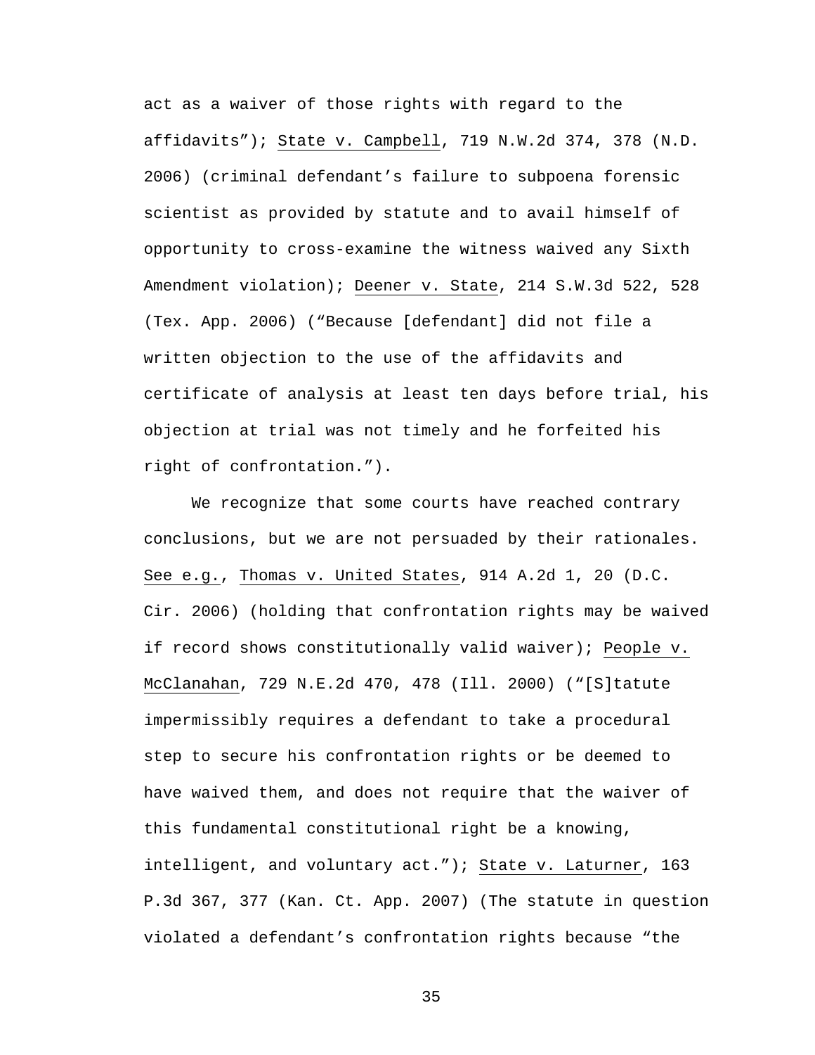act as a waiver of those rights with regard to the affidavits"); State v. Campbell, 719 N.W.2d 374, 378 (N.D. 2006) (criminal defendant's failure to subpoena forensic scientist as provided by statute and to avail himself of opportunity to cross-examine the witness waived any Sixth Amendment violation); Deener v. State, 214 S.W.3d 522, 528 (Tex. App. 2006) ("Because [defendant] did not file a written objection to the use of the affidavits and certificate of analysis at least ten days before trial, his objection at trial was not timely and he forfeited his right of confrontation.").

We recognize that some courts have reached contrary conclusions, but we are not persuaded by their rationales. See e.g., Thomas v. United States, 914 A.2d 1, 20 (D.C. Cir. 2006) (holding that confrontation rights may be waived if record shows constitutionally valid waiver); People v. McClanahan, 729 N.E.2d 470, 478 (Ill. 2000) ("[S]tatute impermissibly requires a defendant to take a procedural step to secure his confrontation rights or be deemed to have waived them, and does not require that the waiver of this fundamental constitutional right be a knowing, intelligent, and voluntary act."); State v. Laturner, 163 P.3d 367, 377 (Kan. Ct. App. 2007) (The statute in question violated a defendant's confrontation rights because "the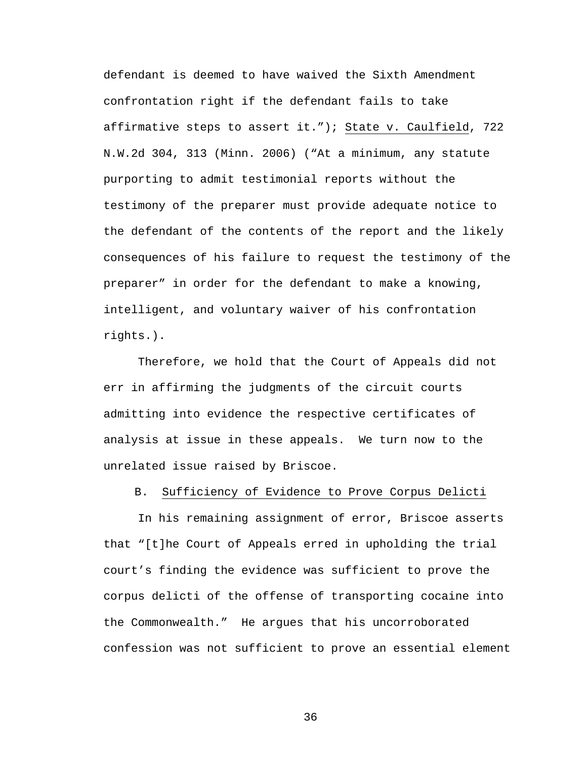defendant is deemed to have waived the Sixth Amendment confrontation right if the defendant fails to take affirmative steps to assert it."); State v. Caulfield, 722 N.W.2d 304, 313 (Minn. 2006) ("At a minimum, any statute purporting to admit testimonial reports without the testimony of the preparer must provide adequate notice to the defendant of the contents of the report and the likely consequences of his failure to request the testimony of the preparer" in order for the defendant to make a knowing, intelligent, and voluntary waiver of his confrontation rights.).

Therefore, we hold that the Court of Appeals did not err in affirming the judgments of the circuit courts admitting into evidence the respective certificates of analysis at issue in these appeals. We turn now to the unrelated issue raised by Briscoe.

B. Sufficiency of Evidence to Prove Corpus Delicti

In his remaining assignment of error, Briscoe asserts that "[t]he Court of Appeals erred in upholding the trial court's finding the evidence was sufficient to prove the corpus delicti of the offense of transporting cocaine into the Commonwealth." He argues that his uncorroborated confession was not sufficient to prove an essential element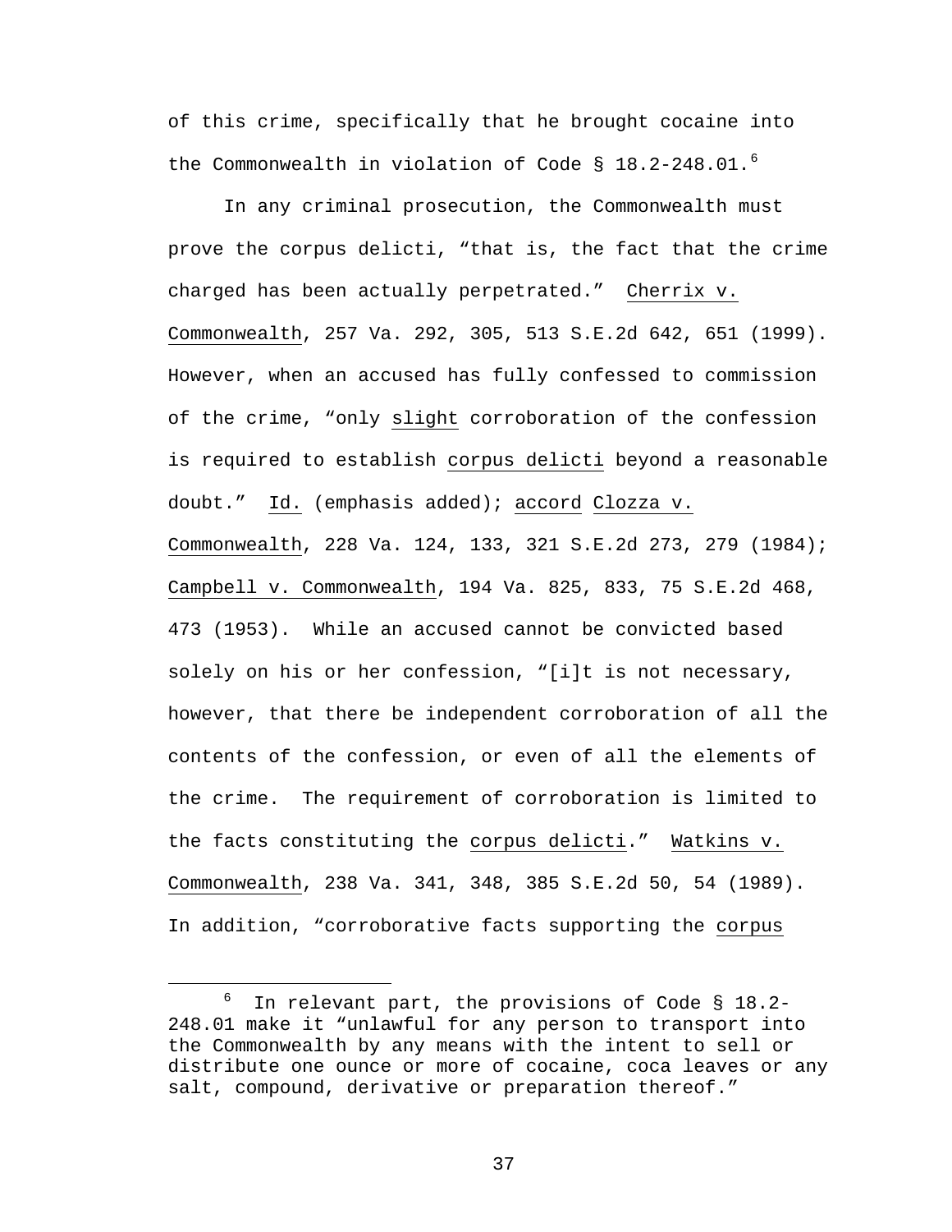of this crime, specifically that he brought cocaine into the Commonwealth in violation of Code § 18.2-248.01.[6]

In any criminal prosecution, the Commonwealth must prove the corpus delicti, "that is, the fact that the crime charged has been actually perpetrated." Cherrix v. Commonwealth, 257 Va. 292, 305, 513 S.E.2d 642, 651 (1999). However, when an accused has fully confessed to commission of the crime, "only slight corroboration of the confession is required to establish corpus delicti beyond a reasonable doubt." Id. (emphasis added); accord Clozza v. Commonwealth, 228 Va. 124, 133, 321 S.E.2d 273, 279 (1984); Campbell v. Commonwealth, 194 Va. 825, 833, 75 S.E.2d 468, 473 (1953). While an accused cannot be convicted based solely on his or her confession, "[i]t is not necessary, however, that there be independent corroboration of all the contents of the confession, or even of all the elements of the crime. The requirement of corroboration is limited to the facts constituting the corpus delicti." Watkins v. Commonwealth, 238 Va. 341, 348, 385 S.E.2d 50, 54 (1989). In addition, "corroborative facts supporting the corpus

---

[6] In relevant part, the provisions of Code § 18.2-248.01 make it "unlawful for any person to transport into the Commonwealth by any means with the intent to sell or distribute one ounce or more of cocaine, coca leaves or any salt, compound, derivative or preparation thereof."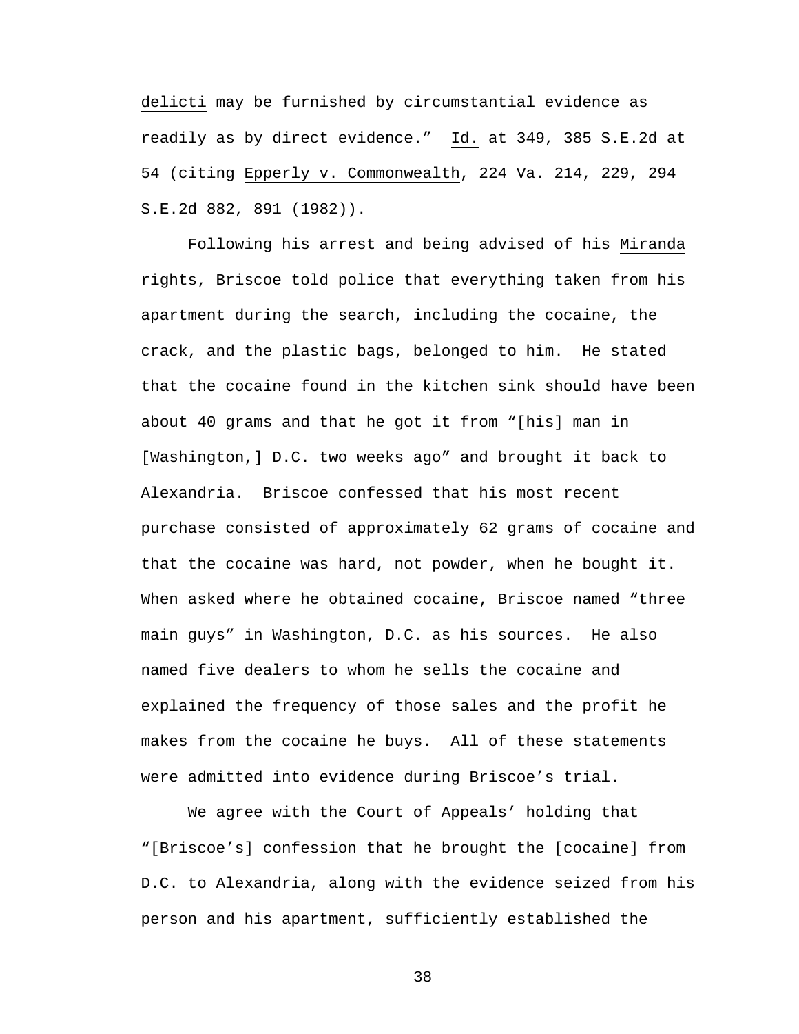*delicti* may be furnished by circumstantial evidence as readily as by direct evidence." *Id.* at 349, 385 S.E.2d at 54 (citing *Epperly v. Commonwealth*, 224 Va. 214, 229, 294 S.E.2d 882, 891 (1982)).

Following his arrest and being advised of his *Miranda* rights, Briscoe told police that everything taken from his apartment during the search, including the cocaine, the crack, and the plastic bags, belonged to him. He stated that the cocaine found in the kitchen sink should have been about 40 grams and that he got it from "[his] man in [Washington,] D.C. two weeks ago" and brought it back to Alexandria. Briscoe confessed that his most recent purchase consisted of approximately 62 grams of cocaine and that the cocaine was hard, not powder, when he bought it. When asked where he obtained cocaine, Briscoe named "three main guys" in Washington, D.C. as his sources. He also named five dealers to whom he sells the cocaine and explained the frequency of those sales and the profit he makes from the cocaine he buys. All of these statements were admitted into evidence during Briscoe's trial.

We agree with the Court of Appeals' holding that "[Briscoe's] confession that he brought the [cocaine] from D.C. to Alexandria, along with the evidence seized from his person and his apartment, sufficiently established the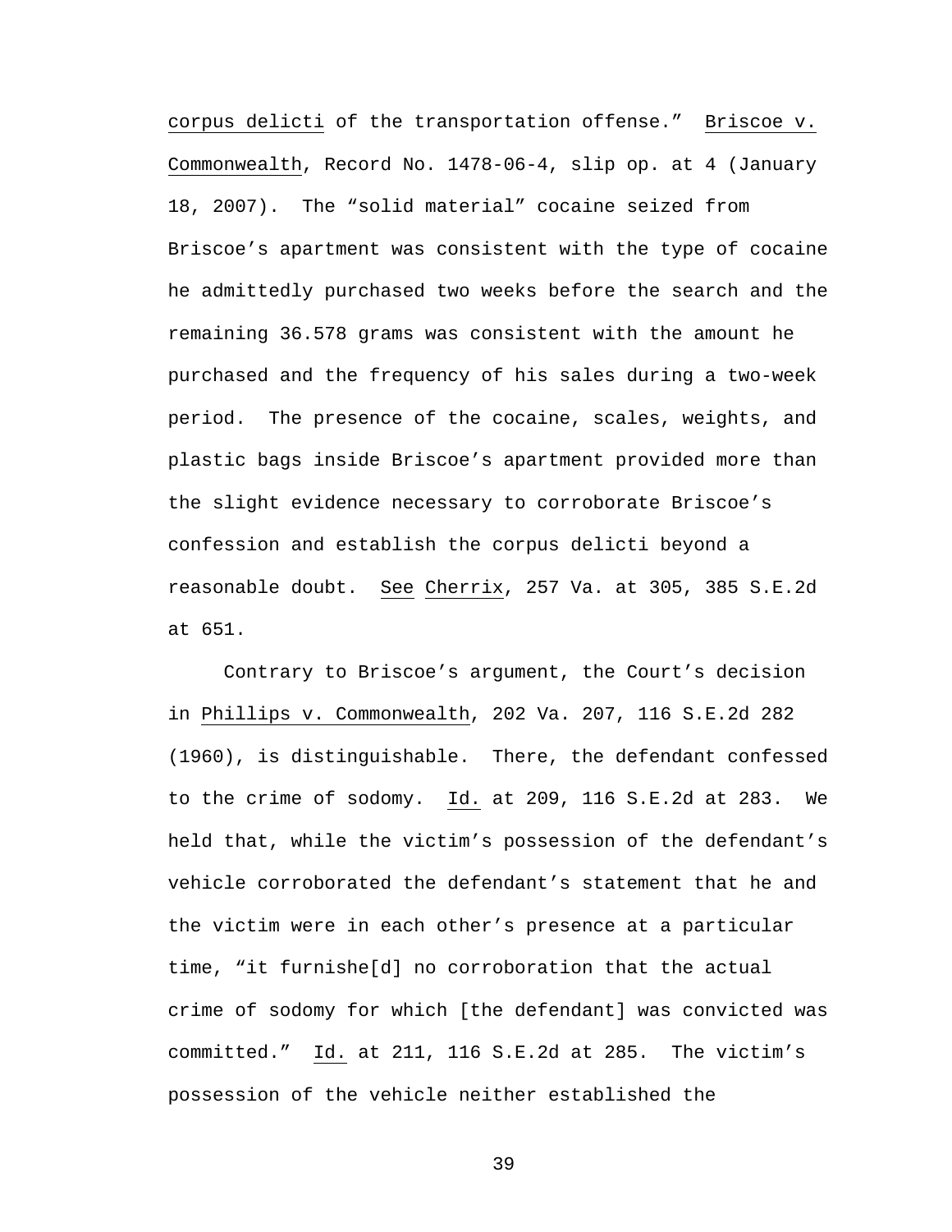corpus delicti of the transportation offense." Briscoe v. Commonwealth, Record No. 1478-06-4, slip op. at 4 (January 18, 2007). The "solid material" cocaine seized from Briscoe's apartment was consistent with the type of cocaine he admittedly purchased two weeks before the search and the remaining 36.578 grams was consistent with the amount he purchased and the frequency of his sales during a two-week period. The presence of the cocaine, scales, weights, and plastic bags inside Briscoe's apartment provided more than the slight evidence necessary to corroborate Briscoe's confession and establish the corpus delicti beyond a reasonable doubt. See Cherrix, 257 Va. at 305, 385 S.E.2d at 651.

Contrary to Briscoe's argument, the Court's decision in Phillips v. Commonwealth, 202 Va. 207, 116 S.E.2d 282 (1960), is distinguishable. There, the defendant confessed to the crime of sodomy. Id. at 209, 116 S.E.2d at 283. We held that, while the victim's possession of the defendant's vehicle corroborated the defendant's statement that he and the victim were in each other's presence at a particular time, "it furnishe[d] no corroboration that the actual crime of sodomy for which [the defendant] was convicted was committed." Id. at 211, 116 S.E.2d at 285. The victim's possession of the vehicle neither established the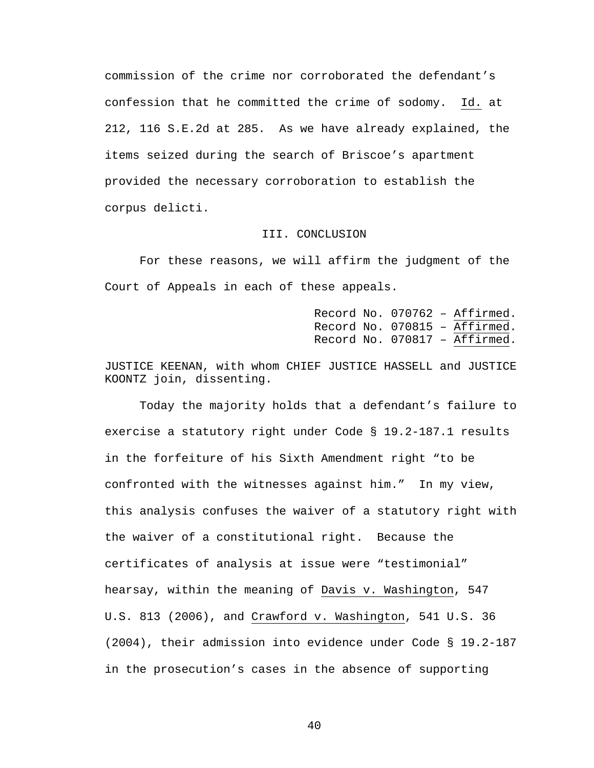commission of the crime nor corroborated the defendant's confession that he committed the crime of sodomy. Id. at 212, 116 S.E.2d at 285. As we have already explained, the items seized during the search of Briscoe's apartment provided the necessary corroboration to establish the corpus delicti.

## III. CONCLUSION

For these reasons, we will affirm the judgment of the Court of Appeals in each of these appeals.

Record No. 070762 – Affirmed.
Record No. 070815 – Affirmed.
Record No. 070817 – Affirmed.

JUSTICE KEENAN, with whom CHIEF JUSTICE HASSELL and JUSTICE KOONTZ join, dissenting.

Today the majority holds that a defendant's failure to exercise a statutory right under Code § 19.2-187.1 results in the forfeiture of his Sixth Amendment right "to be confronted with the witnesses against him." In my view, this analysis confuses the waiver of a statutory right with the waiver of a constitutional right. Because the certificates of analysis at issue were "testimonial" hearsay, within the meaning of Davis v. Washington, 547 U.S. 813 (2006), and Crawford v. Washington, 541 U.S. 36 (2004), their admission into evidence under Code § 19.2-187 in the prosecution's cases in the absence of supporting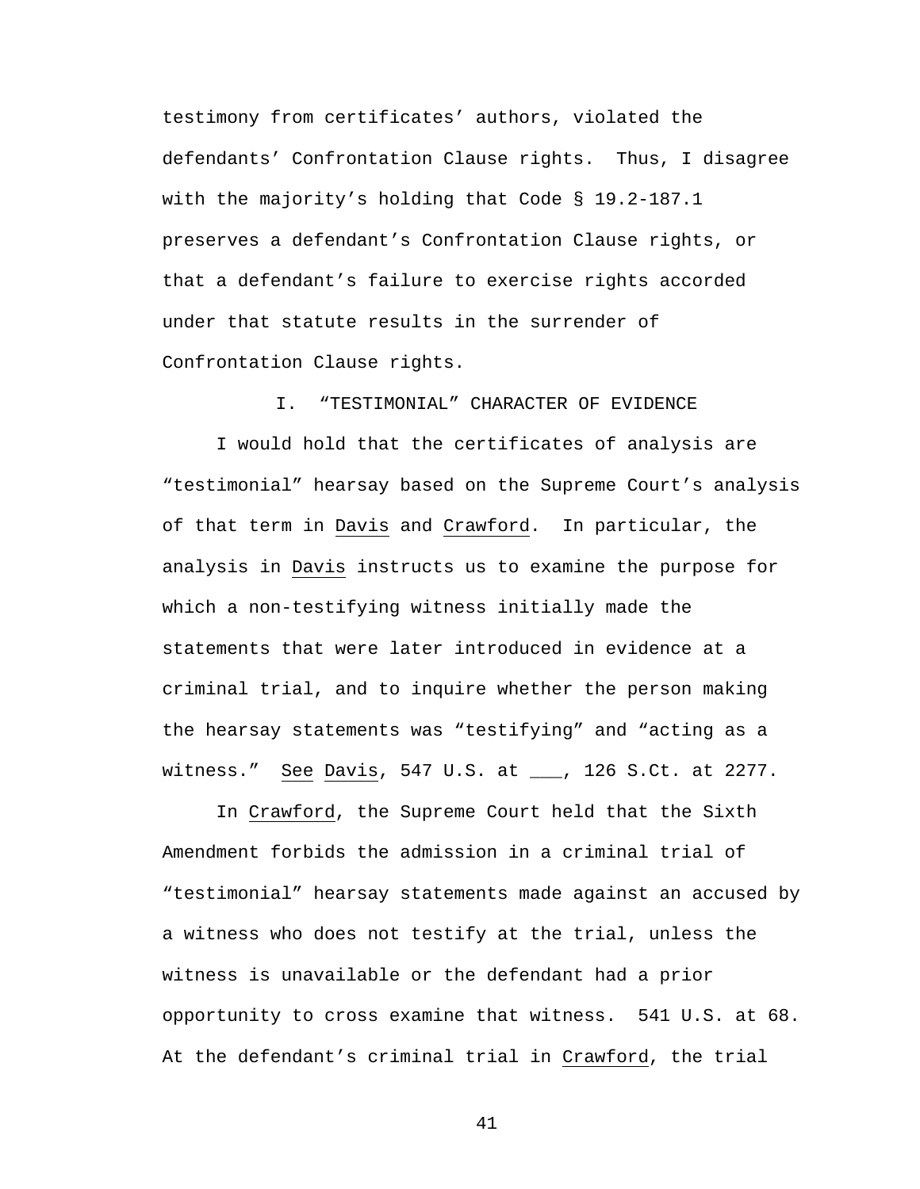testimony from certificates' authors, violated the defendants' Confrontation Clause rights. Thus, I disagree with the majority's holding that Code § 19.2-187.1 preserves a defendant's Confrontation Clause rights, or that a defendant's failure to exercise rights accorded under that statute results in the surrender of Confrontation Clause rights.

## I. "TESTIMONIAL" CHARACTER OF EVIDENCE

I would hold that the certificates of analysis are "testimonial" hearsay based on the Supreme Court's analysis of that term in Davis and Crawford. In particular, the analysis in Davis instructs us to examine the purpose for which a non-testifying witness initially made the statements that were later introduced in evidence at a criminal trial, and to inquire whether the person making the hearsay statements was "testifying" and "acting as a witness." See Davis, 547 U.S. at ___, 126 S.Ct. at 2277.

In Crawford, the Supreme Court held that the Sixth Amendment forbids the admission in a criminal trial of "testimonial" hearsay statements made against an accused by a witness who does not testify at the trial, unless the witness is unavailable or the defendant had a prior opportunity to cross examine that witness. 541 U.S. at 68. At the defendant's criminal trial in Crawford, the trial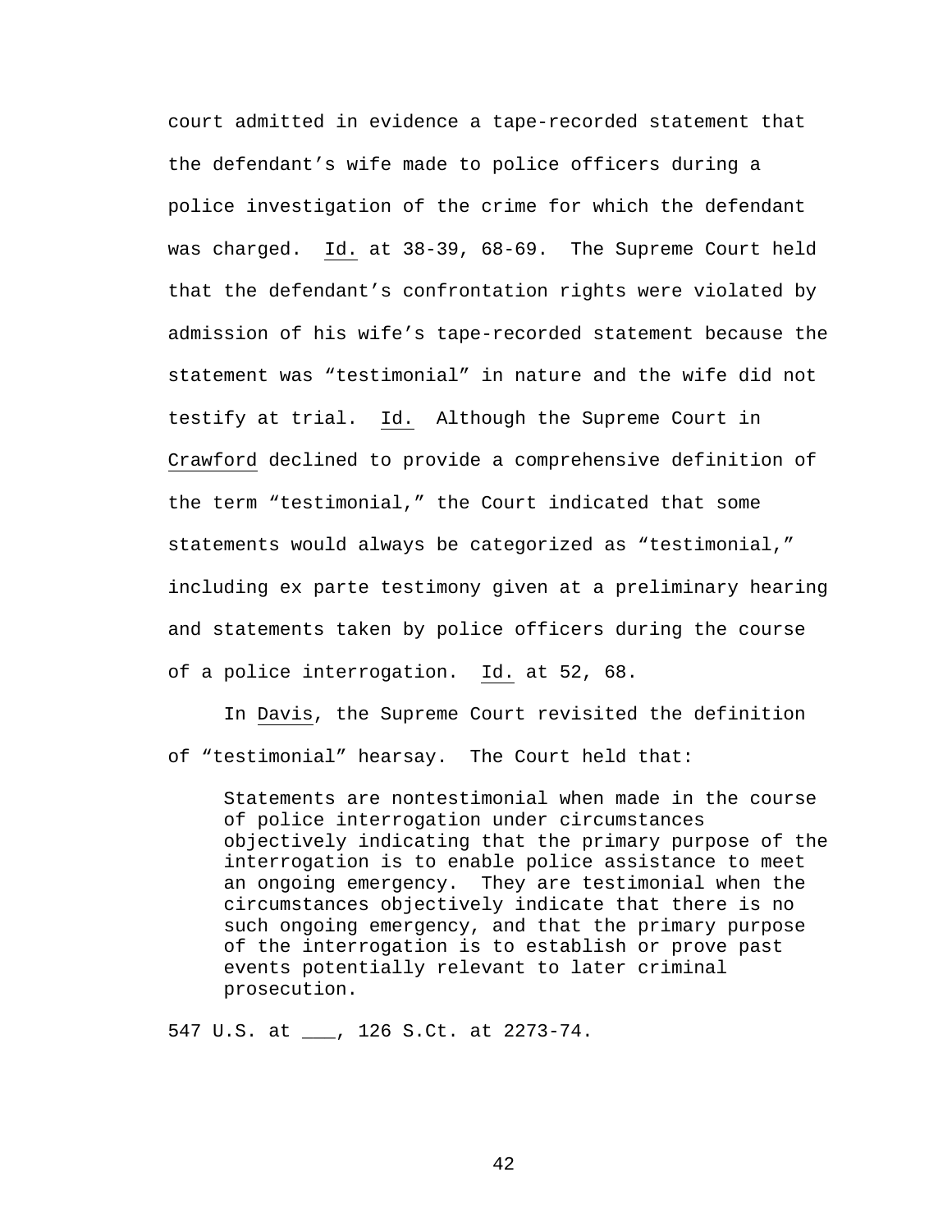court admitted in evidence a tape-recorded statement that the defendant's wife made to police officers during a police investigation of the crime for which the defendant was charged. Id. at 38-39, 68-69. The Supreme Court held that the defendant's confrontation rights were violated by admission of his wife's tape-recorded statement because the statement was "testimonial" in nature and the wife did not testify at trial. Id. Although the Supreme Court in Crawford declined to provide a comprehensive definition of the term "testimonial," the Court indicated that some statements would always be categorized as "testimonial," including ex parte testimony given at a preliminary hearing and statements taken by police officers during the course of a police interrogation. Id. at 52, 68.

In Davis, the Supreme Court revisited the definition of "testimonial" hearsay. The Court held that:

> Statements are nontestimonial when made in the course of police interrogation under circumstances objectively indicating that the primary purpose of the interrogation is to enable police assistance to meet an ongoing emergency. They are testimonial when the circumstances objectively indicate that there is no such ongoing emergency, and that the primary purpose of the interrogation is to establish or prove past events potentially relevant to later criminal prosecution.

547 U.S. at ___, 126 S.Ct. at 2273-74.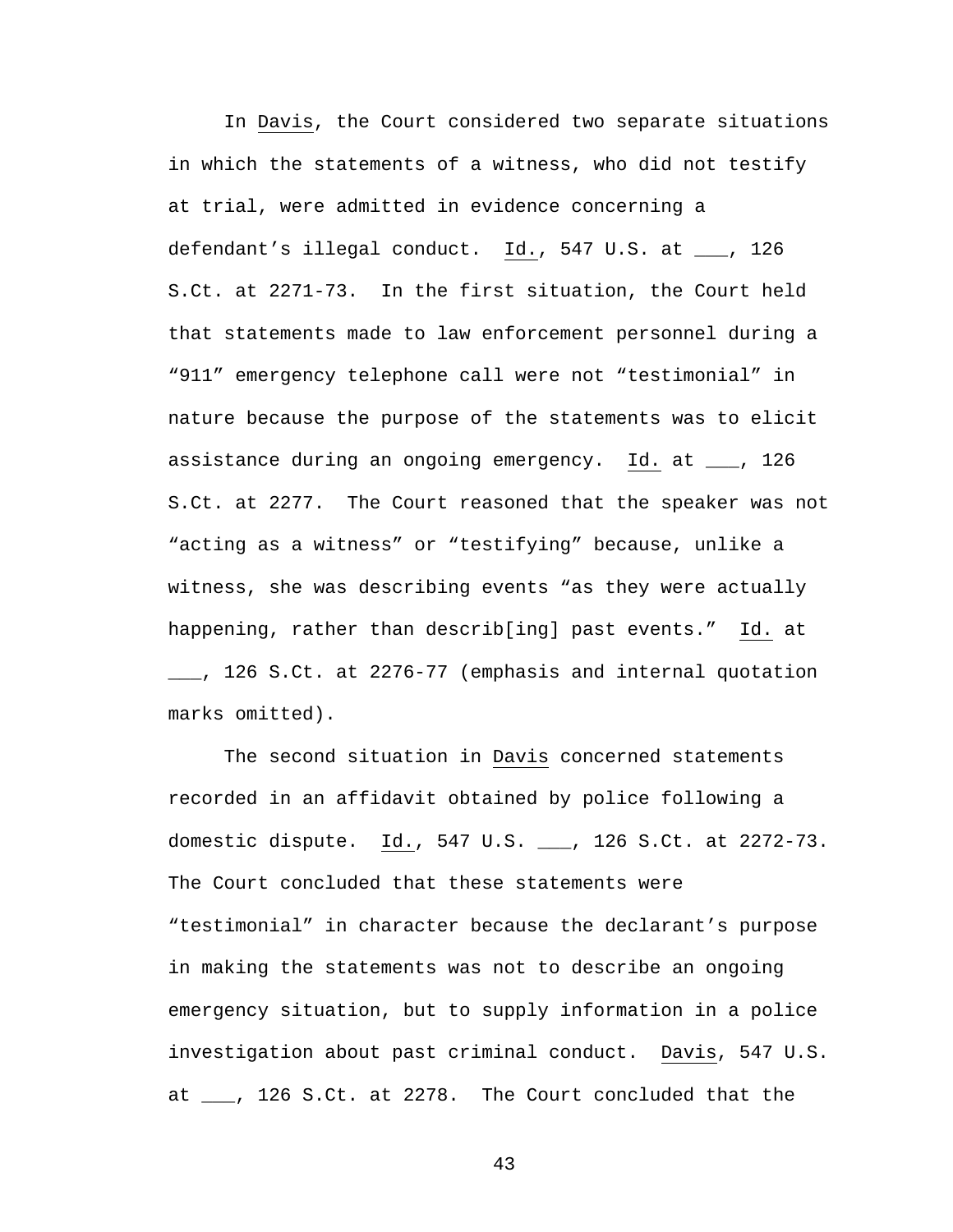In Davis, the Court considered two separate situations in which the statements of a witness, who did not testify at trial, were admitted in evidence concerning a defendant's illegal conduct. Id., 547 U.S. at ___, 126 S.Ct. at 2271-73. In the first situation, the Court held that statements made to law enforcement personnel during a "911" emergency telephone call were not "testimonial" in nature because the purpose of the statements was to elicit assistance during an ongoing emergency. Id. at ___, 126 S.Ct. at 2277. The Court reasoned that the speaker was not "acting as a witness" or "testifying" because, unlike a witness, she was describing events "as they were actually happening, rather than describ[ing] past events." Id. at ___, 126 S.Ct. at 2276-77 (emphasis and internal quotation marks omitted).

The second situation in Davis concerned statements recorded in an affidavit obtained by police following a domestic dispute. Id., 547 U.S. ___, 126 S.Ct. at 2272-73. The Court concluded that these statements were "testimonial" in character because the declarant's purpose in making the statements was not to describe an ongoing emergency situation, but to supply information in a police investigation about past criminal conduct. Davis, 547 U.S. at ___, 126 S.Ct. at 2278. The Court concluded that the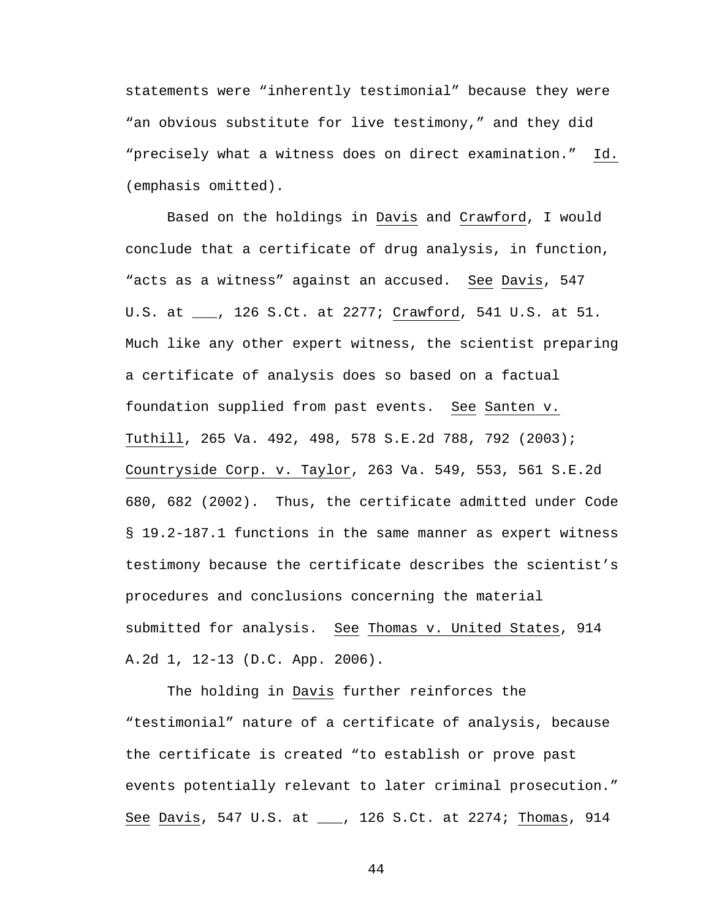statements were "inherently testimonial" because they were "an obvious substitute for live testimony," and they did "precisely what a witness does on direct examination." Id. (emphasis omitted).

Based on the holdings in Davis and Crawford, I would conclude that a certificate of drug analysis, in function, "acts as a witness" against an accused. See Davis, 547 U.S. at ___, 126 S.Ct. at 2277; Crawford, 541 U.S. at 51. Much like any other expert witness, the scientist preparing a certificate of analysis does so based on a factual foundation supplied from past events. See Santen v. Tuthill, 265 Va. 492, 498, 578 S.E.2d 788, 792 (2003); Countryside Corp. v. Taylor, 263 Va. 549, 553, 561 S.E.2d 680, 682 (2002). Thus, the certificate admitted under Code § 19.2-187.1 functions in the same manner as expert witness testimony because the certificate describes the scientist's procedures and conclusions concerning the material submitted for analysis. See Thomas v. United States, 914 A.2d 1, 12-13 (D.C. App. 2006).

The holding in Davis further reinforces the "testimonial" nature of a certificate of analysis, because the certificate is created "to establish or prove past events potentially relevant to later criminal prosecution." See Davis, 547 U.S. at ___, 126 S.Ct. at 2274; Thomas, 914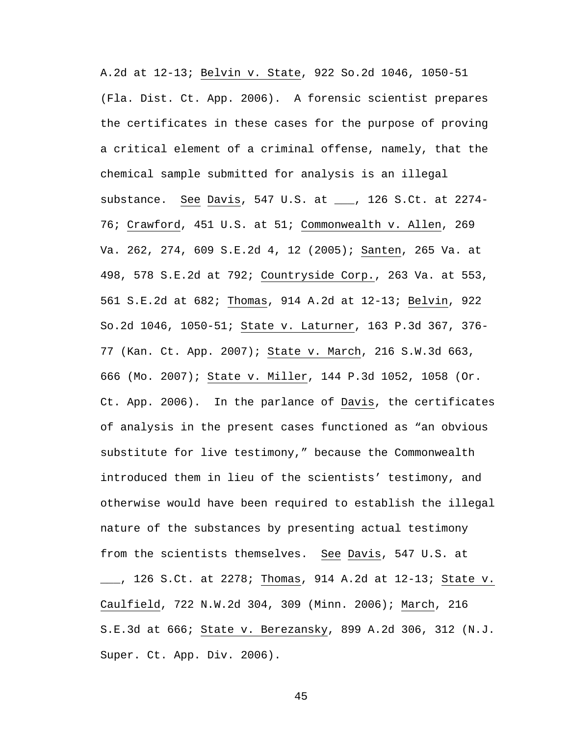A.2d at 12-13; Belvin v. State, 922 So.2d 1046, 1050-51 (Fla. Dist. Ct. App. 2006). A forensic scientist prepares the certificates in these cases for the purpose of proving a critical element of a criminal offense, namely, that the chemical sample submitted for analysis is an illegal substance. See Davis, 547 U.S. at ___, 126 S.Ct. at 2274-76; Crawford, 451 U.S. at 51; Commonwealth v. Allen, 269 Va. 262, 274, 609 S.E.2d 4, 12 (2005); Santen, 265 Va. at 498, 578 S.E.2d at 792; Countryside Corp., 263 Va. at 553, 561 S.E.2d at 682; Thomas, 914 A.2d at 12-13; Belvin, 922 So.2d 1046, 1050-51; State v. Laturner, 163 P.3d 367, 376-77 (Kan. Ct. App. 2007); State v. March, 216 S.W.3d 663, 666 (Mo. 2007); State v. Miller, 144 P.3d 1052, 1058 (Or. Ct. App. 2006). In the parlance of Davis, the certificates of analysis in the present cases functioned as "an obvious substitute for live testimony," because the Commonwealth introduced them in lieu of the scientists' testimony, and otherwise would have been required to establish the illegal nature of the substances by presenting actual testimony from the scientists themselves. See Davis, 547 U.S. at ___, 126 S.Ct. at 2278; Thomas, 914 A.2d at 12-13; State v. Caulfield, 722 N.W.2d 304, 309 (Minn. 2006); March, 216 S.E.3d at 666; State v. Berezansky, 899 A.2d 306, 312 (N.J. Super. Ct. App. Div. 2006).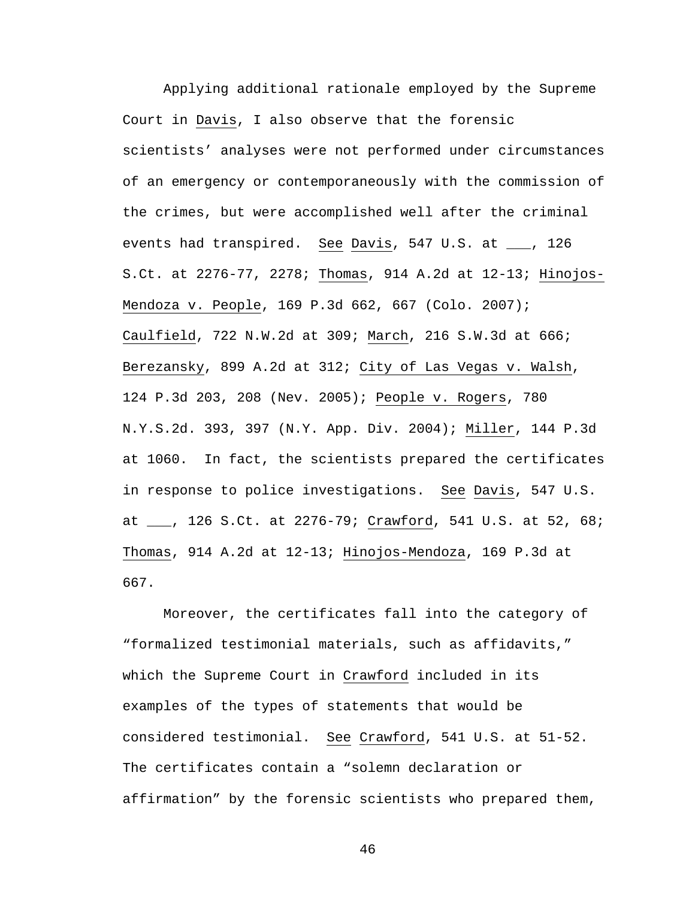Applying additional rationale employed by the Supreme Court in Davis, I also observe that the forensic scientists' analyses were not performed under circumstances of an emergency or contemporaneously with the commission of the crimes, but were accomplished well after the criminal events had transpired. See Davis, 547 U.S. at ___, 126 S.Ct. at 2276-77, 2278; Thomas, 914 A.2d at 12-13; Hinojos-Mendoza v. People, 169 P.3d 662, 667 (Colo. 2007); Caulfield, 722 N.W.2d at 309; March, 216 S.W.3d at 666; Berezansky, 899 A.2d at 312; City of Las Vegas v. Walsh, 124 P.3d 203, 208 (Nev. 2005); People v. Rogers, 780 N.Y.S.2d. 393, 397 (N.Y. App. Div. 2004); Miller, 144 P.3d at 1060. In fact, the scientists prepared the certificates in response to police investigations. See Davis, 547 U.S. at ___, 126 S.Ct. at 2276-79; Crawford, 541 U.S. at 52, 68; Thomas, 914 A.2d at 12-13; Hinojos-Mendoza, 169 P.3d at 667.

Moreover, the certificates fall into the category of "formalized testimonial materials, such as affidavits," which the Supreme Court in Crawford included in its examples of the types of statements that would be considered testimonial. See Crawford, 541 U.S. at 51-52. The certificates contain a "solemn declaration or affirmation" by the forensic scientists who prepared them,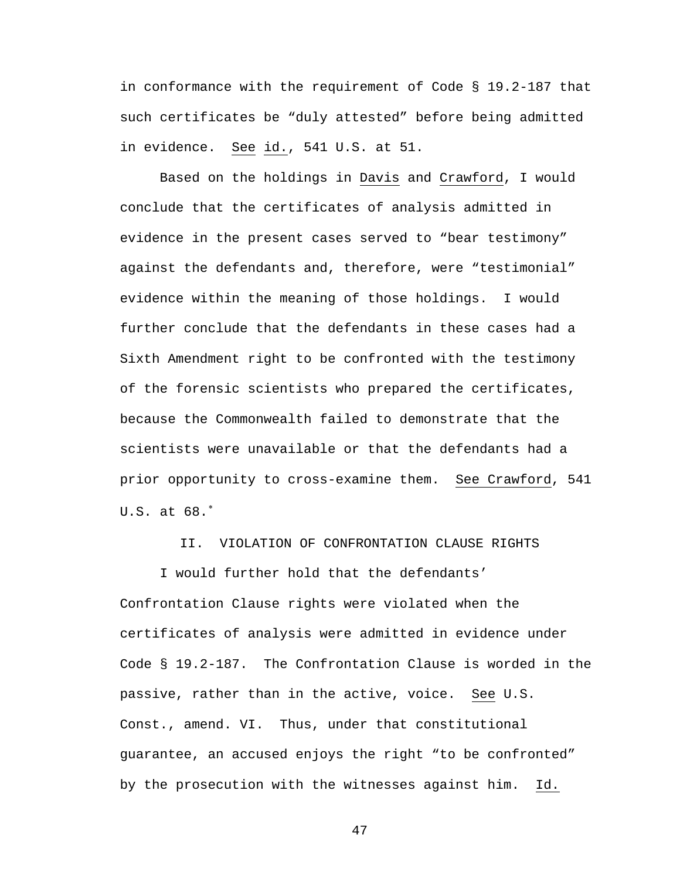in conformance with the requirement of Code § 19.2-187 that such certificates be "duly attested" before being admitted in evidence. See id., 541 U.S. at 51.

Based on the holdings in Davis and Crawford, I would conclude that the certificates of analysis admitted in evidence in the present cases served to "bear testimony" against the defendants and, therefore, were "testimonial" evidence within the meaning of those holdings. I would further conclude that the defendants in these cases had a Sixth Amendment right to be confronted with the testimony of the forensic scientists who prepared the certificates, because the Commonwealth failed to demonstrate that the scientists were unavailable or that the defendants had a prior opportunity to cross-examine them. See Crawford, 541 U.S. at 68.[*]

## II. VIOLATION OF CONFRONTATION CLAUSE RIGHTS

I would further hold that the defendants' Confrontation Clause rights were violated when the certificates of analysis were admitted in evidence under Code § 19.2-187. The Confrontation Clause is worded in the passive, rather than in the active, voice. See U.S. Const., amend. VI. Thus, under that constitutional guarantee, an accused enjoys the right "to be confronted" by the prosecution with the witnesses against him. Id.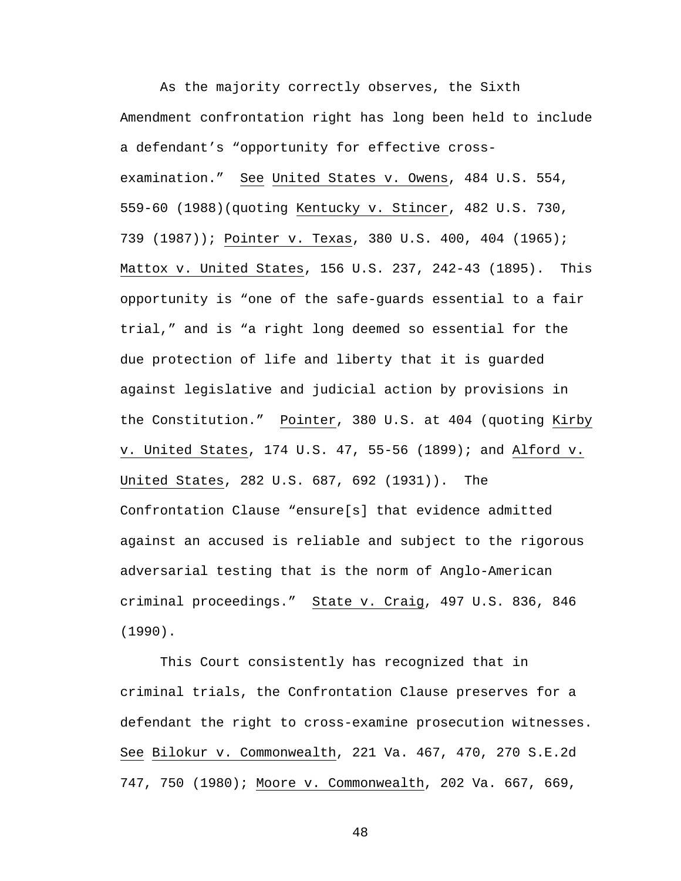As the majority correctly observes, the Sixth Amendment confrontation right has long been held to include a defendant's "opportunity for effective cross-examination." See United States v. Owens, 484 U.S. 554, 559-60 (1988)(quoting Kentucky v. Stincer, 482 U.S. 730, 739 (1987)); Pointer v. Texas, 380 U.S. 400, 404 (1965); Mattox v. United States, 156 U.S. 237, 242-43 (1895). This opportunity is "one of the safe-guards essential to a fair trial," and is "a right long deemed so essential for the due protection of life and liberty that it is guarded against legislative and judicial action by provisions in the Constitution." Pointer, 380 U.S. at 404 (quoting Kirby v. United States, 174 U.S. 47, 55-56 (1899); and Alford v. United States, 282 U.S. 687, 692 (1931)). The Confrontation Clause "ensure[s] that evidence admitted against an accused is reliable and subject to the rigorous adversarial testing that is the norm of Anglo-American criminal proceedings." State v. Craig, 497 U.S. 836, 846 (1990).

This Court consistently has recognized that in criminal trials, the Confrontation Clause preserves for a defendant the right to cross-examine prosecution witnesses. See Bilokur v. Commonwealth, 221 Va. 467, 470, 270 S.E.2d 747, 750 (1980); Moore v. Commonwealth, 202 Va. 667, 669,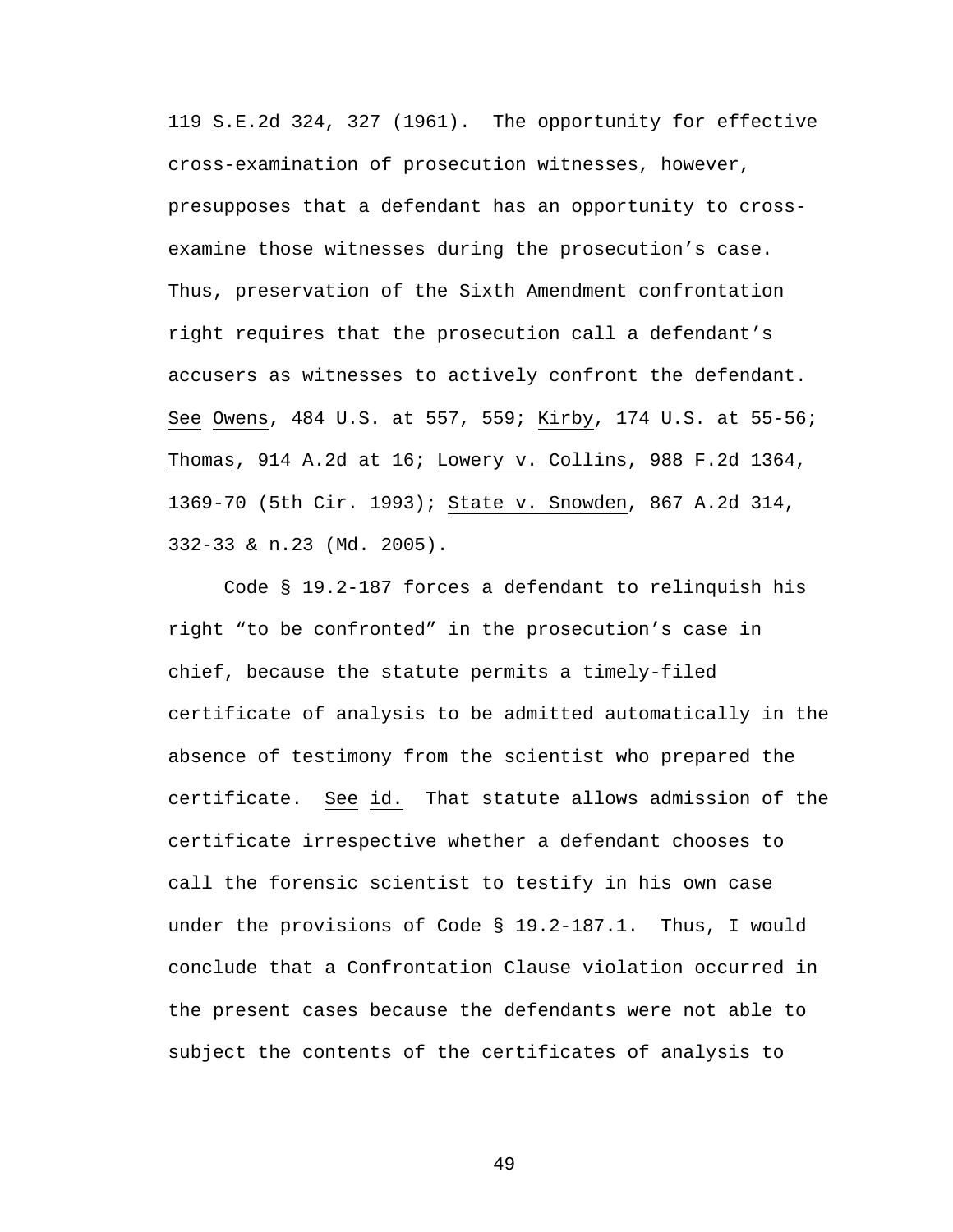119 S.E.2d 324, 327 (1961). The opportunity for effective cross-examination of prosecution witnesses, however, presupposes that a defendant has an opportunity to cross-examine those witnesses during the prosecution's case. Thus, preservation of the Sixth Amendment confrontation right requires that the prosecution call a defendant's accusers as witnesses to actively confront the defendant. See Owens, 484 U.S. at 557, 559; Kirby, 174 U.S. at 55-56; Thomas, 914 A.2d at 16; Lowery v. Collins, 988 F.2d 1364, 1369-70 (5th Cir. 1993); State v. Snowden, 867 A.2d 314, 332-33 & n.23 (Md. 2005).

Code § 19.2-187 forces a defendant to relinquish his right "to be confronted" in the prosecution's case in chief, because the statute permits a timely-filed certificate of analysis to be admitted automatically in the absence of testimony from the scientist who prepared the certificate. See id. That statute allows admission of the certificate irrespective whether a defendant chooses to call the forensic scientist to testify in his own case under the provisions of Code § 19.2-187.1. Thus, I would conclude that a Confrontation Clause violation occurred in the present cases because the defendants were not able to subject the contents of the certificates of analysis to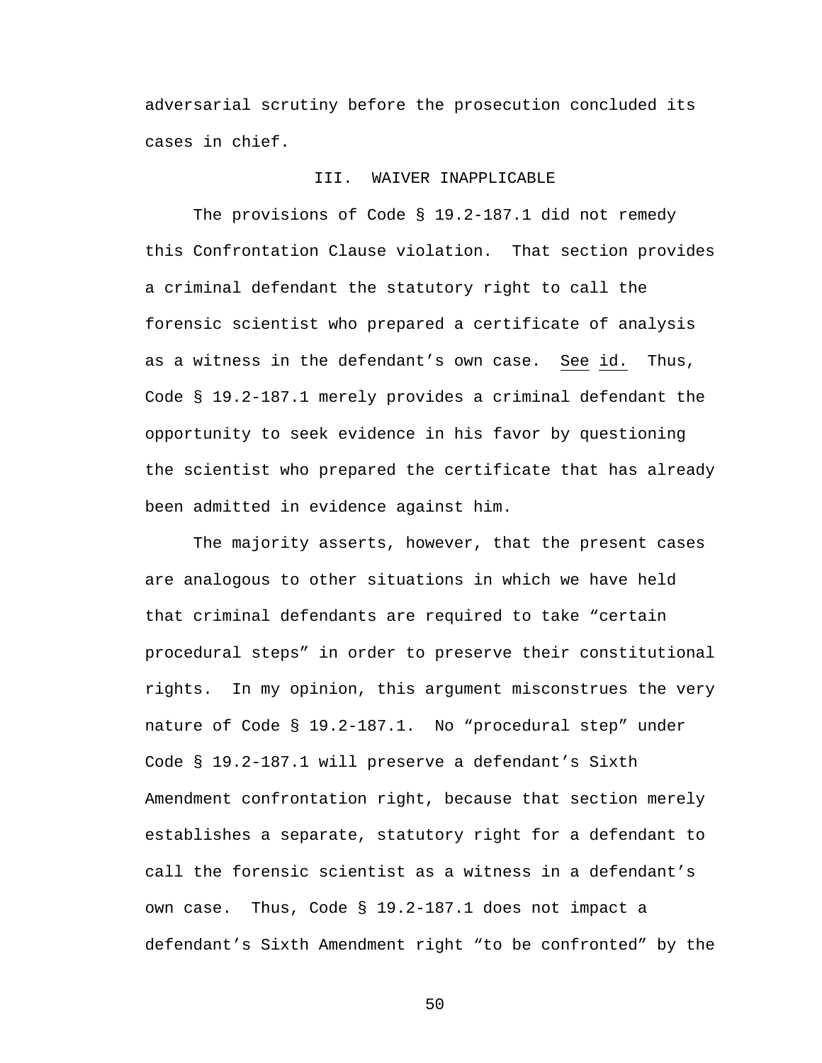adversarial scrutiny before the prosecution concluded its cases in chief.

### III. WAIVER INAPPLICABLE

The provisions of Code § 19.2-187.1 did not remedy this Confrontation Clause violation. That section provides a criminal defendant the statutory right to call the forensic scientist who prepared a certificate of analysis as a witness in the defendant's own case. See id. Thus, Code § 19.2-187.1 merely provides a criminal defendant the opportunity to seek evidence in his favor by questioning the scientist who prepared the certificate that has already been admitted in evidence against him.

The majority asserts, however, that the present cases are analogous to other situations in which we have held that criminal defendants are required to take "certain procedural steps" in order to preserve their constitutional rights. In my opinion, this argument misconstrues the very nature of Code § 19.2-187.1. No "procedural step" under Code § 19.2-187.1 will preserve a defendant's Sixth Amendment confrontation right, because that section merely establishes a separate, statutory right for a defendant to call the forensic scientist as a witness in a defendant's own case. Thus, Code § 19.2-187.1 does not impact a defendant's Sixth Amendment right "to be confronted" by the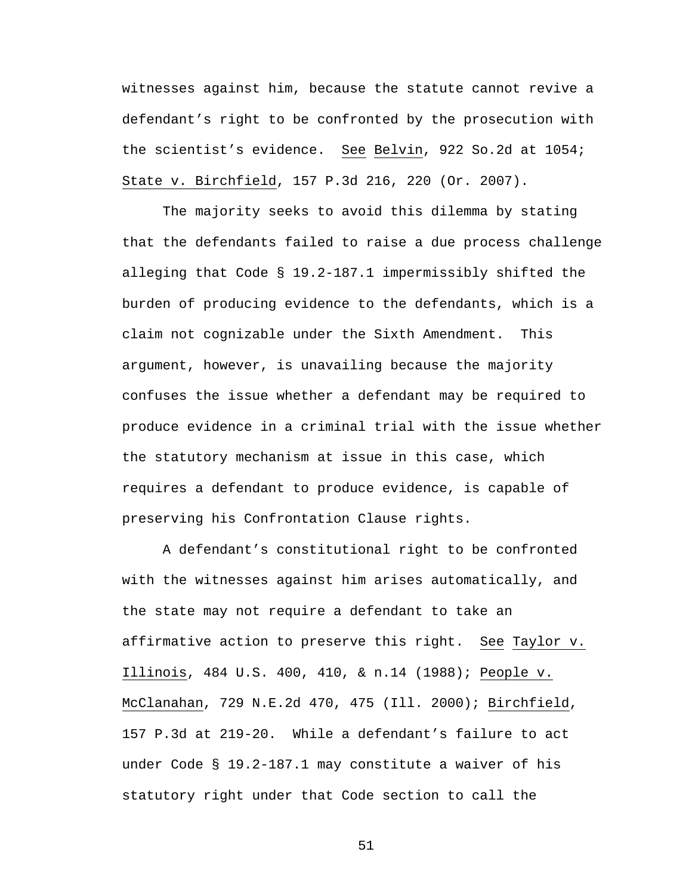witnesses against him, because the statute cannot revive a defendant's right to be confronted by the prosecution with the scientist's evidence. See Belvin, 922 So.2d at 1054; State v. Birchfield, 157 P.3d 216, 220 (Or. 2007).

The majority seeks to avoid this dilemma by stating that the defendants failed to raise a due process challenge alleging that Code § 19.2-187.1 impermissibly shifted the burden of producing evidence to the defendants, which is a claim not cognizable under the Sixth Amendment. This argument, however, is unavailing because the majority confuses the issue whether a defendant may be required to produce evidence in a criminal trial with the issue whether the statutory mechanism at issue in this case, which requires a defendant to produce evidence, is capable of preserving his Confrontation Clause rights.

A defendant's constitutional right to be confronted with the witnesses against him arises automatically, and the state may not require a defendant to take an affirmative action to preserve this right. See Taylor v. Illinois, 484 U.S. 400, 410, & n.14 (1988); People v. McClanahan, 729 N.E.2d 470, 475 (Ill. 2000); Birchfield, 157 P.3d at 219-20. While a defendant's failure to act under Code § 19.2-187.1 may constitute a waiver of his statutory right under that Code section to call the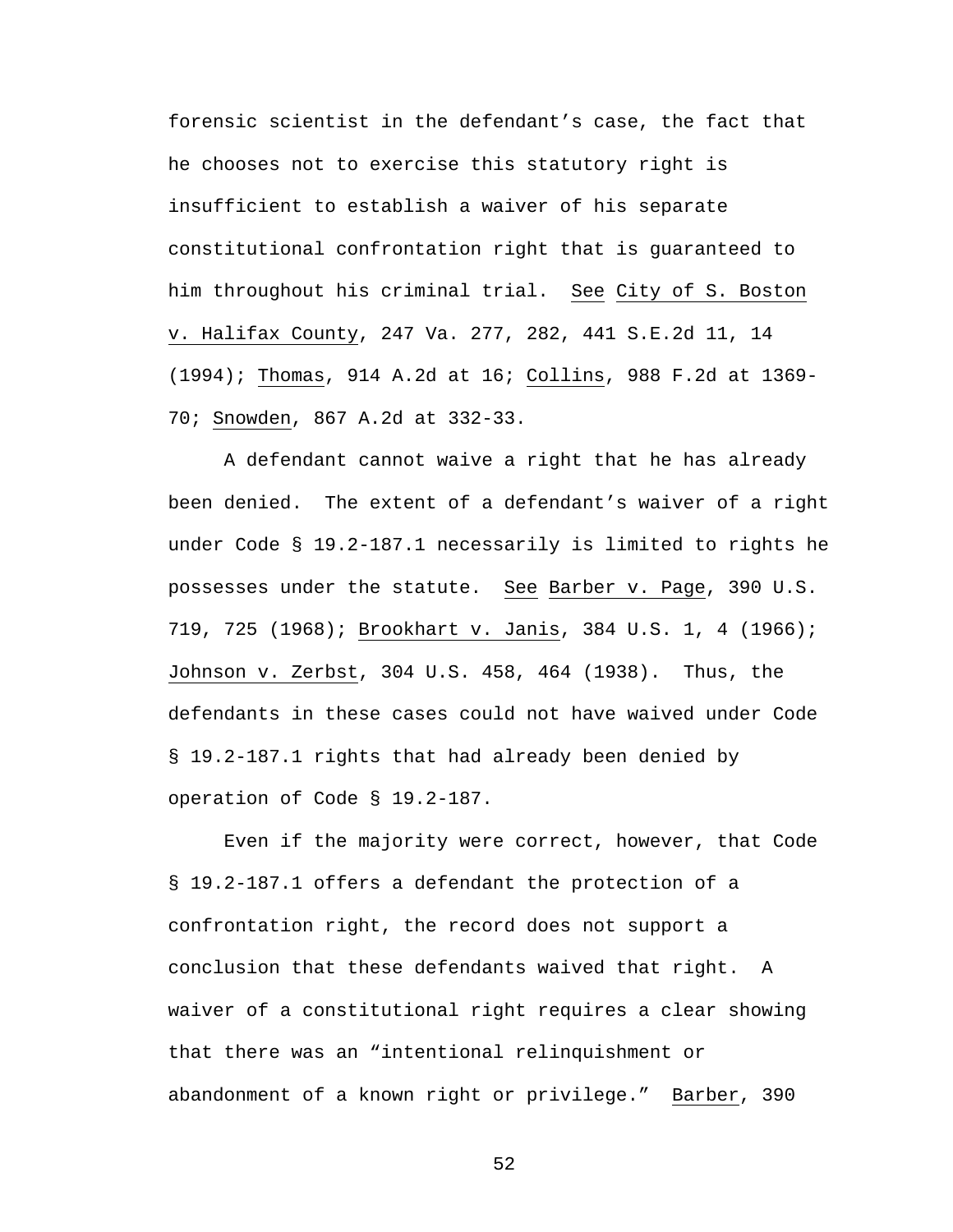forensic scientist in the defendant’s case, the fact that he chooses not to exercise this statutory right is insufficient to establish a waiver of his separate constitutional confrontation right that is guaranteed to him throughout his criminal trial. See City of S. Boston v. Halifax County, 247 Va. 277, 282, 441 S.E.2d 11, 14 (1994); Thomas, 914 A.2d at 16; Collins, 988 F.2d at 1369-70; Snowden, 867 A.2d at 332-33.

A defendant cannot waive a right that he has already been denied. The extent of a defendant’s waiver of a right under Code § 19.2-187.1 necessarily is limited to rights he possesses under the statute. See Barber v. Page, 390 U.S. 719, 725 (1968); Brookhart v. Janis, 384 U.S. 1, 4 (1966); Johnson v. Zerbst, 304 U.S. 458, 464 (1938). Thus, the defendants in these cases could not have waived under Code § 19.2-187.1 rights that had already been denied by operation of Code § 19.2-187.

Even if the majority were correct, however, that Code § 19.2-187.1 offers a defendant the protection of a confrontation right, the record does not support a conclusion that these defendants waived that right. A waiver of a constitutional right requires a clear showing that there was an “intentional relinquishment or abandonment of a known right or privilege.” Barber, 390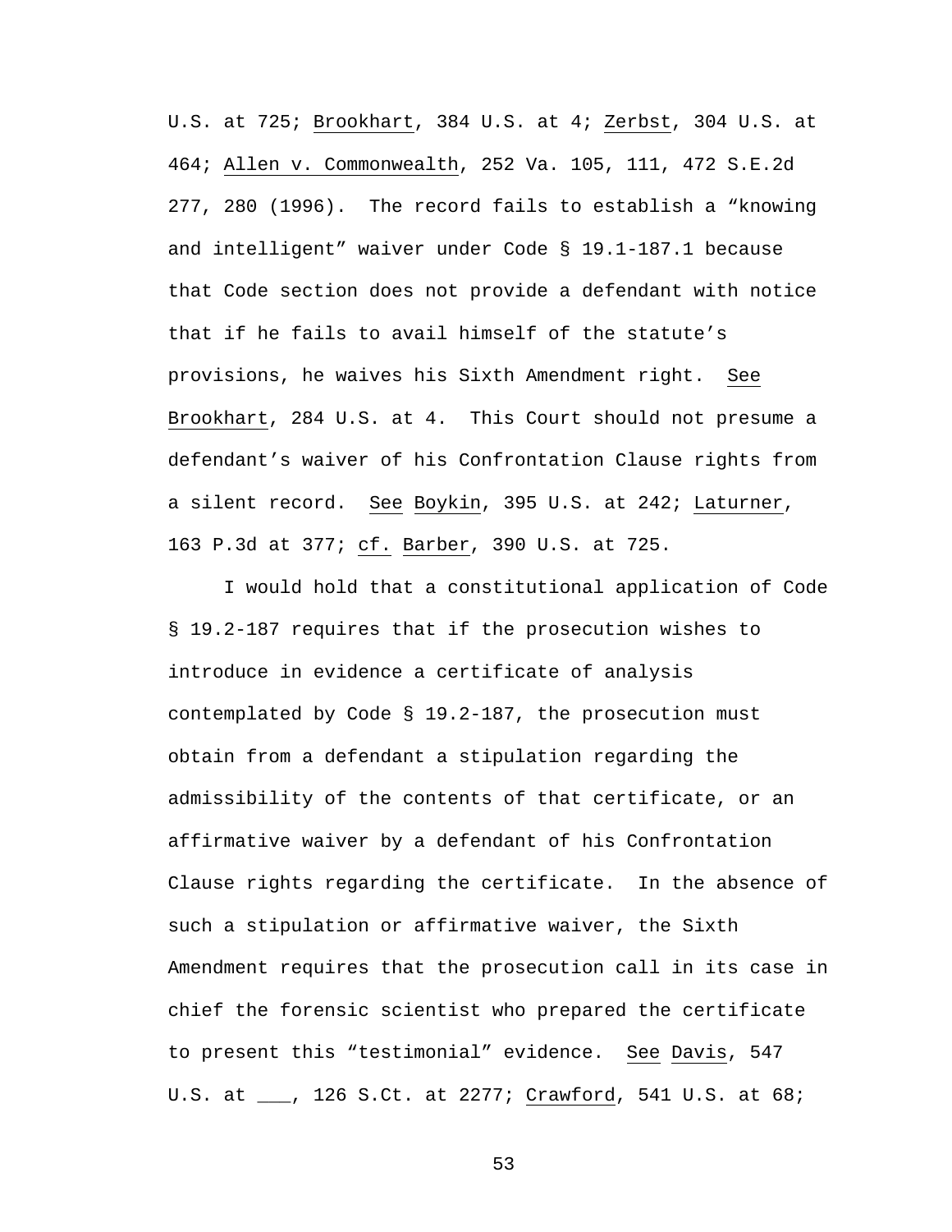U.S. at 725; Brookhart, 384 U.S. at 4; Zerbst, 304 U.S. at 464; Allen v. Commonwealth, 252 Va. 105, 111, 472 S.E.2d 277, 280 (1996). The record fails to establish a "knowing and intelligent" waiver under Code § 19.1-187.1 because that Code section does not provide a defendant with notice that if he fails to avail himself of the statute's provisions, he waives his Sixth Amendment right. See Brookhart, 284 U.S. at 4. This Court should not presume a defendant's waiver of his Confrontation Clause rights from a silent record. See Boykin, 395 U.S. at 242; Laturner, 163 P.3d at 377; cf. Barber, 390 U.S. at 725.

I would hold that a constitutional application of Code § 19.2-187 requires that if the prosecution wishes to introduce in evidence a certificate of analysis contemplated by Code § 19.2-187, the prosecution must obtain from a defendant a stipulation regarding the admissibility of the contents of that certificate, or an affirmative waiver by a defendant of his Confrontation Clause rights regarding the certificate. In the absence of such a stipulation or affirmative waiver, the Sixth Amendment requires that the prosecution call in its case in chief the forensic scientist who prepared the certificate to present this "testimonial" evidence. See Davis, 547 U.S. at ___, 126 S.Ct. at 2277; Crawford, 541 U.S. at 68;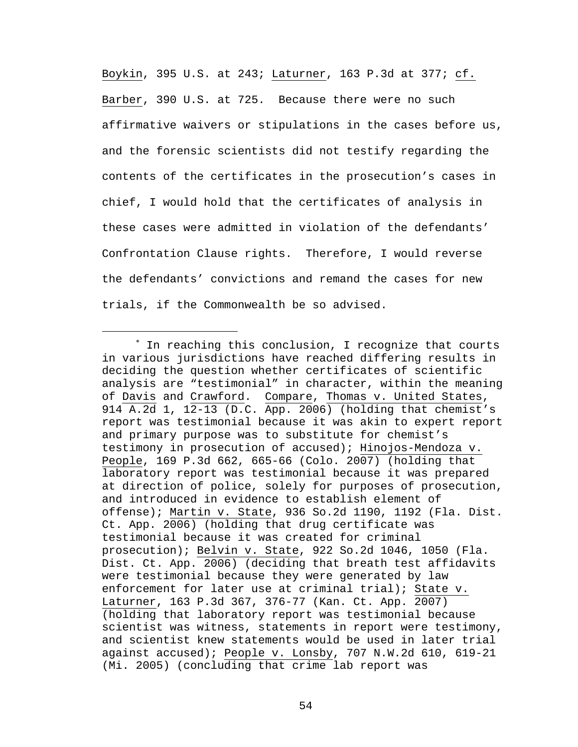Boykin, 395 U.S. at 243; Laturner, 163 P.3d at 377; cf. Barber, 390 U.S. at 725. Because there were no such affirmative waivers or stipulations in the cases before us, and the forensic scientists did not testify regarding the contents of the certificates in the prosecution's cases in chief, I would hold that the certificates of analysis in these cases were admitted in violation of the defendants' Confrontation Clause rights. Therefore, I would reverse the defendants' convictions and remand the cases for new trials, if the Commonwealth be so advised.

---

* In reaching this conclusion, I recognize that courts in various jurisdictions have reached differing results in deciding the question whether certificates of scientific analysis are "testimonial" in character, within the meaning of Davis and Crawford. Compare, Thomas v. United States, 914 A.2d 1, 12-13 (D.C. App. 2006) (holding that chemist's report was testimonial because it was akin to expert report and primary purpose was to substitute for chemist's testimony in prosecution of accused); Hinojos-Mendoza v. People, 169 P.3d 662, 665-66 (Colo. 2007) (holding that laboratory report was testimonial because it was prepared at direction of police, solely for purposes of prosecution, and introduced in evidence to establish element of offense); Martin v. State, 936 So.2d 1190, 1192 (Fla. Dist. Ct. App. 2006) (holding that drug certificate was testimonial because it was created for criminal prosecution); Belvin v. State, 922 So.2d 1046, 1050 (Fla. Dist. Ct. App. 2006) (deciding that breath test affidavits were testimonial because they were generated by law enforcement for later use at criminal trial); State v. Laturner, 163 P.3d 367, 376-77 (Kan. Ct. App. 2007) (holding that laboratory report was testimonial because scientist was witness, statements in report were testimony, and scientist knew statements would be used in later trial against accused); People v. Lonsby, 707 N.W.2d 610, 619-21 (Mi. 2005) (concluding that crime lab report was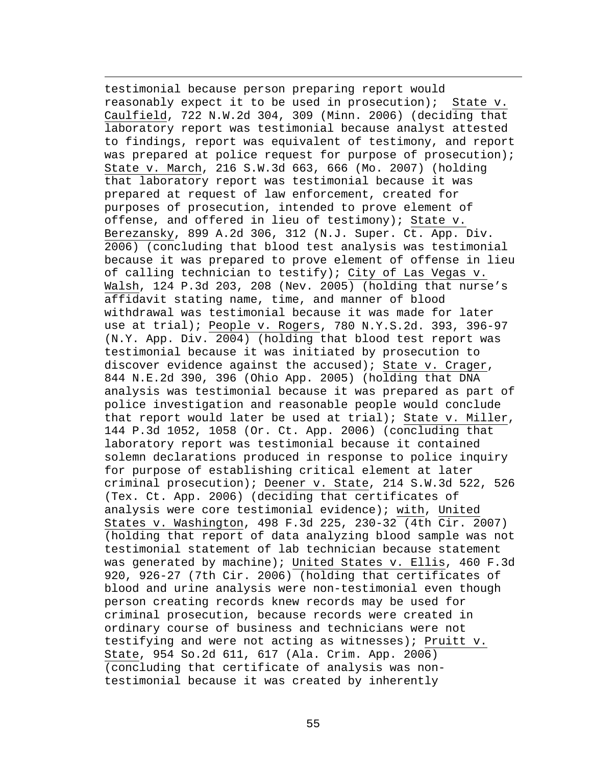testimonial because person preparing report would reasonably expect it to be used in prosecution); State v. Caulfield, 722 N.W.2d 304, 309 (Minn. 2006) (deciding that laboratory report was testimonial because analyst attested to findings, report was equivalent of testimony, and report was prepared at police request for purpose of prosecution); State v. March, 216 S.W.3d 663, 666 (Mo. 2007) (holding that laboratory report was testimonial because it was prepared at request of law enforcement, created for purposes of prosecution, intended to prove element of offense, and offered in lieu of testimony); State v. Berezansky, 899 A.2d 306, 312 (N.J. Super. Ct. App. Div. 2006) (concluding that blood test analysis was testimonial because it was prepared to prove element of offense in lieu of calling technician to testify); City of Las Vegas v. Walsh, 124 P.3d 203, 208 (Nev. 2005) (holding that nurse's affidavit stating name, time, and manner of blood withdrawal was testimonial because it was made for later use at trial); People v. Rogers, 780 N.Y.S.2d. 393, 396-97 (N.Y. App. Div. 2004) (holding that blood test report was testimonial because it was initiated by prosecution to discover evidence against the accused); State v. Crager, 844 N.E.2d 390, 396 (Ohio App. 2005) (holding that DNA analysis was testimonial because it was prepared as part of police investigation and reasonable people would conclude that report would later be used at trial); State v. Miller, 144 P.3d 1052, 1058 (Or. Ct. App. 2006) (concluding that laboratory report was testimonial because it contained solemn declarations produced in response to police inquiry for purpose of establishing critical element at later criminal prosecution); Deener v. State, 214 S.W.3d 522, 526 (Tex. Ct. App. 2006) (deciding that certificates of analysis were core testimonial evidence); with, United States v. Washington, 498 F.3d 225, 230-32 (4th Cir. 2007) (holding that report of data analyzing blood sample was not testimonial statement of lab technician because statement was generated by machine); United States v. Ellis, 460 F.3d 920, 926-27 (7th Cir. 2006) (holding that certificates of blood and urine analysis were non-testimonial even though person creating records knew records may be used for criminal prosecution, because records were created in ordinary course of business and technicians were not testifying and were not acting as witnesses); Pruitt v. State, 954 So.2d 611, 617 (Ala. Crim. App. 2006) (concluding that certificate of analysis was non-testimonial because it was created by inherently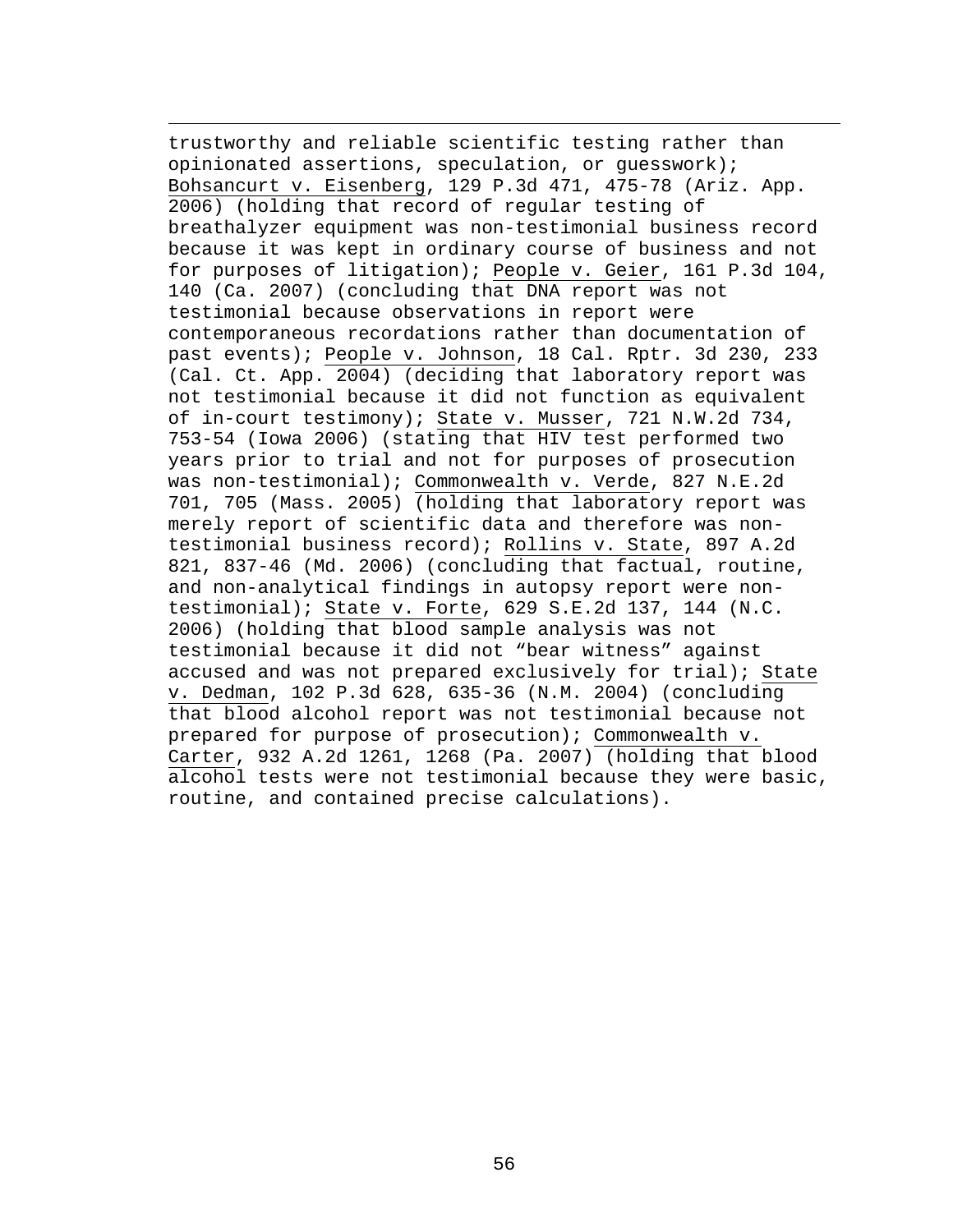trustworthy and reliable scientific testing rather than opinionated assertions, speculation, or guesswork); Bohsancurt v. Eisenberg, 129 P.3d 471, 475-78 (Ariz. App. 2006) (holding that record of regular testing of breathalyzer equipment was non-testimonial business record because it was kept in ordinary course of business and not for purposes of litigation); People v. Geier, 161 P.3d 104, 140 (Ca. 2007) (concluding that DNA report was not testimonial because observations in report were contemporaneous recordations rather than documentation of past events); People v. Johnson, 18 Cal. Rptr. 3d 230, 233 (Cal. Ct. App. 2004) (deciding that laboratory report was not testimonial because it did not function as equivalent of in-court testimony); State v. Musser, 721 N.W.2d 734, 753-54 (Iowa 2006) (stating that HIV test performed two years prior to trial and not for purposes of prosecution was non-testimonial); Commonwealth v. Verde, 827 N.E.2d 701, 705 (Mass. 2005) (holding that laboratory report was merely report of scientific data and therefore was non-testimonial business record); Rollins v. State, 897 A.2d 821, 837-46 (Md. 2006) (concluding that factual, routine, and non-analytical findings in autopsy report were non-testimonial); State v. Forte, 629 S.E.2d 137, 144 (N.C. 2006) (holding that blood sample analysis was not testimonial because it did not "bear witness" against accused and was not prepared exclusively for trial); State v. Dedman, 102 P.3d 628, 635-36 (N.M. 2004) (concluding that blood alcohol report was not testimonial because not prepared for purpose of prosecution); Commonwealth v. Carter, 932 A.2d 1261, 1268 (Pa. 2007) (holding that blood alcohol tests were not testimonial because they were basic, routine, and contained precise calculations).